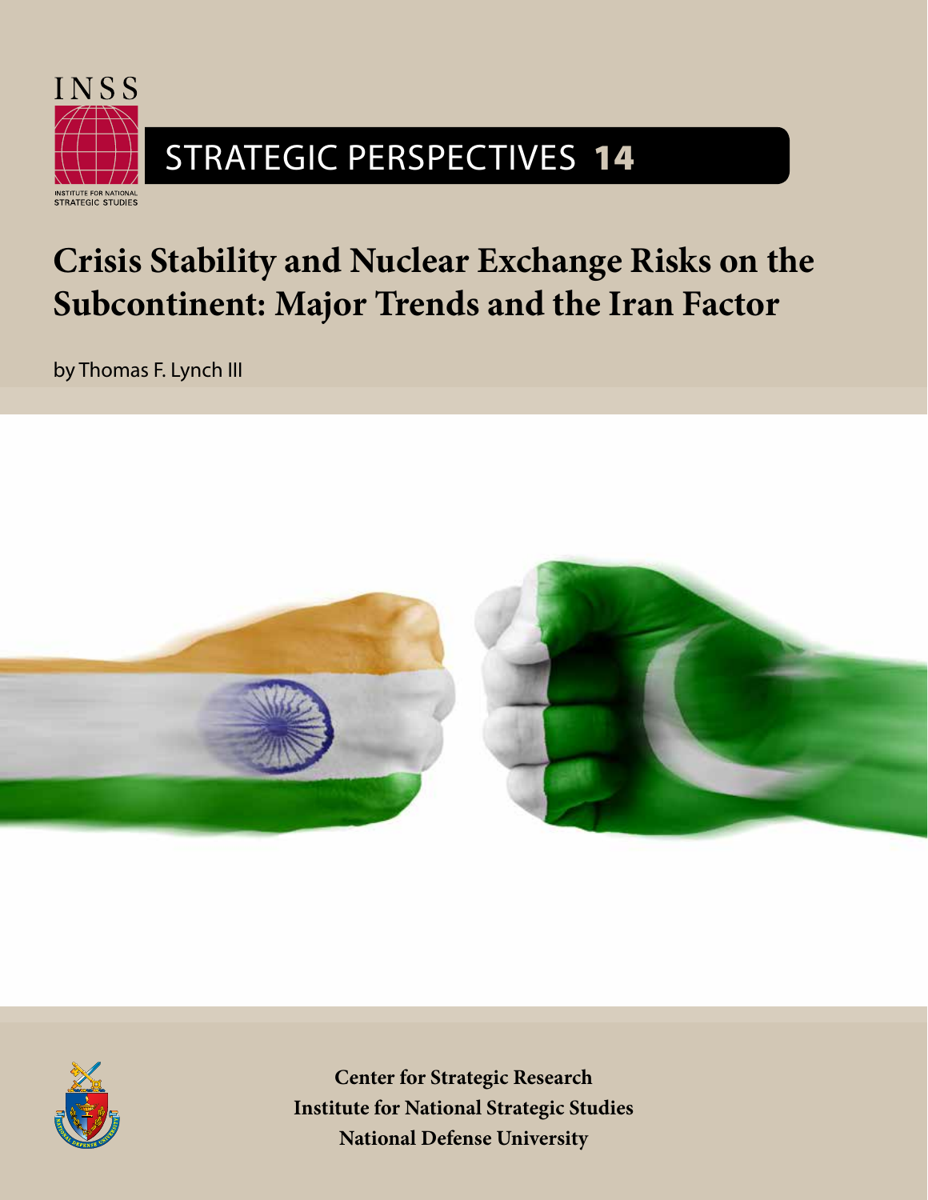INSS

INSTITUTE FOR NATIONAL STRATEGIC STUDIES

STRATEGIC PERSPECTIVES **14**

# Crisis Stability and Nuclear Exchange Risks on the Subcontinent: Major Trends and the Iran Factor

by Thomas F. Lynch III

**Center for Strategic Research**
**Institute for National Strategic Studies**
**National Defense University**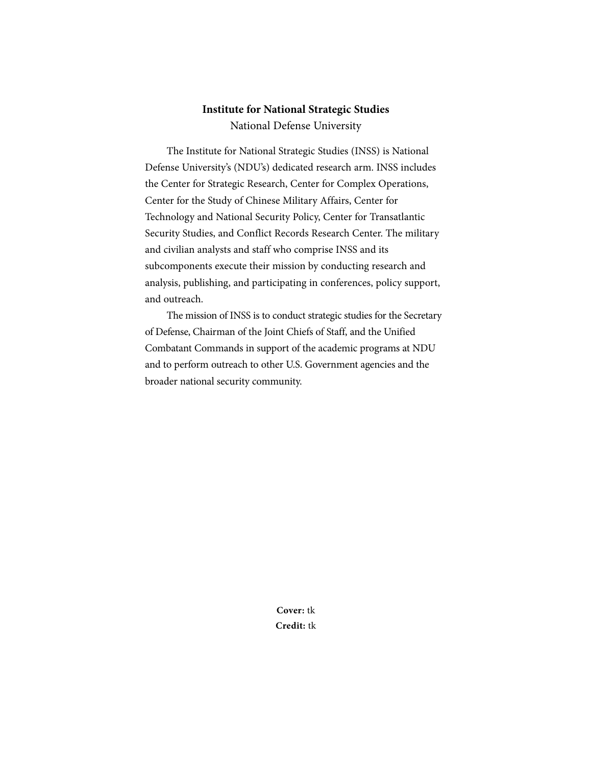**Institute for National Strategic Studies**

National Defense University

The Institute for National Strategic Studies (INSS) is National Defense University's (NDU's) dedicated research arm. INSS includes the Center for Strategic Research, Center for Complex Operations, Center for the Study of Chinese Military Affairs, Center for Technology and National Security Policy, Center for Transatlantic Security Studies, and Conflict Records Research Center. The military and civilian analysts and staff who comprise INSS and its subcomponents execute their mission by conducting research and analysis, publishing, and participating in conferences, policy support, and outreach.

The mission of INSS is to conduct strategic studies for the Secretary of Defense, Chairman of the Joint Chiefs of Staff, and the Unified Combatant Commands in support of the academic programs at NDU and to perform outreach to other U.S. Government agencies and the broader national security community.

**Cover:** tk
**Credit:** tk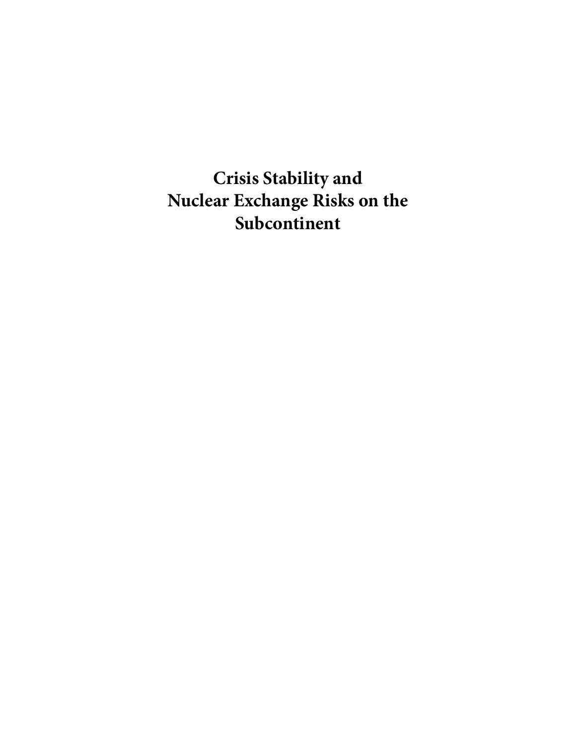# Crisis Stability and Nuclear Exchange Risks on the Subcontinent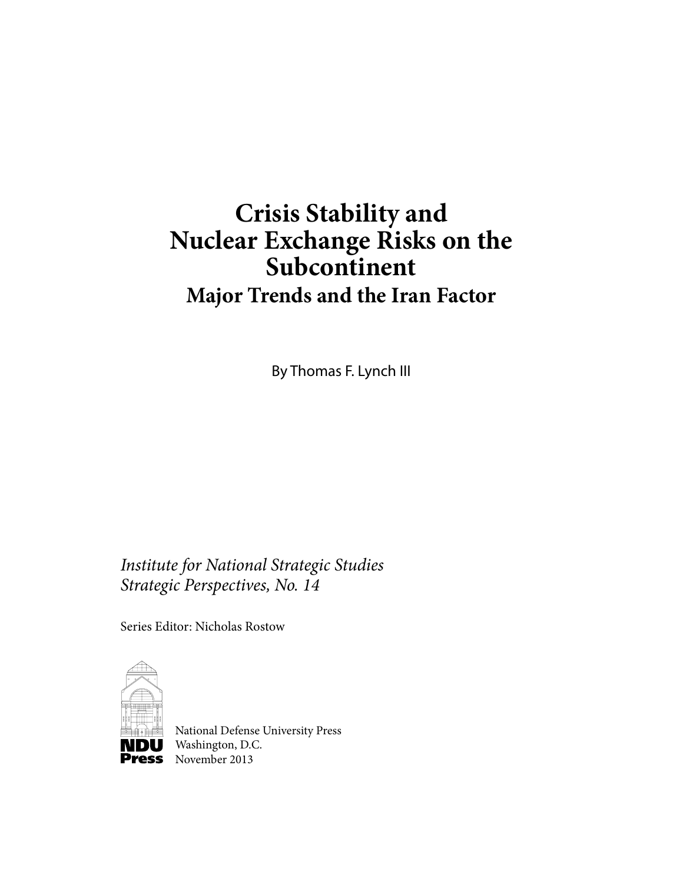# Crisis Stability and Nuclear Exchange Risks on the Subcontinent

## Major Trends and the Iran Factor

By Thomas F. Lynch III

*Institute for National Strategic Studies*
*Strategic Perspectives, No. 14*

Series Editor: Nicholas Rostow

NDU Press

National Defense University Press
Washington, D.C.
November 2013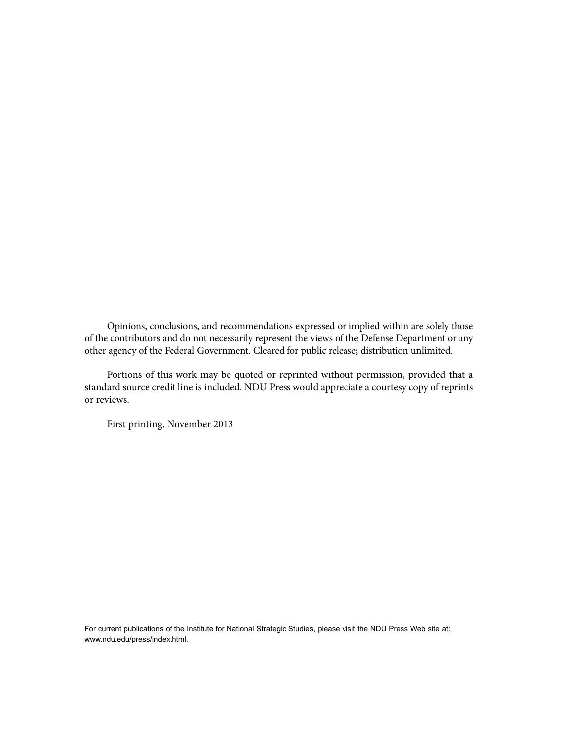Opinions, conclusions, and recommendations expressed or implied within are solely those of the contributors and do not necessarily represent the views of the Defense Department or any other agency of the Federal Government. Cleared for public release; distribution unlimited.

Portions of this work may be quoted or reprinted without permission, provided that a standard source credit line is included. NDU Press would appreciate a courtesy copy of reprints or reviews.

First printing, November 2013

For current publications of the Institute for National Strategic Studies, please visit the NDU Press Web site at: www.ndu.edu/press/index.html.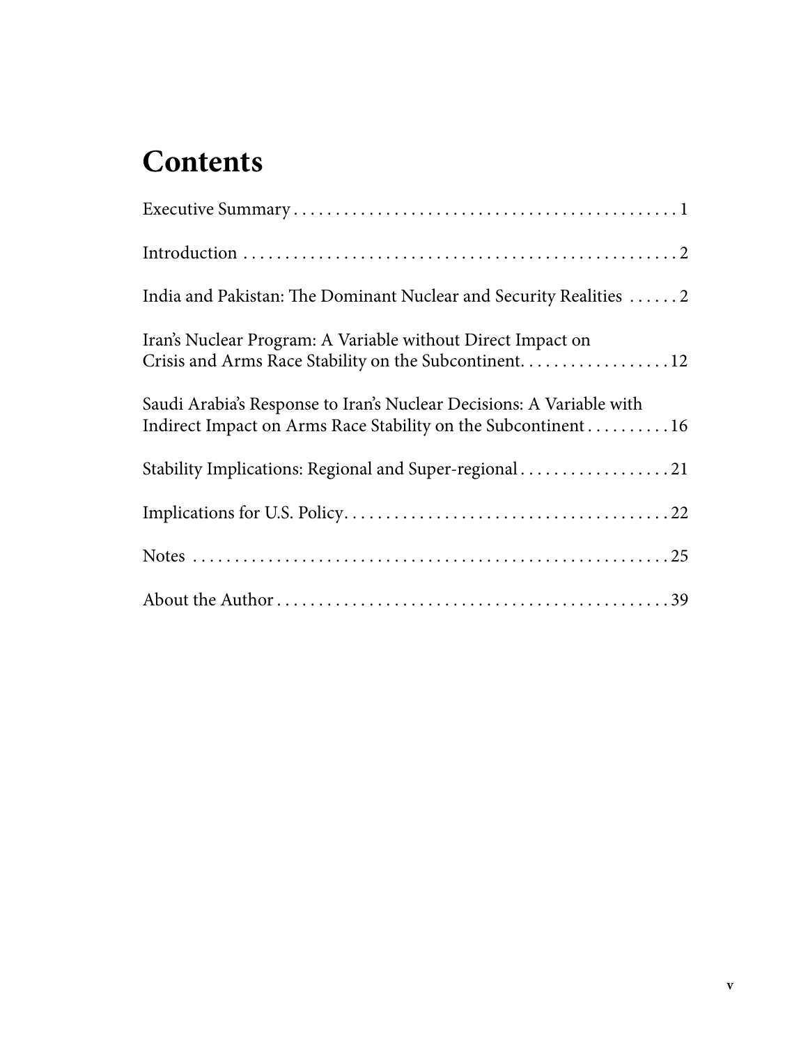# Contents

Executive Summary . . . . . . . . . . . . . . . . . . . . . . . . . . . . . . . . . . . . . . . . . . . . . . 1

Introduction . . . . . . . . . . . . . . . . . . . . . . . . . . . . . . . . . . . . . . . . . . . . . . . . . . . 2

India and Pakistan: The Dominant Nuclear and Security Realities . . . . . . 2

Iran's Nuclear Program: A Variable without Direct Impact on Crisis and Arms Race Stability on the Subcontinent. . . . . . . . . . . . . . . . . . 12

Saudi Arabia's Response to Iran's Nuclear Decisions: A Variable with Indirect Impact on Arms Race Stability on the Subcontinent . . . . . . . . . . 16

Stability Implications: Regional and Super-regional . . . . . . . . . . . . . . . . . . 21

Implications for U.S. Policy. . . . . . . . . . . . . . . . . . . . . . . . . . . . . . . . . . . . . . . 22

Notes . . . . . . . . . . . . . . . . . . . . . . . . . . . . . . . . . . . . . . . . . . . . . . . . . . . . . . . . 25

About the Author . . . . . . . . . . . . . . . . . . . . . . . . . . . . . . . . . . . . . . . . . . . . . . . 39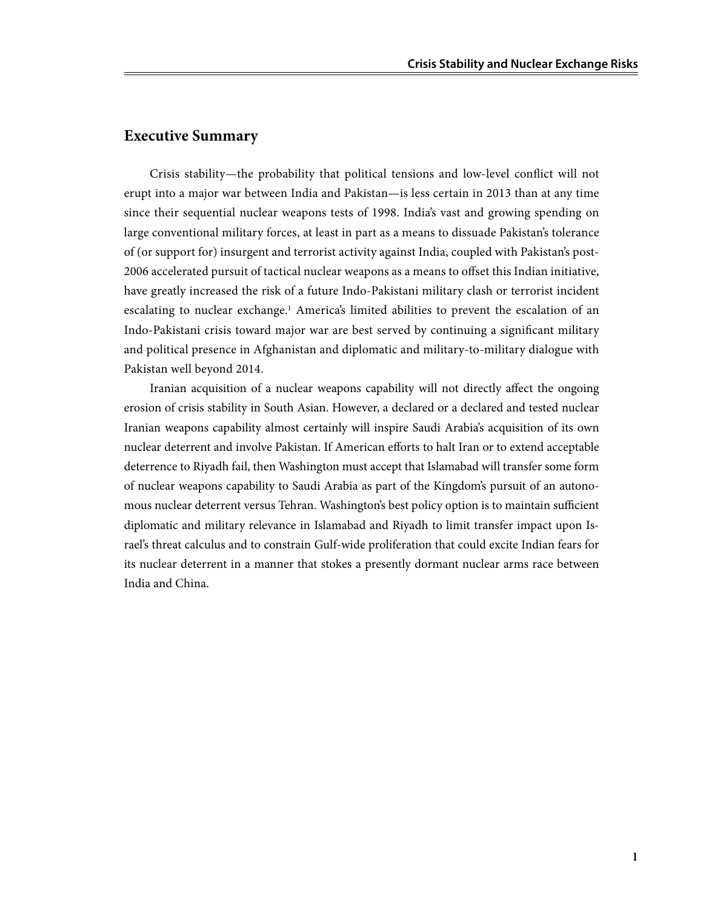## Executive Summary

Crisis stability—the probability that political tensions and low-level conflict will not erupt into a major war between India and Pakistan—is less certain in 2013 than at any time since their sequential nuclear weapons tests of 1998. India's vast and growing spending on large conventional military forces, at least in part as a means to dissuade Pakistan's tolerance of (or support for) insurgent and terrorist activity against India, coupled with Pakistan's post-2006 accelerated pursuit of tactical nuclear weapons as a means to offset this Indian initiative, have greatly increased the risk of a future Indo-Pakistani military clash or terrorist incident escalating to nuclear exchange.[1] America's limited abilities to prevent the escalation of an Indo-Pakistani crisis toward major war are best served by continuing a significant military and political presence in Afghanistan and diplomatic and military-to-military dialogue with Pakistan well beyond 2014.

Iranian acquisition of a nuclear weapons capability will not directly affect the ongoing erosion of crisis stability in South Asian. However, a declared or a declared and tested nuclear Iranian weapons capability almost certainly will inspire Saudi Arabia's acquisition of its own nuclear deterrent and involve Pakistan. If American efforts to halt Iran or to extend acceptable deterrence to Riyadh fail, then Washington must accept that Islamabad will transfer some form of nuclear weapons capability to Saudi Arabia as part of the Kingdom's pursuit of an autonomous nuclear deterrent versus Tehran. Washington's best policy option is to maintain sufficient diplomatic and military relevance in Islamabad and Riyadh to limit transfer impact upon Israel's threat calculus and to constrain Gulf-wide proliferation that could excite Indian fears for its nuclear deterrent in a manner that stokes a presently dormant nuclear arms race between India and China.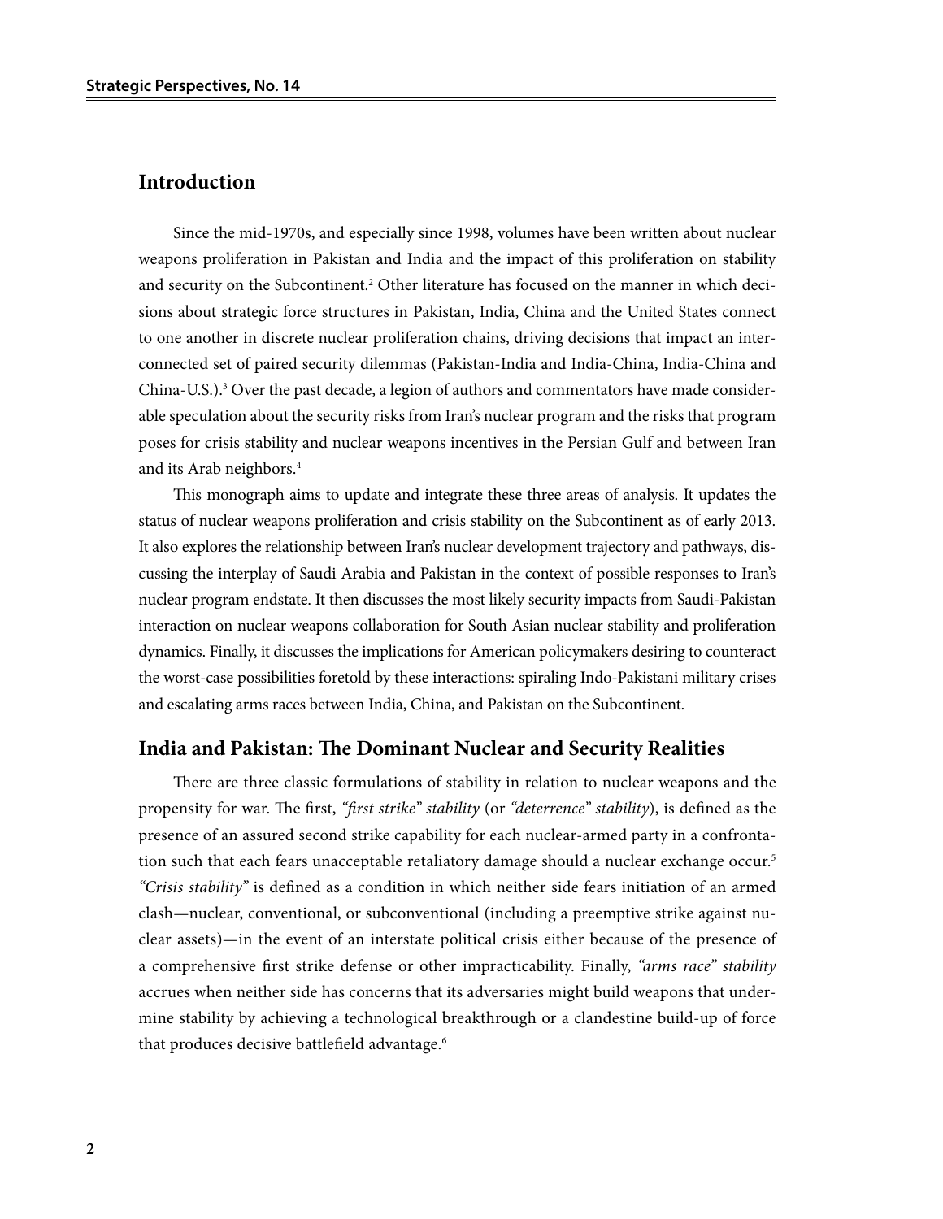## Introduction

Since the mid-1970s, and especially since 1998, volumes have been written about nuclear weapons proliferation in Pakistan and India and the impact of this proliferation on stability and security on the Subcontinent.[2] Other literature has focused on the manner in which decisions about strategic force structures in Pakistan, India, China and the United States connect to one another in discrete nuclear proliferation chains, driving decisions that impact an interconnected set of paired security dilemmas (Pakistan-India and India-China, India-China and China-U.S.).[3] Over the past decade, a legion of authors and commentators have made considerable speculation about the security risks from Iran's nuclear program and the risks that program poses for crisis stability and nuclear weapons incentives in the Persian Gulf and between Iran and its Arab neighbors.[4]

This monograph aims to update and integrate these three areas of analysis. It updates the status of nuclear weapons proliferation and crisis stability on the Subcontinent as of early 2013. It also explores the relationship between Iran's nuclear development trajectory and pathways, discussing the interplay of Saudi Arabia and Pakistan in the context of possible responses to Iran's nuclear program endstate. It then discusses the most likely security impacts from Saudi-Pakistan interaction on nuclear weapons collaboration for South Asian nuclear stability and proliferation dynamics. Finally, it discusses the implications for American policymakers desiring to counteract the worst-case possibilities foretold by these interactions: spiraling Indo-Pakistani military crises and escalating arms races between India, China, and Pakistan on the Subcontinent.

## India and Pakistan: The Dominant Nuclear and Security Realities

There are three classic formulations of stability in relation to nuclear weapons and the propensity for war. The first, *"first strike" stability* (or *"deterrence" stability*), is defined as the presence of an assured second strike capability for each nuclear-armed party in a confrontation such that each fears unacceptable retaliatory damage should a nuclear exchange occur.[5] *"Crisis stability"* is defined as a condition in which neither side fears initiation of an armed clash—nuclear, conventional, or subconventional (including a preemptive strike against nuclear assets)—in the event of an interstate political crisis either because of the presence of a comprehensive first strike defense or other impracticability. Finally, *"arms race" stability* accrues when neither side has concerns that its adversaries might build weapons that undermine stability by achieving a technological breakthrough or a clandestine build-up of force that produces decisive battlefield advantage.[6]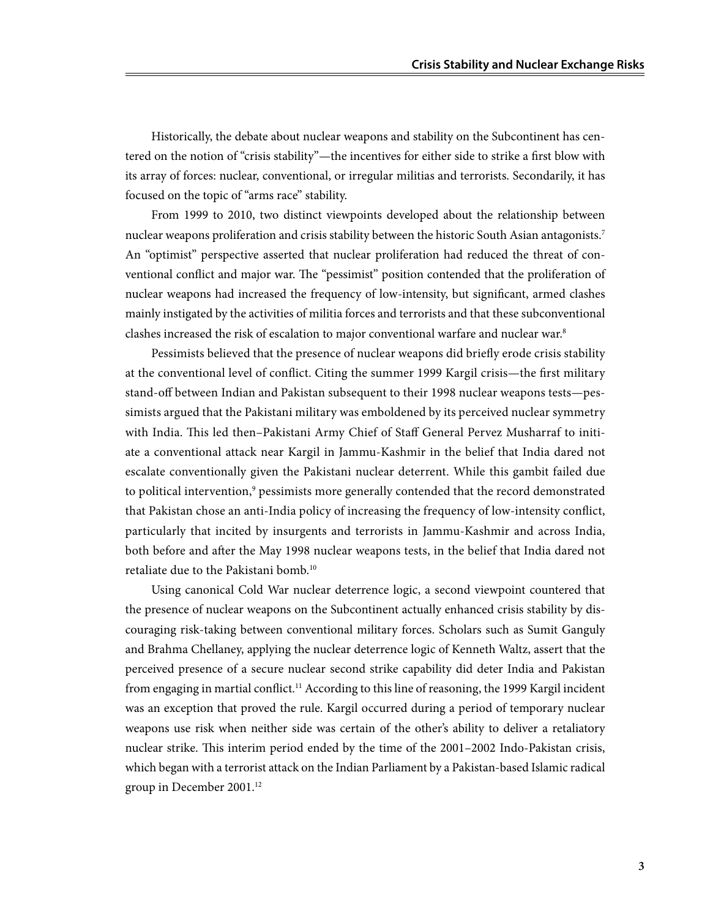Historically, the debate about nuclear weapons and stability on the Subcontinent has centered on the notion of "crisis stability"—the incentives for either side to strike a first blow with its array of forces: nuclear, conventional, or irregular militias and terrorists. Secondarily, it has focused on the topic of "arms race" stability.

From 1999 to 2010, two distinct viewpoints developed about the relationship between nuclear weapons proliferation and crisis stability between the historic South Asian antagonists.[7] An "optimist" perspective asserted that nuclear proliferation had reduced the threat of conventional conflict and major war. The "pessimist" position contended that the proliferation of nuclear weapons had increased the frequency of low-intensity, but significant, armed clashes mainly instigated by the activities of militia forces and terrorists and that these subconventional clashes increased the risk of escalation to major conventional warfare and nuclear war.[8]

Pessimists believed that the presence of nuclear weapons did briefly erode crisis stability at the conventional level of conflict. Citing the summer 1999 Kargil crisis—the first military stand-off between Indian and Pakistan subsequent to their 1998 nuclear weapons tests—pessimists argued that the Pakistani military was emboldened by its perceived nuclear symmetry with India. This led then–Pakistani Army Chief of Staff General Pervez Musharraf to initiate a conventional attack near Kargil in Jammu-Kashmir in the belief that India dared not escalate conventionally given the Pakistani nuclear deterrent. While this gambit failed due to political intervention,[9] pessimists more generally contended that the record demonstrated that Pakistan chose an anti-India policy of increasing the frequency of low-intensity conflict, particularly that incited by insurgents and terrorists in Jammu-Kashmir and across India, both before and after the May 1998 nuclear weapons tests, in the belief that India dared not retaliate due to the Pakistani bomb.[10]

Using canonical Cold War nuclear deterrence logic, a second viewpoint countered that the presence of nuclear weapons on the Subcontinent actually enhanced crisis stability by discouraging risk-taking between conventional military forces. Scholars such as Sumit Ganguly and Brahma Chellaney, applying the nuclear deterrence logic of Kenneth Waltz, assert that the perceived presence of a secure nuclear second strike capability did deter India and Pakistan from engaging in martial conflict.[11] According to this line of reasoning, the 1999 Kargil incident was an exception that proved the rule. Kargil occurred during a period of temporary nuclear weapons use risk when neither side was certain of the other's ability to deliver a retaliatory nuclear strike. This interim period ended by the time of the 2001–2002 Indo-Pakistan crisis, which began with a terrorist attack on the Indian Parliament by a Pakistan-based Islamic radical group in December 2001.[12]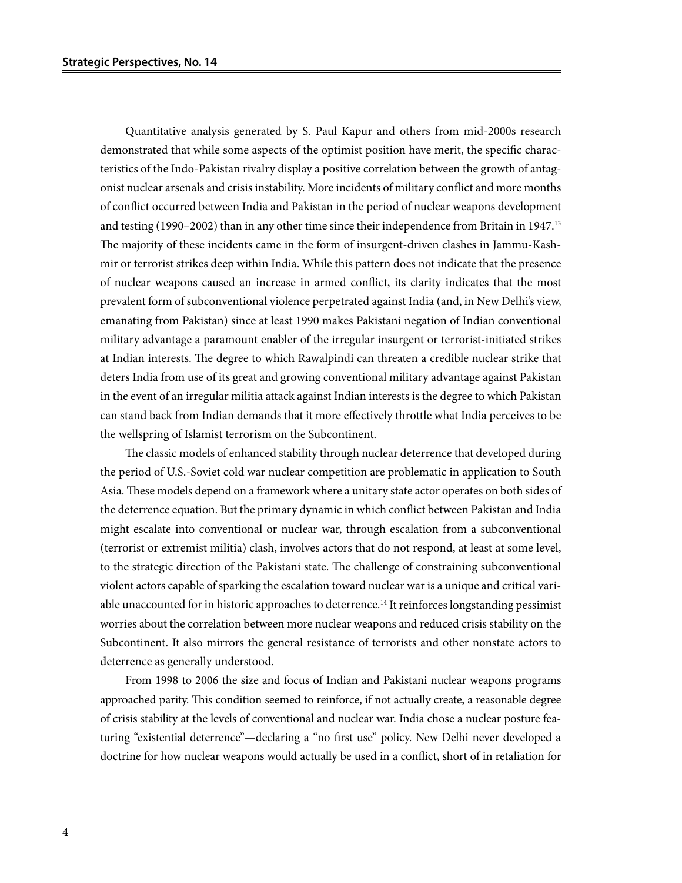Quantitative analysis generated by S. Paul Kapur and others from mid-2000s research demonstrated that while some aspects of the optimist position have merit, the specific characteristics of the Indo-Pakistan rivalry display a positive correlation between the growth of antagonist nuclear arsenals and crisis instability. More incidents of military conflict and more months of conflict occurred between India and Pakistan in the period of nuclear weapons development and testing (1990–2002) than in any other time since their independence from Britain in 1947.[13] The majority of these incidents came in the form of insurgent-driven clashes in Jammu-Kashmir or terrorist strikes deep within India. While this pattern does not indicate that the presence of nuclear weapons caused an increase in armed conflict, its clarity indicates that the most prevalent form of subconventional violence perpetrated against India (and, in New Delhi's view, emanating from Pakistan) since at least 1990 makes Pakistani negation of Indian conventional military advantage a paramount enabler of the irregular insurgent or terrorist-initiated strikes at Indian interests. The degree to which Rawalpindi can threaten a credible nuclear strike that deters India from use of its great and growing conventional military advantage against Pakistan in the event of an irregular militia attack against Indian interests is the degree to which Pakistan can stand back from Indian demands that it more effectively throttle what India perceives to be the wellspring of Islamist terrorism on the Subcontinent.

The classic models of enhanced stability through nuclear deterrence that developed during the period of U.S.-Soviet cold war nuclear competition are problematic in application to South Asia. These models depend on a framework where a unitary state actor operates on both sides of the deterrence equation. But the primary dynamic in which conflict between Pakistan and India might escalate into conventional or nuclear war, through escalation from a subconventional (terrorist or extremist militia) clash, involves actors that do not respond, at least at some level, to the strategic direction of the Pakistani state. The challenge of constraining subconventional violent actors capable of sparking the escalation toward nuclear war is a unique and critical variable unaccounted for in historic approaches to deterrence.[14] It reinforces longstanding pessimist worries about the correlation between more nuclear weapons and reduced crisis stability on the Subcontinent. It also mirrors the general resistance of terrorists and other nonstate actors to deterrence as generally understood.

From 1998 to 2006 the size and focus of Indian and Pakistani nuclear weapons programs approached parity. This condition seemed to reinforce, if not actually create, a reasonable degree of crisis stability at the levels of conventional and nuclear war. India chose a nuclear posture featuring "existential deterrence"—declaring a "no first use" policy. New Delhi never developed a doctrine for how nuclear weapons would actually be used in a conflict, short of in retaliation for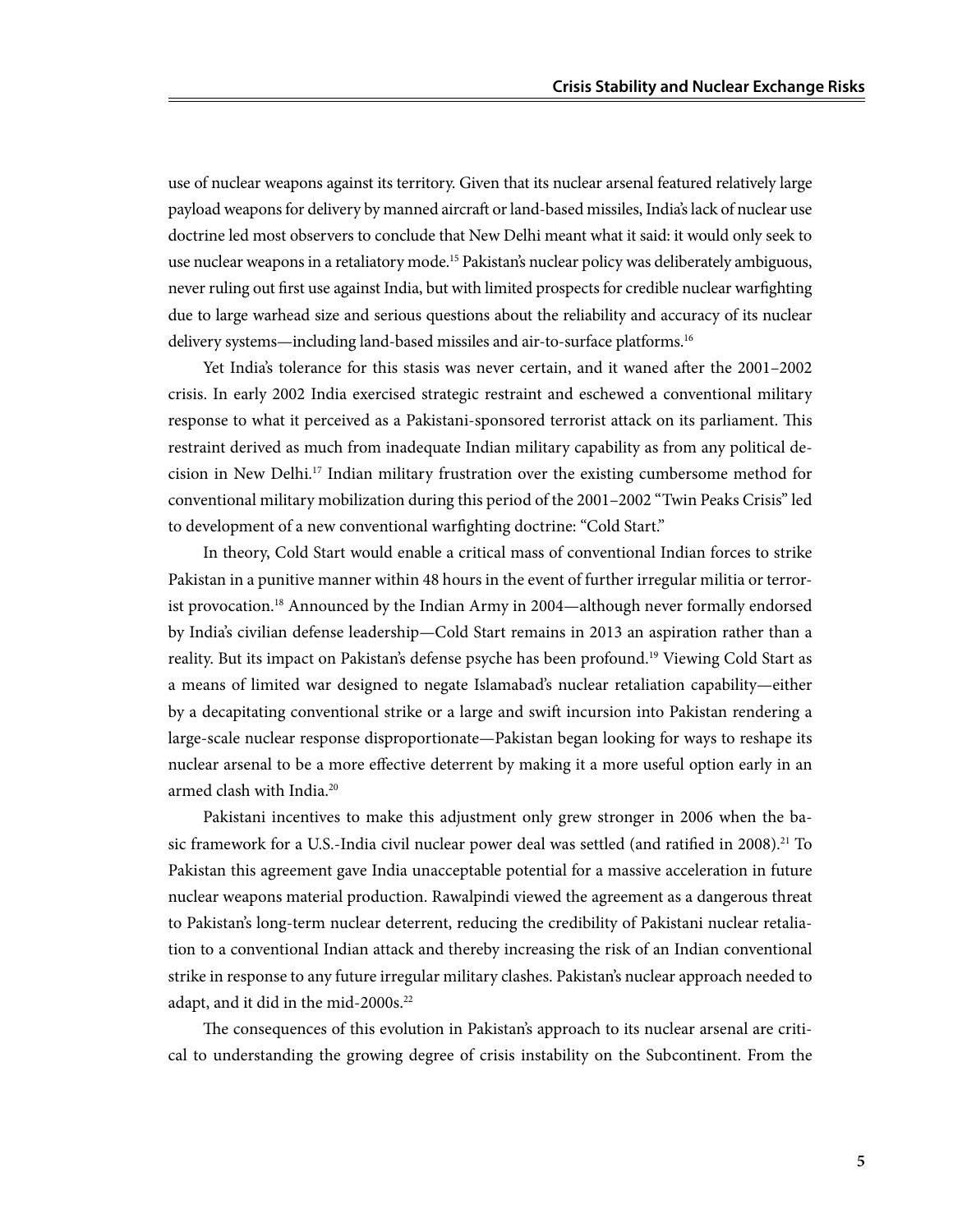use of nuclear weapons against its territory. Given that its nuclear arsenal featured relatively large payload weapons for delivery by manned aircraft or land-based missiles, India's lack of nuclear use doctrine led most observers to conclude that New Delhi meant what it said: it would only seek to use nuclear weapons in a retaliatory mode.[15] Pakistan's nuclear policy was deliberately ambiguous, never ruling out first use against India, but with limited prospects for credible nuclear warfighting due to large warhead size and serious questions about the reliability and accuracy of its nuclear delivery systems—including land-based missiles and air-to-surface platforms.[16]

Yet India's tolerance for this stasis was never certain, and it waned after the 2001–2002 crisis. In early 2002 India exercised strategic restraint and eschewed a conventional military response to what it perceived as a Pakistani-sponsored terrorist attack on its parliament. This restraint derived as much from inadequate Indian military capability as from any political decision in New Delhi.[17] Indian military frustration over the existing cumbersome method for conventional military mobilization during this period of the 2001–2002 "Twin Peaks Crisis" led to development of a new conventional warfighting doctrine: "Cold Start."

In theory, Cold Start would enable a critical mass of conventional Indian forces to strike Pakistan in a punitive manner within 48 hours in the event of further irregular militia or terrorist provocation.[18] Announced by the Indian Army in 2004—although never formally endorsed by India's civilian defense leadership—Cold Start remains in 2013 an aspiration rather than a reality. But its impact on Pakistan's defense psyche has been profound.[19] Viewing Cold Start as a means of limited war designed to negate Islamabad's nuclear retaliation capability—either by a decapitating conventional strike or a large and swift incursion into Pakistan rendering a large-scale nuclear response disproportionate—Pakistan began looking for ways to reshape its nuclear arsenal to be a more effective deterrent by making it a more useful option early in an armed clash with India.[20]

Pakistani incentives to make this adjustment only grew stronger in 2006 when the basic framework for a U.S.-India civil nuclear power deal was settled (and ratified in 2008).[21] To Pakistan this agreement gave India unacceptable potential for a massive acceleration in future nuclear weapons material production. Rawalpindi viewed the agreement as a dangerous threat to Pakistan's long-term nuclear deterrent, reducing the credibility of Pakistani nuclear retaliation to a conventional Indian attack and thereby increasing the risk of an Indian conventional strike in response to any future irregular military clashes. Pakistan's nuclear approach needed to adapt, and it did in the mid-2000s.[22]

The consequences of this evolution in Pakistan's approach to its nuclear arsenal are critical to understanding the growing degree of crisis instability on the Subcontinent. From the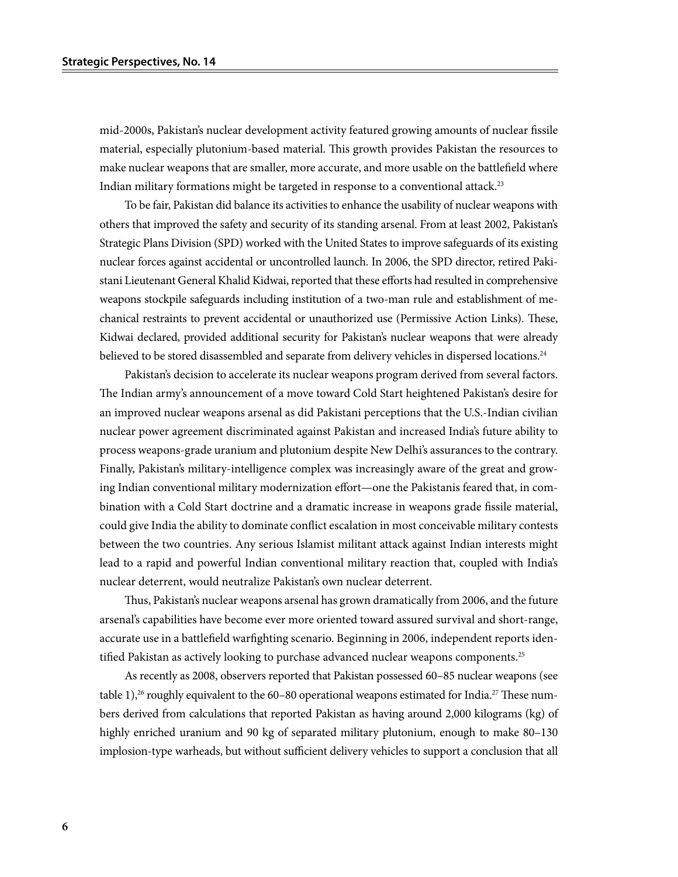mid-2000s, Pakistan's nuclear development activity featured growing amounts of nuclear fissile material, especially plutonium-based material. This growth provides Pakistan the resources to make nuclear weapons that are smaller, more accurate, and more usable on the battlefield where Indian military formations might be targeted in response to a conventional attack.[23]

To be fair, Pakistan did balance its activities to enhance the usability of nuclear weapons with others that improved the safety and security of its standing arsenal. From at least 2002, Pakistan's Strategic Plans Division (SPD) worked with the United States to improve safeguards of its existing nuclear forces against accidental or uncontrolled launch. In 2006, the SPD director, retired Pakistani Lieutenant General Khalid Kidwai, reported that these efforts had resulted in comprehensive weapons stockpile safeguards including institution of a two-man rule and establishment of mechanical restraints to prevent accidental or unauthorized use (Permissive Action Links). These, Kidwai declared, provided additional security for Pakistan's nuclear weapons that were already believed to be stored disassembled and separate from delivery vehicles in dispersed locations.[24]

Pakistan's decision to accelerate its nuclear weapons program derived from several factors. The Indian army's announcement of a move toward Cold Start heightened Pakistan's desire for an improved nuclear weapons arsenal as did Pakistani perceptions that the U.S.-Indian civilian nuclear power agreement discriminated against Pakistan and increased India's future ability to process weapons-grade uranium and plutonium despite New Delhi's assurances to the contrary. Finally, Pakistan's military-intelligence complex was increasingly aware of the great and growing Indian conventional military modernization effort—one the Pakistanis feared that, in combination with a Cold Start doctrine and a dramatic increase in weapons grade fissile material, could give India the ability to dominate conflict escalation in most conceivable military contests between the two countries. Any serious Islamist militant attack against Indian interests might lead to a rapid and powerful Indian conventional military reaction that, coupled with India's nuclear deterrent, would neutralize Pakistan's own nuclear deterrent.

Thus, Pakistan's nuclear weapons arsenal has grown dramatically from 2006, and the future arsenal's capabilities have become ever more oriented toward assured survival and short-range, accurate use in a battlefield warfighting scenario. Beginning in 2006, independent reports identified Pakistan as actively looking to purchase advanced nuclear weapons components.[25]

As recently as 2008, observers reported that Pakistan possessed 60–85 nuclear weapons (see table 1),[26] roughly equivalent to the 60–80 operational weapons estimated for India.[27] These numbers derived from calculations that reported Pakistan as having around 2,000 kilograms (kg) of highly enriched uranium and 90 kg of separated military plutonium, enough to make 80–130 implosion-type warheads, but without sufficient delivery vehicles to support a conclusion that all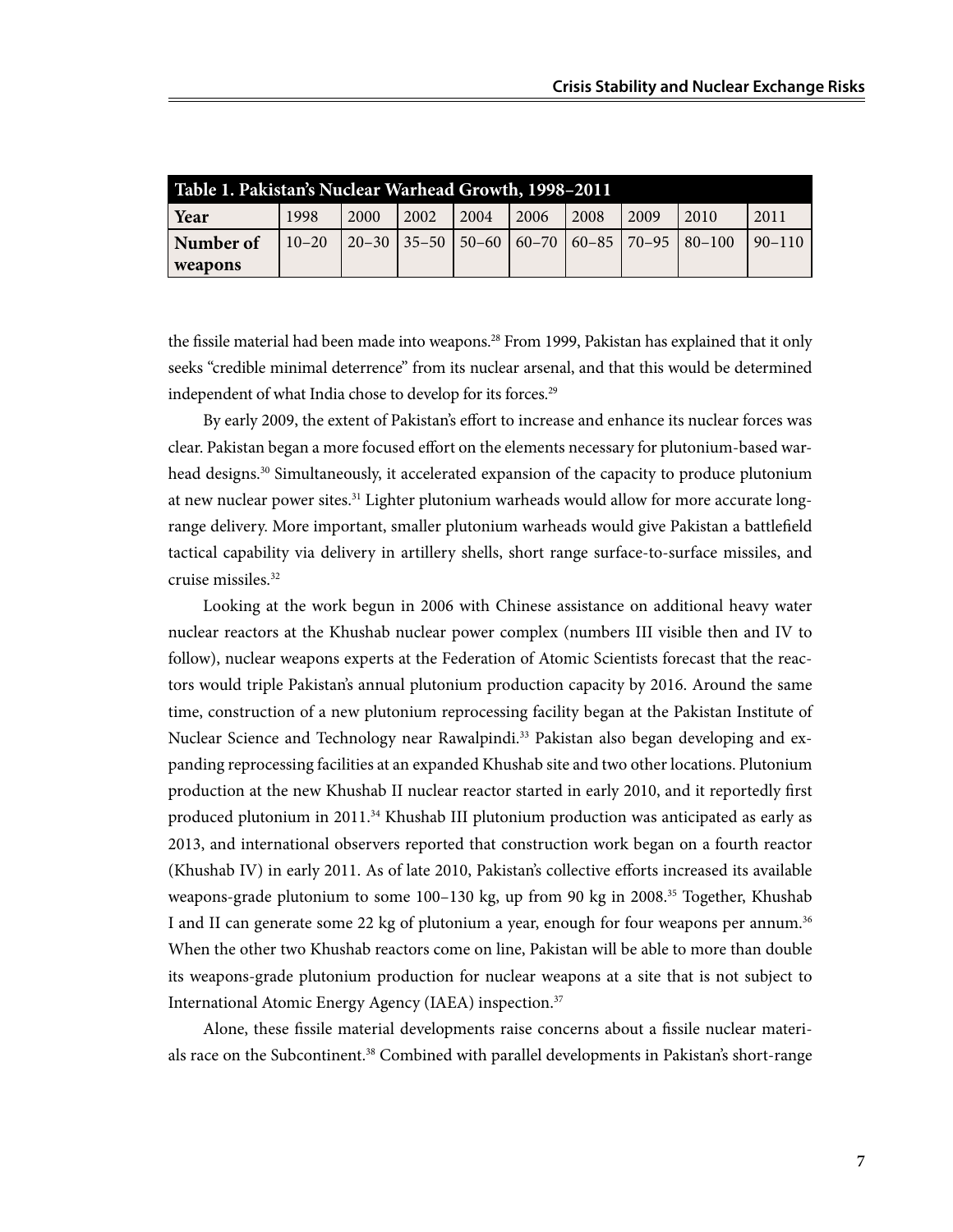**Table 1. Pakistan's Nuclear Warhead Growth, 1998–2011**

| Year | 1998 | 2000 | 2002 | 2004 | 2006 | 2008 | 2009 | 2010 | 2011 |
|---|---|---|---|---|---|---|---|---|---|
| Number of weapons | 10–20 | 20–30 | 35–50 | 50–60 | 60–70 | 60–85 | 70–95 | 80–100 | 90–110 |

the fissile material had been made into weapons.[28] From 1999, Pakistan has explained that it only seeks "credible minimal deterrence" from its nuclear arsenal, and that this would be determined independent of what India chose to develop for its forces.[29]

By early 2009, the extent of Pakistan's effort to increase and enhance its nuclear forces was clear. Pakistan began a more focused effort on the elements necessary for plutonium-based warhead designs.[30] Simultaneously, it accelerated expansion of the capacity to produce plutonium at new nuclear power sites.[31] Lighter plutonium warheads would allow for more accurate long-range delivery. More important, smaller plutonium warheads would give Pakistan a battlefield tactical capability via delivery in artillery shells, short range surface-to-surface missiles, and cruise missiles.[32]

Looking at the work begun in 2006 with Chinese assistance on additional heavy water nuclear reactors at the Khushab nuclear power complex (numbers III visible then and IV to follow), nuclear weapons experts at the Federation of Atomic Scientists forecast that the reactors would triple Pakistan's annual plutonium production capacity by 2016. Around the same time, construction of a new plutonium reprocessing facility began at the Pakistan Institute of Nuclear Science and Technology near Rawalpindi.[33] Pakistan also began developing and expanding reprocessing facilities at an expanded Khushab site and two other locations. Plutonium production at the new Khushab II nuclear reactor started in early 2010, and it reportedly first produced plutonium in 2011.[34] Khushab III plutonium production was anticipated as early as 2013, and international observers reported that construction work began on a fourth reactor (Khushab IV) in early 2011. As of late 2010, Pakistan's collective efforts increased its available weapons-grade plutonium to some 100–130 kg, up from 90 kg in 2008.[35] Together, Khushab I and II can generate some 22 kg of plutonium a year, enough for four weapons per annum.[36] When the other two Khushab reactors come on line, Pakistan will be able to more than double its weapons-grade plutonium production for nuclear weapons at a site that is not subject to International Atomic Energy Agency (IAEA) inspection.[37]

Alone, these fissile material developments raise concerns about a fissile nuclear materials race on the Subcontinent.[38] Combined with parallel developments in Pakistan's short-range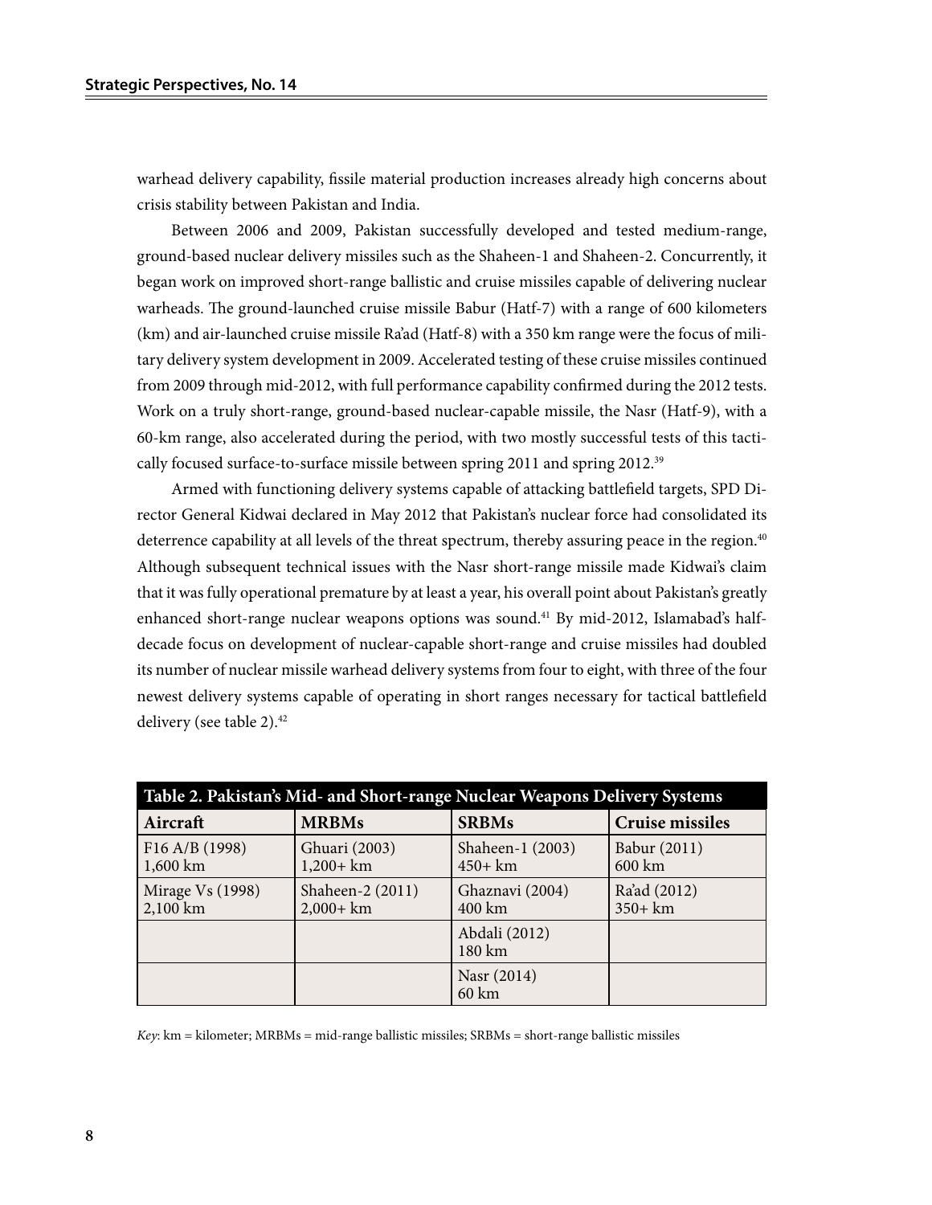warhead delivery capability, fissile material production increases already high concerns about crisis stability between Pakistan and India.

Between 2006 and 2009, Pakistan successfully developed and tested medium-range, ground-based nuclear delivery missiles such as the Shaheen-1 and Shaheen-2. Concurrently, it began work on improved short-range ballistic and cruise missiles capable of delivering nuclear warheads. The ground-launched cruise missile Babur (Hatf-7) with a range of 600 kilometers (km) and air-launched cruise missile Ra'ad (Hatf-8) with a 350 km range were the focus of military delivery system development in 2009. Accelerated testing of these cruise missiles continued from 2009 through mid-2012, with full performance capability confirmed during the 2012 tests. Work on a truly short-range, ground-based nuclear-capable missile, the Nasr (Hatf-9), with a 60-km range, also accelerated during the period, with two mostly successful tests of this tactically focused surface-to-surface missile between spring 2011 and spring 2012.[39]

Armed with functioning delivery systems capable of attacking battlefield targets, SPD Director General Kidwai declared in May 2012 that Pakistan's nuclear force had consolidated its deterrence capability at all levels of the threat spectrum, thereby assuring peace in the region.[40] Although subsequent technical issues with the Nasr short-range missile made Kidwai's claim that it was fully operational premature by at least a year, his overall point about Pakistan's greatly enhanced short-range nuclear weapons options was sound.[41] By mid-2012, Islamabad's half-decade focus on development of nuclear-capable short-range and cruise missiles had doubled its number of nuclear missile warhead delivery systems from four to eight, with three of the four newest delivery systems capable of operating in short ranges necessary for tactical battlefield delivery (see table 2).[42]

**Table 2. Pakistan's Mid- and Short-range Nuclear Weapons Delivery Systems**

| Aircraft | MRBMs | SRBMs | Cruise missiles |
|---|---|---|---|
| F16 A/B (1998) 1,600 km | Ghuari (2003) 1,200+ km | Shaheen-1 (2003) 450+ km | Babur (2011) 600 km |
| Mirage Vs (1998) 2,100 km | Shaheen-2 (2011) 2,000+ km | Ghaznavi (2004) 400 km | Ra'ad (2012) 350+ km |
| | | Abdali (2012) 180 km | |
| | | Nasr (2014) 60 km | |

*Key*: km = kilometer; MRBMs = mid-range ballistic missiles; SRBMs = short-range ballistic missiles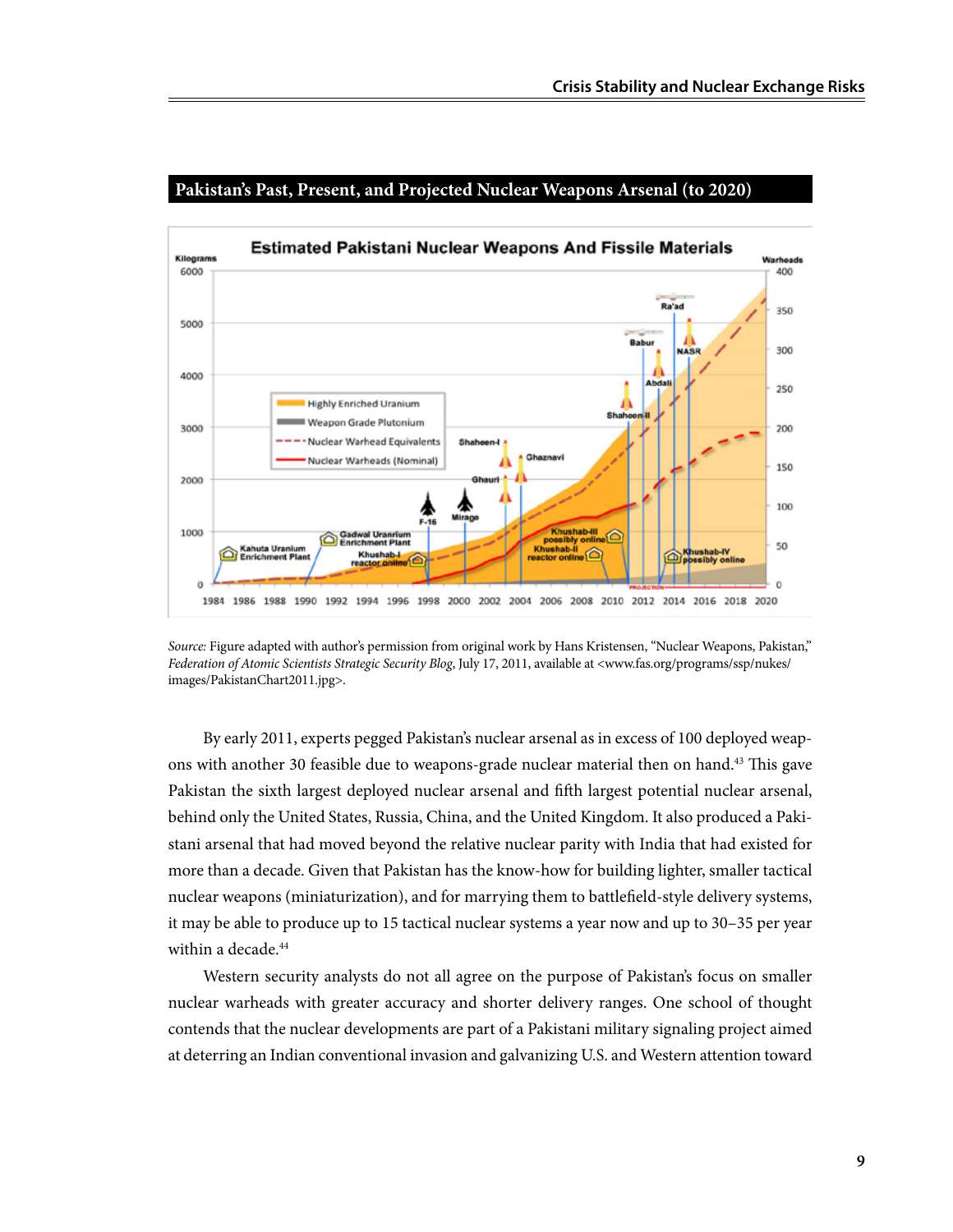**Pakistan's Past, Present, and Projected Nuclear Weapons Arsenal (to 2020)**

*Source:* Figure adapted with author's permission from original work by Hans Kristensen, "Nuclear Weapons, Pakistan," *Federation of Atomic Scientists Strategic Security Blog*, July 17, 2011, available at <www.fas.org/programs/ssp/nukes/images/PakistanChart2011.jpg>.

By early 2011, experts pegged Pakistan's nuclear arsenal as in excess of 100 deployed weapons with another 30 feasible due to weapons-grade nuclear material then on hand.[43] This gave Pakistan the sixth largest deployed nuclear arsenal and fifth largest potential nuclear arsenal, behind only the United States, Russia, China, and the United Kingdom. It also produced a Pakistani arsenal that had moved beyond the relative nuclear parity with India that had existed for more than a decade. Given that Pakistan has the know-how for building lighter, smaller tactical nuclear weapons (miniaturization), and for marrying them to battlefield-style delivery systems, it may be able to produce up to 15 tactical nuclear systems a year now and up to 30–35 per year within a decade.[44]

Western security analysts do not all agree on the purpose of Pakistan's focus on smaller nuclear warheads with greater accuracy and shorter delivery ranges. One school of thought contends that the nuclear developments are part of a Pakistani military signaling project aimed at deterring an Indian conventional invasion and galvanizing U.S. and Western attention toward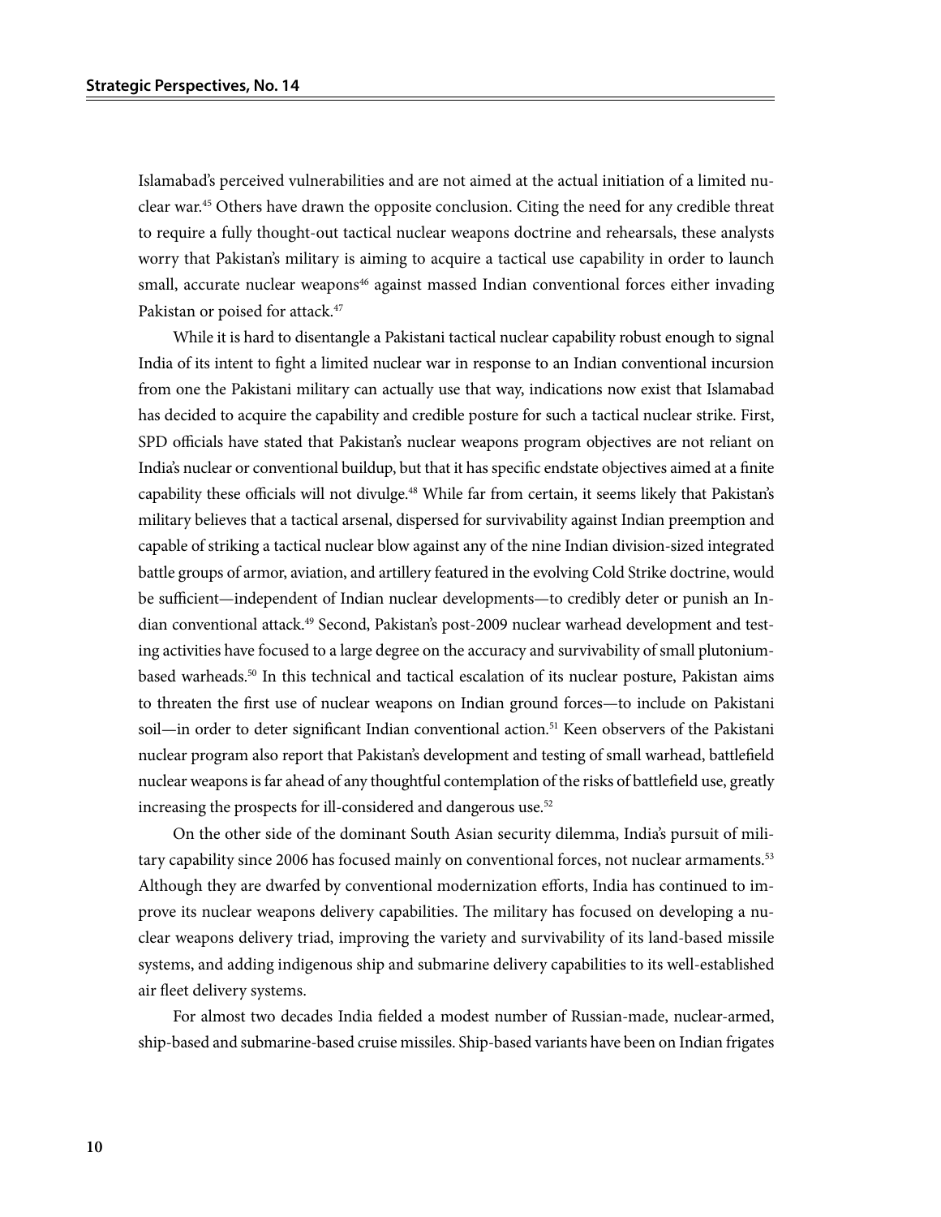Islamabad's perceived vulnerabilities and are not aimed at the actual initiation of a limited nuclear war.[45] Others have drawn the opposite conclusion. Citing the need for any credible threat to require a fully thought-out tactical nuclear weapons doctrine and rehearsals, these analysts worry that Pakistan's military is aiming to acquire a tactical use capability in order to launch small, accurate nuclear weapons[46] against massed Indian conventional forces either invading Pakistan or poised for attack.[47]

While it is hard to disentangle a Pakistani tactical nuclear capability robust enough to signal India of its intent to fight a limited nuclear war in response to an Indian conventional incursion from one the Pakistani military can actually use that way, indications now exist that Islamabad has decided to acquire the capability and credible posture for such a tactical nuclear strike. First, SPD officials have stated that Pakistan's nuclear weapons program objectives are not reliant on India's nuclear or conventional buildup, but that it has specific endstate objectives aimed at a finite capability these officials will not divulge.[48] While far from certain, it seems likely that Pakistan's military believes that a tactical arsenal, dispersed for survivability against Indian preemption and capable of striking a tactical nuclear blow against any of the nine Indian division-sized integrated battle groups of armor, aviation, and artillery featured in the evolving Cold Strike doctrine, would be sufficient—independent of Indian nuclear developments—to credibly deter or punish an Indian conventional attack.[49] Second, Pakistan's post-2009 nuclear warhead development and testing activities have focused to a large degree on the accuracy and survivability of small plutonium-based warheads.[50] In this technical and tactical escalation of its nuclear posture, Pakistan aims to threaten the first use of nuclear weapons on Indian ground forces—to include on Pakistani soil—in order to deter significant Indian conventional action.[51] Keen observers of the Pakistani nuclear program also report that Pakistan's development and testing of small warhead, battlefield nuclear weapons is far ahead of any thoughtful contemplation of the risks of battlefield use, greatly increasing the prospects for ill-considered and dangerous use.[52]

On the other side of the dominant South Asian security dilemma, India's pursuit of military capability since 2006 has focused mainly on conventional forces, not nuclear armaments.[53] Although they are dwarfed by conventional modernization efforts, India has continued to improve its nuclear weapons delivery capabilities. The military has focused on developing a nuclear weapons delivery triad, improving the variety and survivability of its land-based missile systems, and adding indigenous ship and submarine delivery capabilities to its well-established air fleet delivery systems.

For almost two decades India fielded a modest number of Russian-made, nuclear-armed, ship-based and submarine-based cruise missiles. Ship-based variants have been on Indian frigates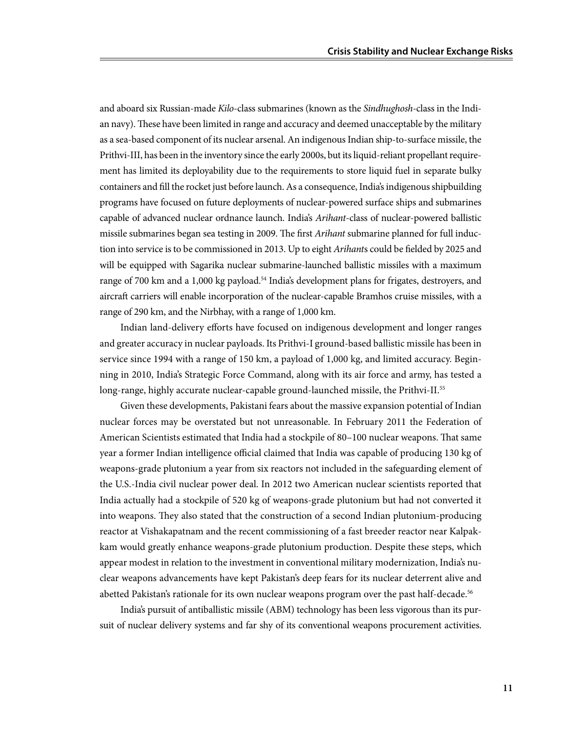and aboard six Russian-made *Kilo*-class submarines (known as the *Sindhughosh*-class in the Indian navy). These have been limited in range and accuracy and deemed unacceptable by the military as a sea-based component of its nuclear arsenal. An indigenous Indian ship-to-surface missile, the Prithvi-III, has been in the inventory since the early 2000s, but its liquid-reliant propellant requirement has limited its deployability due to the requirements to store liquid fuel in separate bulky containers and fill the rocket just before launch. As a consequence, India's indigenous shipbuilding programs have focused on future deployments of nuclear-powered surface ships and submarines capable of advanced nuclear ordnance launch. India's *Arihant*-class of nuclear-powered ballistic missile submarines began sea testing in 2009. The first *Arihant* submarine planned for full induction into service is to be commissioned in 2013. Up to eight *Arihant*s could be fielded by 2025 and will be equipped with Sagarika nuclear submarine-launched ballistic missiles with a maximum range of 700 km and a 1,000 kg payload.[54] India's development plans for frigates, destroyers, and aircraft carriers will enable incorporation of the nuclear-capable Bramhos cruise missiles, with a range of 290 km, and the Nirbhay, with a range of 1,000 km.

Indian land-delivery efforts have focused on indigenous development and longer ranges and greater accuracy in nuclear payloads. Its Prithvi-I ground-based ballistic missile has been in service since 1994 with a range of 150 km, a payload of 1,000 kg, and limited accuracy. Beginning in 2010, India's Strategic Force Command, along with its air force and army, has tested a long-range, highly accurate nuclear-capable ground-launched missile, the Prithvi-II.[55]

Given these developments, Pakistani fears about the massive expansion potential of Indian nuclear forces may be overstated but not unreasonable. In February 2011 the Federation of American Scientists estimated that India had a stockpile of 80–100 nuclear weapons. That same year a former Indian intelligence official claimed that India was capable of producing 130 kg of weapons-grade plutonium a year from six reactors not included in the safeguarding element of the U.S.-India civil nuclear power deal. In 2012 two American nuclear scientists reported that India actually had a stockpile of 520 kg of weapons-grade plutonium but had not converted it into weapons. They also stated that the construction of a second Indian plutonium-producing reactor at Vishakapatnam and the recent commissioning of a fast breeder reactor near Kalpakkam would greatly enhance weapons-grade plutonium production. Despite these steps, which appear modest in relation to the investment in conventional military modernization, India's nuclear weapons advancements have kept Pakistan's deep fears for its nuclear deterrent alive and abetted Pakistan's rationale for its own nuclear weapons program over the past half-decade.[56]

India's pursuit of antiballistic missile (ABM) technology has been less vigorous than its pursuit of nuclear delivery systems and far shy of its conventional weapons procurement activities.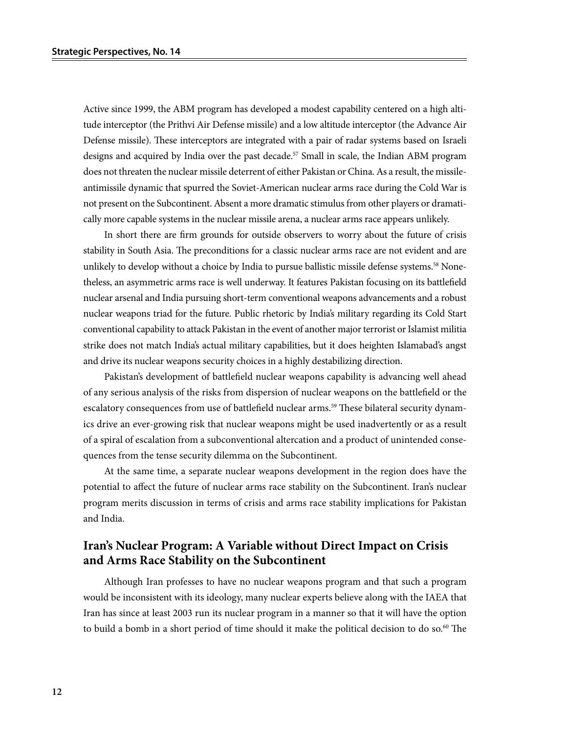Active since 1999, the ABM program has developed a modest capability centered on a high altitude interceptor (the Prithvi Air Defense missile) and a low altitude interceptor (the Advance Air Defense missile). These interceptors are integrated with a pair of radar systems based on Israeli designs and acquired by India over the past decade.[57] Small in scale, the Indian ABM program does not threaten the nuclear missile deterrent of either Pakistan or China. As a result, the missile-antimissile dynamic that spurred the Soviet-American nuclear arms race during the Cold War is not present on the Subcontinent. Absent a more dramatic stimulus from other players or dramatically more capable systems in the nuclear missile arena, a nuclear arms race appears unlikely.

In short there are firm grounds for outside observers to worry about the future of crisis stability in South Asia. The preconditions for a classic nuclear arms race are not evident and are unlikely to develop without a choice by India to pursue ballistic missile defense systems.[58] Nonetheless, an asymmetric arms race is well underway. It features Pakistan focusing on its battlefield nuclear arsenal and India pursuing short-term conventional weapons advancements and a robust nuclear weapons triad for the future. Public rhetoric by India's military regarding its Cold Start conventional capability to attack Pakistan in the event of another major terrorist or Islamist militia strike does not match India's actual military capabilities, but it does heighten Islamabad's angst and drive its nuclear weapons security choices in a highly destabilizing direction.

Pakistan's development of battlefield nuclear weapons capability is advancing well ahead of any serious analysis of the risks from dispersion of nuclear weapons on the battlefield or the escalatory consequences from use of battlefield nuclear arms.[59] These bilateral security dynamics drive an ever-growing risk that nuclear weapons might be used inadvertently or as a result of a spiral of escalation from a subconventional altercation and a product of unintended consequences from the tense security dilemma on the Subcontinent.

At the same time, a separate nuclear weapons development in the region does have the potential to affect the future of nuclear arms race stability on the Subcontinent. Iran's nuclear program merits discussion in terms of crisis and arms race stability implications for Pakistan and India.

## Iran's Nuclear Program: A Variable without Direct Impact on Crisis and Arms Race Stability on the Subcontinent

Although Iran professes to have no nuclear weapons program and that such a program would be inconsistent with its ideology, many nuclear experts believe along with the IAEA that Iran has since at least 2003 run its nuclear program in a manner so that it will have the option to build a bomb in a short period of time should it make the political decision to do so.[60] The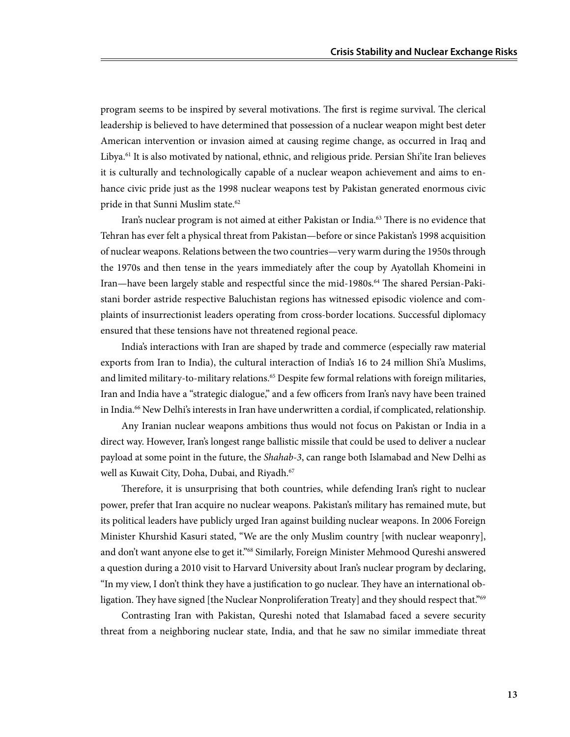program seems to be inspired by several motivations. The first is regime survival. The clerical leadership is believed to have determined that possession of a nuclear weapon might best deter American intervention or invasion aimed at causing regime change, as occurred in Iraq and Libya.[61] It is also motivated by national, ethnic, and religious pride. Persian Shi'ite Iran believes it is culturally and technologically capable of a nuclear weapon achievement and aims to enhance civic pride just as the 1998 nuclear weapons test by Pakistan generated enormous civic pride in that Sunni Muslim state.[62]

Iran's nuclear program is not aimed at either Pakistan or India.[63] There is no evidence that Tehran has ever felt a physical threat from Pakistan—before or since Pakistan's 1998 acquisition of nuclear weapons. Relations between the two countries—very warm during the 1950s through the 1970s and then tense in the years immediately after the coup by Ayatollah Khomeini in Iran—have been largely stable and respectful since the mid-1980s.[64] The shared Persian-Pakistani border astride respective Baluchistan regions has witnessed episodic violence and complaints of insurrectionist leaders operating from cross-border locations. Successful diplomacy ensured that these tensions have not threatened regional peace.

India's interactions with Iran are shaped by trade and commerce (especially raw material exports from Iran to India), the cultural interaction of India's 16 to 24 million Shi'a Muslims, and limited military-to-military relations.[65] Despite few formal relations with foreign militaries, Iran and India have a "strategic dialogue," and a few officers from Iran's navy have been trained in India.[66] New Delhi's interests in Iran have underwritten a cordial, if complicated, relationship.

Any Iranian nuclear weapons ambitions thus would not focus on Pakistan or India in a direct way. However, Iran's longest range ballistic missile that could be used to deliver a nuclear payload at some point in the future, the *Shahab-3*, can range both Islamabad and New Delhi as well as Kuwait City, Doha, Dubai, and Riyadh.[67]

Therefore, it is unsurprising that both countries, while defending Iran's right to nuclear power, prefer that Iran acquire no nuclear weapons. Pakistan's military has remained mute, but its political leaders have publicly urged Iran against building nuclear weapons. In 2006 Foreign Minister Khurshid Kasuri stated, "We are the only Muslim country [with nuclear weaponry], and don't want anyone else to get it."[68] Similarly, Foreign Minister Mehmood Qureshi answered a question during a 2010 visit to Harvard University about Iran's nuclear program by declaring, "In my view, I don't think they have a justification to go nuclear. They have an international obligation. They have signed [the Nuclear Nonproliferation Treaty] and they should respect that."[69]

Contrasting Iran with Pakistan, Qureshi noted that Islamabad faced a severe security threat from a neighboring nuclear state, India, and that he saw no similar immediate threat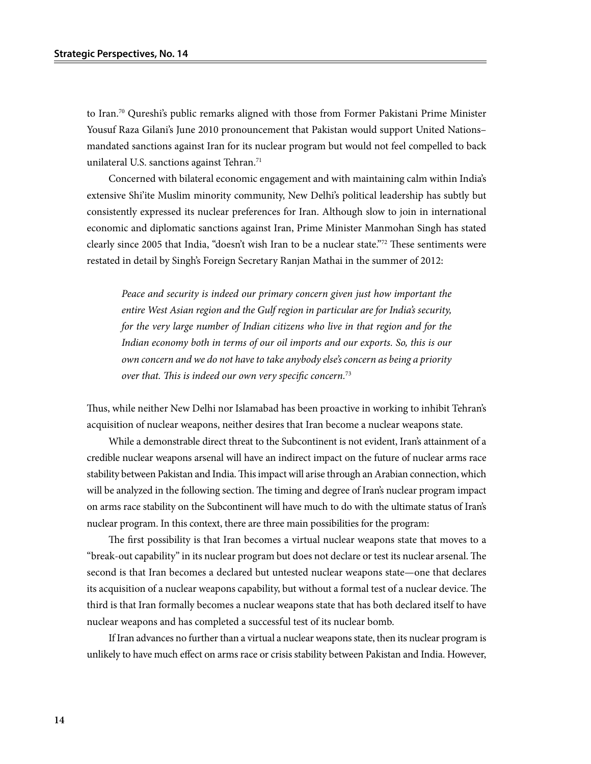to Iran.[70] Qureshi's public remarks aligned with those from Former Pakistani Prime Minister Yousuf Raza Gilani's June 2010 pronouncement that Pakistan would support United Nations–mandated sanctions against Iran for its nuclear program but would not feel compelled to back unilateral U.S. sanctions against Tehran.[71]

Concerned with bilateral economic engagement and with maintaining calm within India's extensive Shi'ite Muslim minority community, New Delhi's political leadership has subtly but consistently expressed its nuclear preferences for Iran. Although slow to join in international economic and diplomatic sanctions against Iran, Prime Minister Manmohan Singh has stated clearly since 2005 that India, "doesn't wish Iran to be a nuclear state."[72] These sentiments were restated in detail by Singh's Foreign Secretary Ranjan Mathai in the summer of 2012:

> *Peace and security is indeed our primary concern given just how important the entire West Asian region and the Gulf region in particular are for India's security, for the very large number of Indian citizens who live in that region and for the Indian economy both in terms of our oil imports and our exports. So, this is our own concern and we do not have to take anybody else's concern as being a priority over that. This is indeed our own very specific concern.*[73]

Thus, while neither New Delhi nor Islamabad has been proactive in working to inhibit Tehran's acquisition of nuclear weapons, neither desires that Iran become a nuclear weapons state.

While a demonstrable direct threat to the Subcontinent is not evident, Iran's attainment of a credible nuclear weapons arsenal will have an indirect impact on the future of nuclear arms race stability between Pakistan and India. This impact will arise through an Arabian connection, which will be analyzed in the following section. The timing and degree of Iran's nuclear program impact on arms race stability on the Subcontinent will have much to do with the ultimate status of Iran's nuclear program. In this context, there are three main possibilities for the program:

The first possibility is that Iran becomes a virtual nuclear weapons state that moves to a "break-out capability" in its nuclear program but does not declare or test its nuclear arsenal. The second is that Iran becomes a declared but untested nuclear weapons state—one that declares its acquisition of a nuclear weapons capability, but without a formal test of a nuclear device. The third is that Iran formally becomes a nuclear weapons state that has both declared itself to have nuclear weapons and has completed a successful test of its nuclear bomb.

If Iran advances no further than a virtual a nuclear weapons state, then its nuclear program is unlikely to have much effect on arms race or crisis stability between Pakistan and India. However,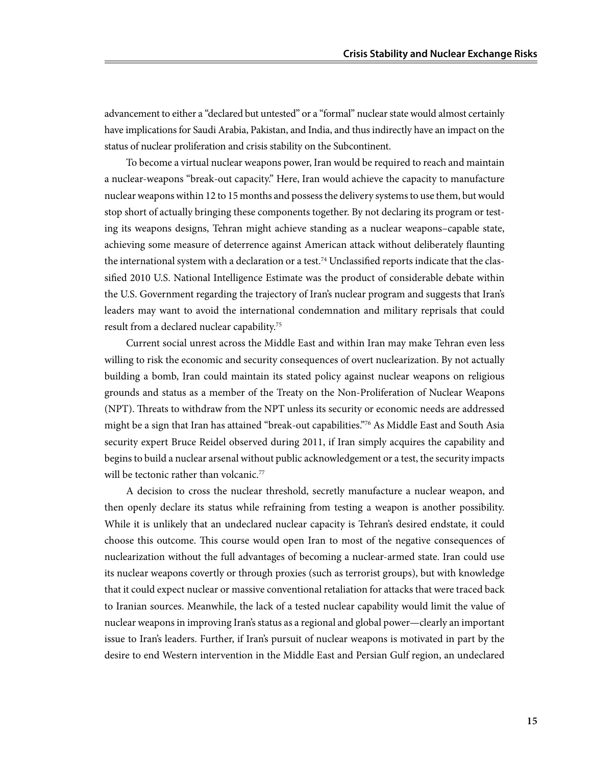advancement to either a "declared but untested" or a "formal" nuclear state would almost certainly have implications for Saudi Arabia, Pakistan, and India, and thus indirectly have an impact on the status of nuclear proliferation and crisis stability on the Subcontinent.

To become a virtual nuclear weapons power, Iran would be required to reach and maintain a nuclear-weapons "break-out capacity." Here, Iran would achieve the capacity to manufacture nuclear weapons within 12 to 15 months and possess the delivery systems to use them, but would stop short of actually bringing these components together. By not declaring its program or testing its weapons designs, Tehran might achieve standing as a nuclear weapons–capable state, achieving some measure of deterrence against American attack without deliberately flaunting the international system with a declaration or a test.[74] Unclassified reports indicate that the classified 2010 U.S. National Intelligence Estimate was the product of considerable debate within the U.S. Government regarding the trajectory of Iran's nuclear program and suggests that Iran's leaders may want to avoid the international condemnation and military reprisals that could result from a declared nuclear capability.[75]

Current social unrest across the Middle East and within Iran may make Tehran even less willing to risk the economic and security consequences of overt nuclearization. By not actually building a bomb, Iran could maintain its stated policy against nuclear weapons on religious grounds and status as a member of the Treaty on the Non-Proliferation of Nuclear Weapons (NPT). Threats to withdraw from the NPT unless its security or economic needs are addressed might be a sign that Iran has attained "break-out capabilities."[76] As Middle East and South Asia security expert Bruce Reidel observed during 2011, if Iran simply acquires the capability and begins to build a nuclear arsenal without public acknowledgement or a test, the security impacts will be tectonic rather than volcanic.[77]

A decision to cross the nuclear threshold, secretly manufacture a nuclear weapon, and then openly declare its status while refraining from testing a weapon is another possibility. While it is unlikely that an undeclared nuclear capacity is Tehran's desired endstate, it could choose this outcome. This course would open Iran to most of the negative consequences of nuclearization without the full advantages of becoming a nuclear-armed state. Iran could use its nuclear weapons covertly or through proxies (such as terrorist groups), but with knowledge that it could expect nuclear or massive conventional retaliation for attacks that were traced back to Iranian sources. Meanwhile, the lack of a tested nuclear capability would limit the value of nuclear weapons in improving Iran's status as a regional and global power—clearly an important issue to Iran's leaders. Further, if Iran's pursuit of nuclear weapons is motivated in part by the desire to end Western intervention in the Middle East and Persian Gulf region, an undeclared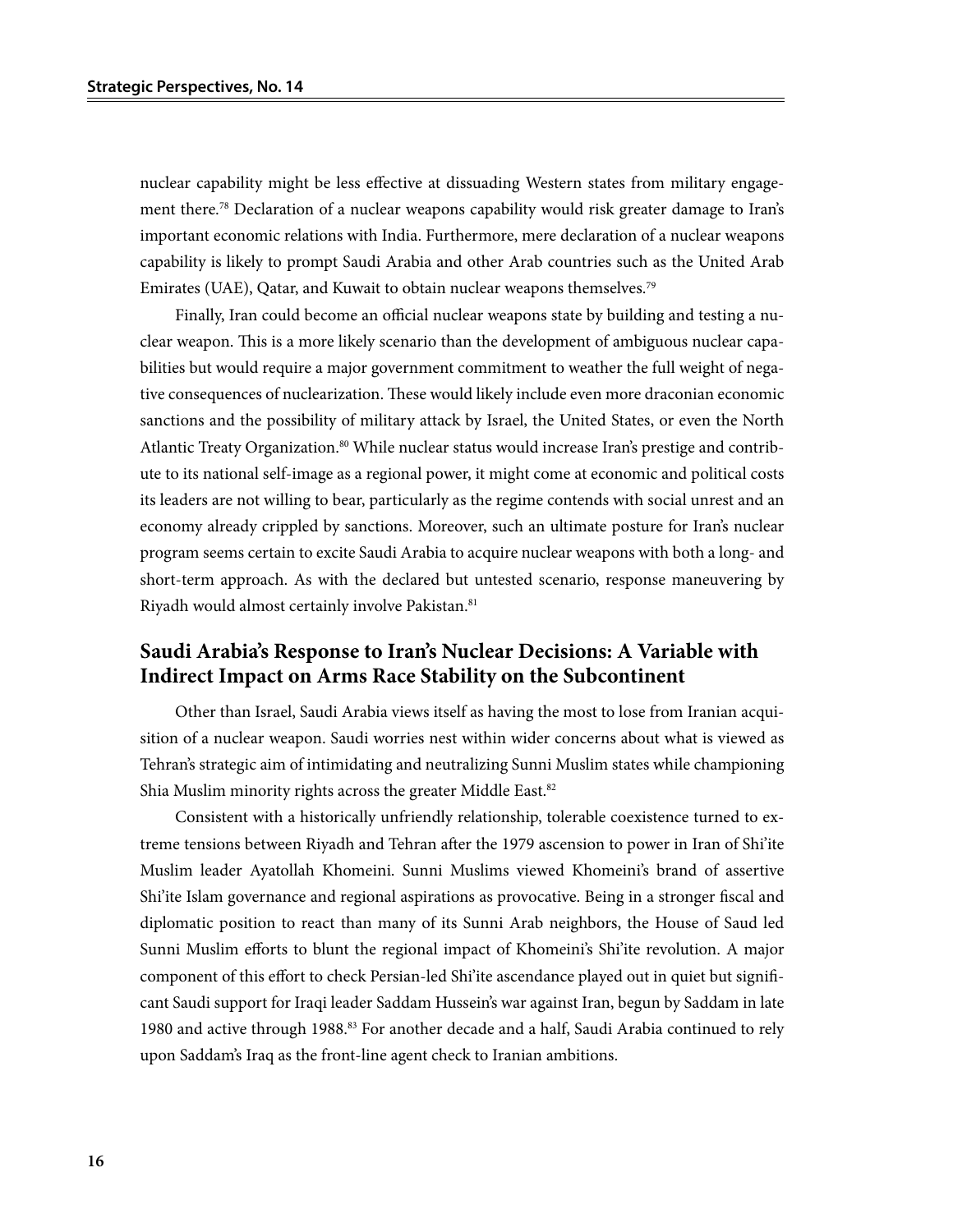nuclear capability might be less effective at dissuading Western states from military engagement there.[78] Declaration of a nuclear weapons capability would risk greater damage to Iran's important economic relations with India. Furthermore, mere declaration of a nuclear weapons capability is likely to prompt Saudi Arabia and other Arab countries such as the United Arab Emirates (UAE), Qatar, and Kuwait to obtain nuclear weapons themselves.[79]

Finally, Iran could become an official nuclear weapons state by building and testing a nuclear weapon. This is a more likely scenario than the development of ambiguous nuclear capabilities but would require a major government commitment to weather the full weight of negative consequences of nuclearization. These would likely include even more draconian economic sanctions and the possibility of military attack by Israel, the United States, or even the North Atlantic Treaty Organization.[80] While nuclear status would increase Iran's prestige and contribute to its national self-image as a regional power, it might come at economic and political costs its leaders are not willing to bear, particularly as the regime contends with social unrest and an economy already crippled by sanctions. Moreover, such an ultimate posture for Iran's nuclear program seems certain to excite Saudi Arabia to acquire nuclear weapons with both a long- and short-term approach. As with the declared but untested scenario, response maneuvering by Riyadh would almost certainly involve Pakistan.[81]

## Saudi Arabia's Response to Iran's Nuclear Decisions: A Variable with Indirect Impact on Arms Race Stability on the Subcontinent

Other than Israel, Saudi Arabia views itself as having the most to lose from Iranian acquisition of a nuclear weapon. Saudi worries nest within wider concerns about what is viewed as Tehran's strategic aim of intimidating and neutralizing Sunni Muslim states while championing Shia Muslim minority rights across the greater Middle East.[82]

Consistent with a historically unfriendly relationship, tolerable coexistence turned to extreme tensions between Riyadh and Tehran after the 1979 ascension to power in Iran of Shi'ite Muslim leader Ayatollah Khomeini. Sunni Muslims viewed Khomeini's brand of assertive Shi'ite Islam governance and regional aspirations as provocative. Being in a stronger fiscal and diplomatic position to react than many of its Sunni Arab neighbors, the House of Saud led Sunni Muslim efforts to blunt the regional impact of Khomeini's Shi'ite revolution. A major component of this effort to check Persian-led Shi'ite ascendance played out in quiet but significant Saudi support for Iraqi leader Saddam Hussein's war against Iran, begun by Saddam in late 1980 and active through 1988.[83] For another decade and a half, Saudi Arabia continued to rely upon Saddam's Iraq as the front-line agent check to Iranian ambitions.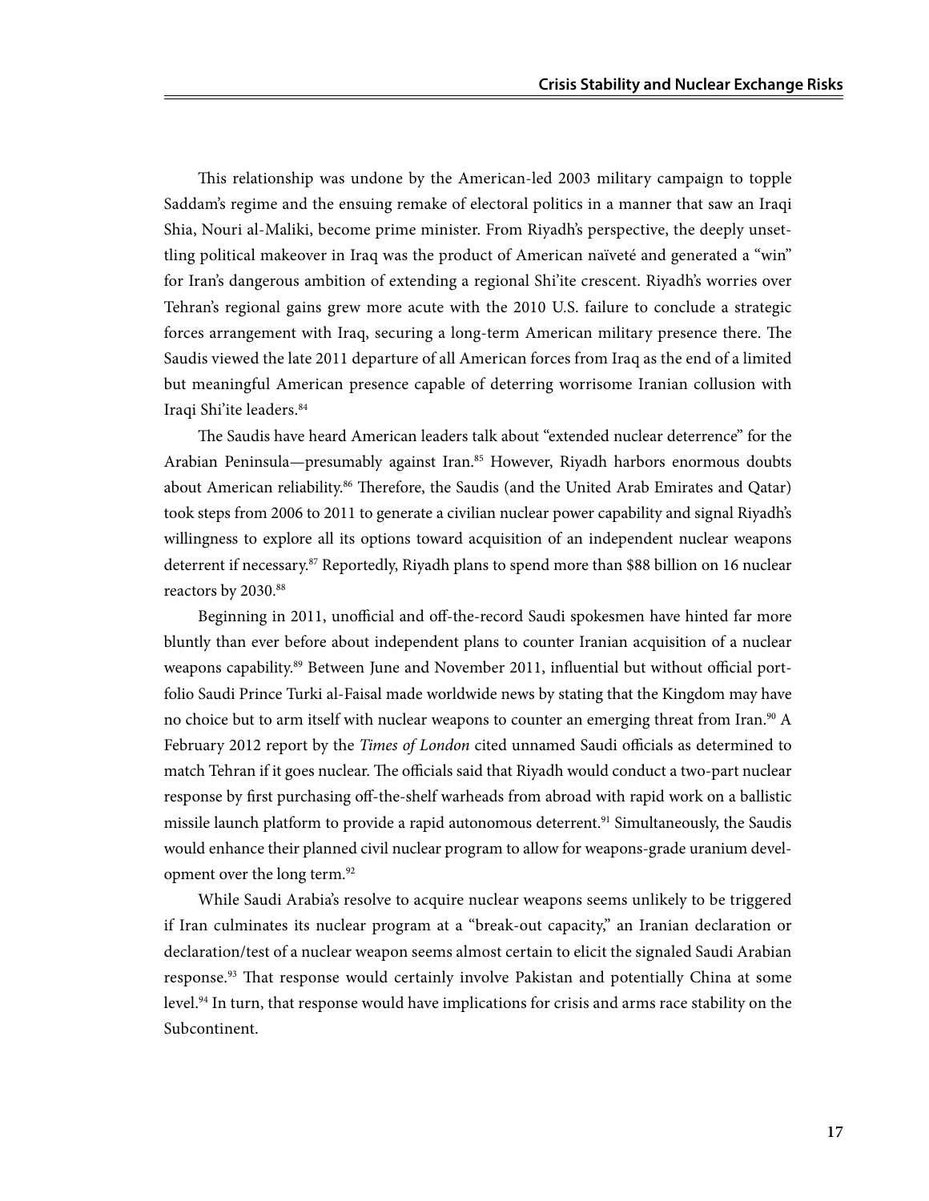This relationship was undone by the American-led 2003 military campaign to topple Saddam's regime and the ensuing remake of electoral politics in a manner that saw an Iraqi Shia, Nouri al-Maliki, become prime minister. From Riyadh's perspective, the deeply unsettling political makeover in Iraq was the product of American naïveté and generated a "win" for Iran's dangerous ambition of extending a regional Shi'ite crescent. Riyadh's worries over Tehran's regional gains grew more acute with the 2010 U.S. failure to conclude a strategic forces arrangement with Iraq, securing a long-term American military presence there. The Saudis viewed the late 2011 departure of all American forces from Iraq as the end of a limited but meaningful American presence capable of deterring worrisome Iranian collusion with Iraqi Shi'ite leaders.[84]

The Saudis have heard American leaders talk about "extended nuclear deterrence" for the Arabian Peninsula—presumably against Iran.[85] However, Riyadh harbors enormous doubts about American reliability.[86] Therefore, the Saudis (and the United Arab Emirates and Qatar) took steps from 2006 to 2011 to generate a civilian nuclear power capability and signal Riyadh's willingness to explore all its options toward acquisition of an independent nuclear weapons deterrent if necessary.[87] Reportedly, Riyadh plans to spend more than $88 billion on 16 nuclear reactors by 2030.[88]

Beginning in 2011, unofficial and off-the-record Saudi spokesmen have hinted far more bluntly than ever before about independent plans to counter Iranian acquisition of a nuclear weapons capability.[89] Between June and November 2011, influential but without official portfolio Saudi Prince Turki al-Faisal made worldwide news by stating that the Kingdom may have no choice but to arm itself with nuclear weapons to counter an emerging threat from Iran.[90] A February 2012 report by the *Times of London* cited unnamed Saudi officials as determined to match Tehran if it goes nuclear. The officials said that Riyadh would conduct a two-part nuclear response by first purchasing off-the-shelf warheads from abroad with rapid work on a ballistic missile launch platform to provide a rapid autonomous deterrent.[91] Simultaneously, the Saudis would enhance their planned civil nuclear program to allow for weapons-grade uranium development over the long term.[92]

While Saudi Arabia's resolve to acquire nuclear weapons seems unlikely to be triggered if Iran culminates its nuclear program at a "break-out capacity," an Iranian declaration or declaration/test of a nuclear weapon seems almost certain to elicit the signaled Saudi Arabian response.[93] That response would certainly involve Pakistan and potentially China at some level.[94] In turn, that response would have implications for crisis and arms race stability on the Subcontinent.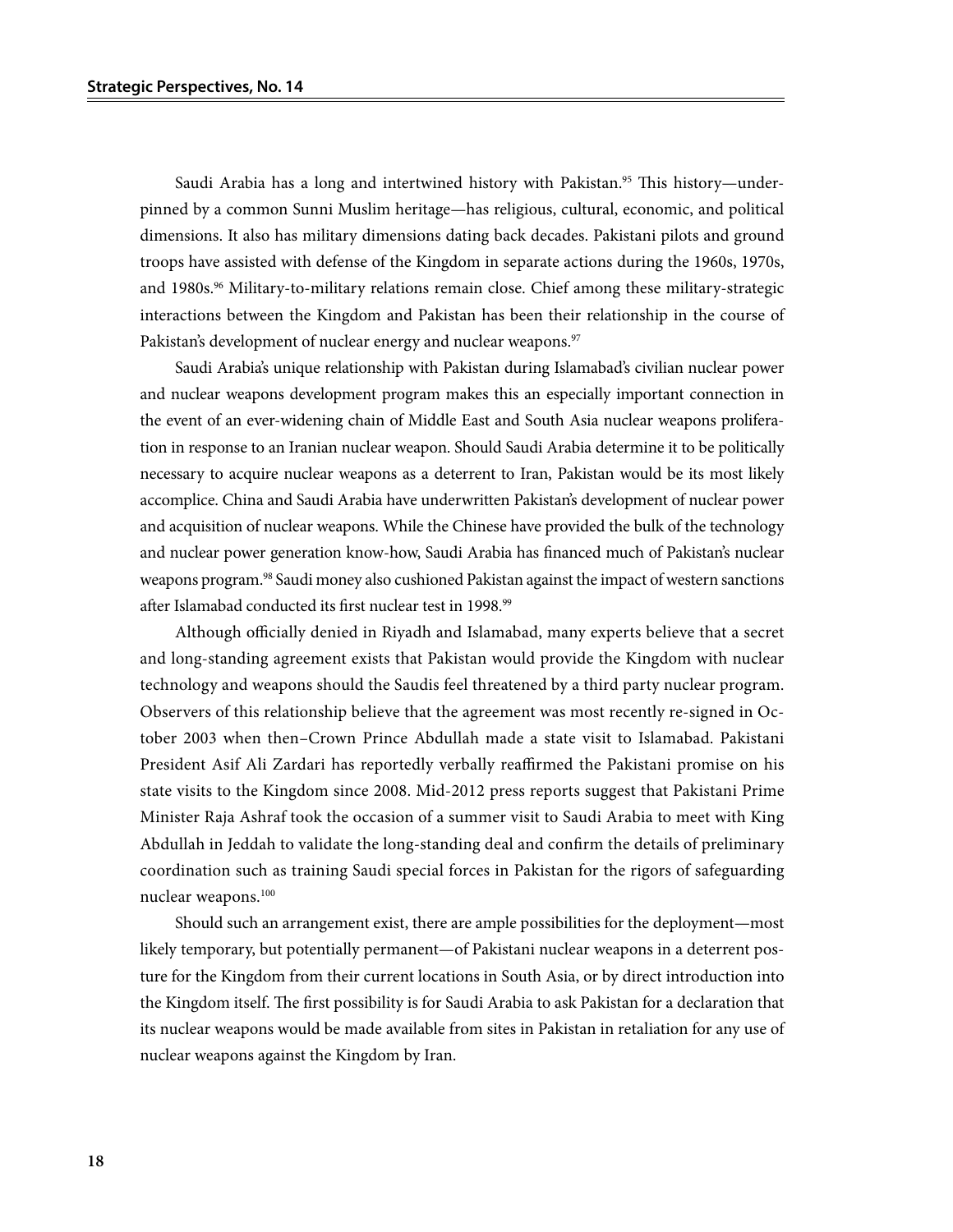Saudi Arabia has a long and intertwined history with Pakistan.[95] This history—underpinned by a common Sunni Muslim heritage—has religious, cultural, economic, and political dimensions. It also has military dimensions dating back decades. Pakistani pilots and ground troops have assisted with defense of the Kingdom in separate actions during the 1960s, 1970s, and 1980s.[96] Military-to-military relations remain close. Chief among these military-strategic interactions between the Kingdom and Pakistan has been their relationship in the course of Pakistan's development of nuclear energy and nuclear weapons.[97]

Saudi Arabia's unique relationship with Pakistan during Islamabad's civilian nuclear power and nuclear weapons development program makes this an especially important connection in the event of an ever-widening chain of Middle East and South Asia nuclear weapons proliferation in response to an Iranian nuclear weapon. Should Saudi Arabia determine it to be politically necessary to acquire nuclear weapons as a deterrent to Iran, Pakistan would be its most likely accomplice. China and Saudi Arabia have underwritten Pakistan's development of nuclear power and acquisition of nuclear weapons. While the Chinese have provided the bulk of the technology and nuclear power generation know-how, Saudi Arabia has financed much of Pakistan's nuclear weapons program.[98] Saudi money also cushioned Pakistan against the impact of western sanctions after Islamabad conducted its first nuclear test in 1998.[99]

Although officially denied in Riyadh and Islamabad, many experts believe that a secret and long-standing agreement exists that Pakistan would provide the Kingdom with nuclear technology and weapons should the Saudis feel threatened by a third party nuclear program. Observers of this relationship believe that the agreement was most recently re-signed in October 2003 when then–Crown Prince Abdullah made a state visit to Islamabad. Pakistani President Asif Ali Zardari has reportedly verbally reaffirmed the Pakistani promise on his state visits to the Kingdom since 2008. Mid-2012 press reports suggest that Pakistani Prime Minister Raja Ashraf took the occasion of a summer visit to Saudi Arabia to meet with King Abdullah in Jeddah to validate the long-standing deal and confirm the details of preliminary coordination such as training Saudi special forces in Pakistan for the rigors of safeguarding nuclear weapons.[100]

Should such an arrangement exist, there are ample possibilities for the deployment—most likely temporary, but potentially permanent—of Pakistani nuclear weapons in a deterrent posture for the Kingdom from their current locations in South Asia, or by direct introduction into the Kingdom itself. The first possibility is for Saudi Arabia to ask Pakistan for a declaration that its nuclear weapons would be made available from sites in Pakistan in retaliation for any use of nuclear weapons against the Kingdom by Iran.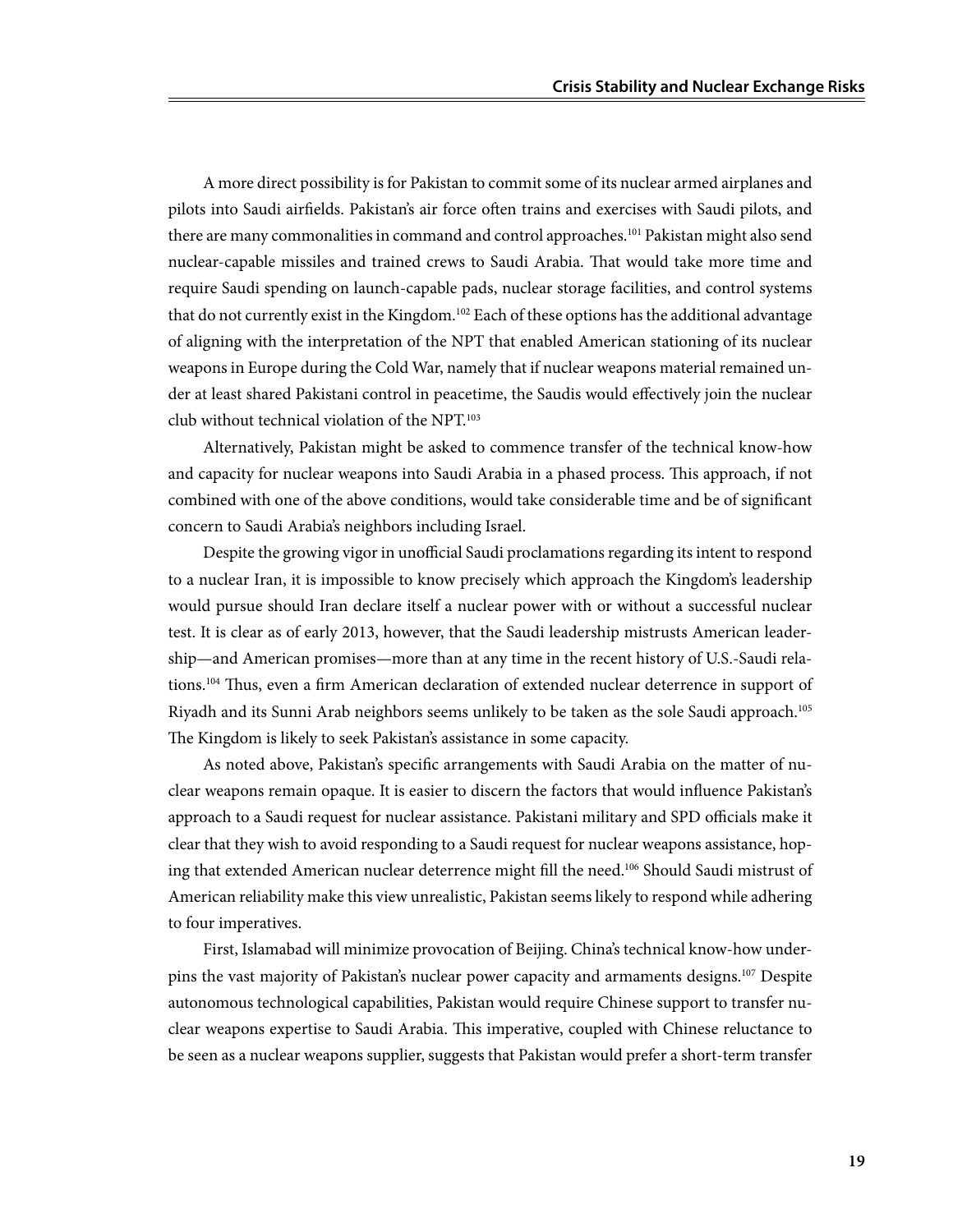A more direct possibility is for Pakistan to commit some of its nuclear armed airplanes and pilots into Saudi airfields. Pakistan's air force often trains and exercises with Saudi pilots, and there are many commonalities in command and control approaches.[101] Pakistan might also send nuclear-capable missiles and trained crews to Saudi Arabia. That would take more time and require Saudi spending on launch-capable pads, nuclear storage facilities, and control systems that do not currently exist in the Kingdom.[102] Each of these options has the additional advantage of aligning with the interpretation of the NPT that enabled American stationing of its nuclear weapons in Europe during the Cold War, namely that if nuclear weapons material remained under at least shared Pakistani control in peacetime, the Saudis would effectively join the nuclear club without technical violation of the NPT.[103]

Alternatively, Pakistan might be asked to commence transfer of the technical know-how and capacity for nuclear weapons into Saudi Arabia in a phased process. This approach, if not combined with one of the above conditions, would take considerable time and be of significant concern to Saudi Arabia's neighbors including Israel.

Despite the growing vigor in unofficial Saudi proclamations regarding its intent to respond to a nuclear Iran, it is impossible to know precisely which approach the Kingdom's leadership would pursue should Iran declare itself a nuclear power with or without a successful nuclear test. It is clear as of early 2013, however, that the Saudi leadership mistrusts American leadership—and American promises—more than at any time in the recent history of U.S.-Saudi relations.[104] Thus, even a firm American declaration of extended nuclear deterrence in support of Riyadh and its Sunni Arab neighbors seems unlikely to be taken as the sole Saudi approach.[105] The Kingdom is likely to seek Pakistan's assistance in some capacity.

As noted above, Pakistan's specific arrangements with Saudi Arabia on the matter of nuclear weapons remain opaque. It is easier to discern the factors that would influence Pakistan's approach to a Saudi request for nuclear assistance. Pakistani military and SPD officials make it clear that they wish to avoid responding to a Saudi request for nuclear weapons assistance, hoping that extended American nuclear deterrence might fill the need.[106] Should Saudi mistrust of American reliability make this view unrealistic, Pakistan seems likely to respond while adhering to four imperatives.

First, Islamabad will minimize provocation of Beijing. China's technical know-how underpins the vast majority of Pakistan's nuclear power capacity and armaments designs.[107] Despite autonomous technological capabilities, Pakistan would require Chinese support to transfer nuclear weapons expertise to Saudi Arabia. This imperative, coupled with Chinese reluctance to be seen as a nuclear weapons supplier, suggests that Pakistan would prefer a short-term transfer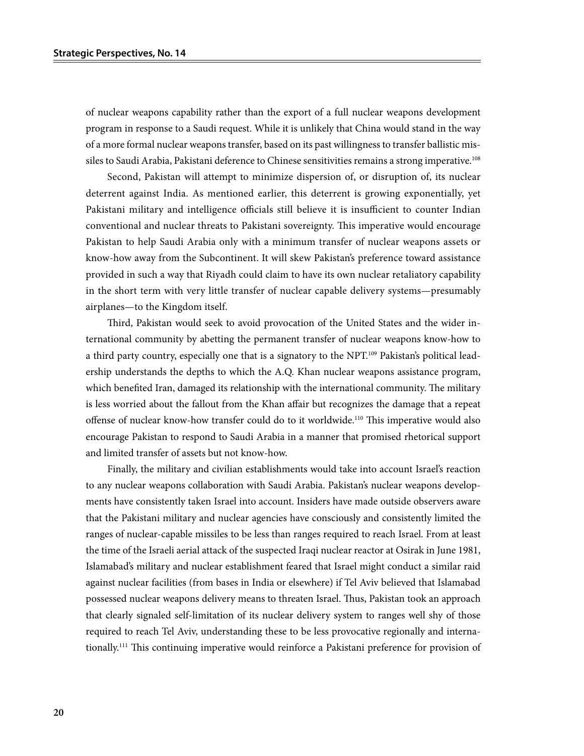of nuclear weapons capability rather than the export of a full nuclear weapons development program in response to a Saudi request. While it is unlikely that China would stand in the way of a more formal nuclear weapons transfer, based on its past willingness to transfer ballistic missiles to Saudi Arabia, Pakistani deference to Chinese sensitivities remains a strong imperative.[108]

Second, Pakistan will attempt to minimize dispersion of, or disruption of, its nuclear deterrent against India. As mentioned earlier, this deterrent is growing exponentially, yet Pakistani military and intelligence officials still believe it is insufficient to counter Indian conventional and nuclear threats to Pakistani sovereignty. This imperative would encourage Pakistan to help Saudi Arabia only with a minimum transfer of nuclear weapons assets or know-how away from the Subcontinent. It will skew Pakistan's preference toward assistance provided in such a way that Riyadh could claim to have its own nuclear retaliatory capability in the short term with very little transfer of nuclear capable delivery systems—presumably airplanes—to the Kingdom itself.

Third, Pakistan would seek to avoid provocation of the United States and the wider international community by abetting the permanent transfer of nuclear weapons know-how to a third party country, especially one that is a signatory to the NPT.[109] Pakistan's political leadership understands the depths to which the A.Q. Khan nuclear weapons assistance program, which benefited Iran, damaged its relationship with the international community. The military is less worried about the fallout from the Khan affair but recognizes the damage that a repeat offense of nuclear know-how transfer could do to it worldwide.[110] This imperative would also encourage Pakistan to respond to Saudi Arabia in a manner that promised rhetorical support and limited transfer of assets but not know-how.

Finally, the military and civilian establishments would take into account Israel's reaction to any nuclear weapons collaboration with Saudi Arabia. Pakistan's nuclear weapons developments have consistently taken Israel into account. Insiders have made outside observers aware that the Pakistani military and nuclear agencies have consciously and consistently limited the ranges of nuclear-capable missiles to be less than ranges required to reach Israel. From at least the time of the Israeli aerial attack of the suspected Iraqi nuclear reactor at Osirak in June 1981, Islamabad's military and nuclear establishment feared that Israel might conduct a similar raid against nuclear facilities (from bases in India or elsewhere) if Tel Aviv believed that Islamabad possessed nuclear weapons delivery means to threaten Israel. Thus, Pakistan took an approach that clearly signaled self-limitation of its nuclear delivery system to ranges well shy of those required to reach Tel Aviv, understanding these to be less provocative regionally and internationally.[111] This continuing imperative would reinforce a Pakistani preference for provision of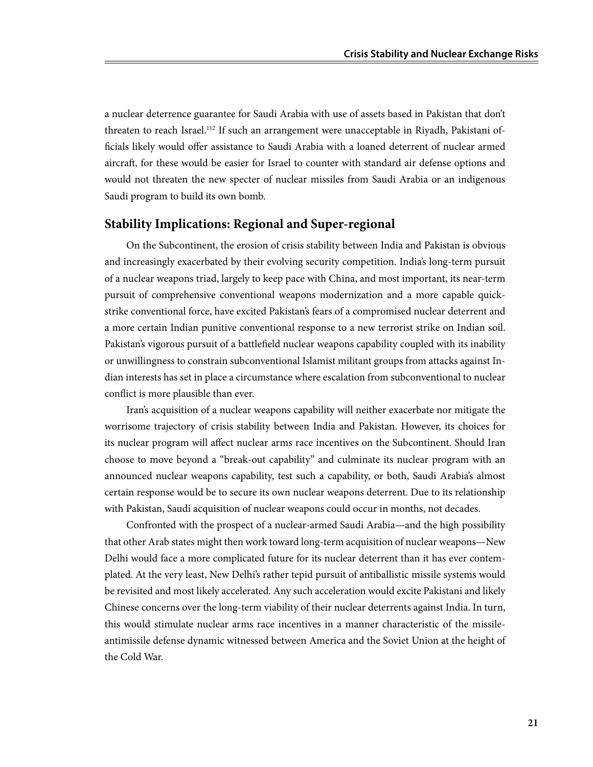a nuclear deterrence guarantee for Saudi Arabia with use of assets based in Pakistan that don't threaten to reach Israel.[112] If such an arrangement were unacceptable in Riyadh, Pakistani officials likely would offer assistance to Saudi Arabia with a loaned deterrent of nuclear armed aircraft, for these would be easier for Israel to counter with standard air defense options and would not threaten the new specter of nuclear missiles from Saudi Arabia or an indigenous Saudi program to build its own bomb.

## Stability Implications: Regional and Super-regional

On the Subcontinent, the erosion of crisis stability between India and Pakistan is obvious and increasingly exacerbated by their evolving security competition. India's long-term pursuit of a nuclear weapons triad, largely to keep pace with China, and most important, its near-term pursuit of comprehensive conventional weapons modernization and a more capable quick-strike conventional force, have excited Pakistan's fears of a compromised nuclear deterrent and a more certain Indian punitive conventional response to a new terrorist strike on Indian soil. Pakistan's vigorous pursuit of a battlefield nuclear weapons capability coupled with its inability or unwillingness to constrain subconventional Islamist militant groups from attacks against Indian interests has set in place a circumstance where escalation from subconventional to nuclear conflict is more plausible than ever.

Iran's acquisition of a nuclear weapons capability will neither exacerbate nor mitigate the worrisome trajectory of crisis stability between India and Pakistan. However, its choices for its nuclear program will affect nuclear arms race incentives on the Subcontinent. Should Iran choose to move beyond a "break-out capability" and culminate its nuclear program with an announced nuclear weapons capability, test such a capability, or both, Saudi Arabia's almost certain response would be to secure its own nuclear weapons deterrent. Due to its relationship with Pakistan, Saudi acquisition of nuclear weapons could occur in months, not decades.

Confronted with the prospect of a nuclear-armed Saudi Arabia—and the high possibility that other Arab states might then work toward long-term acquisition of nuclear weapons—New Delhi would face a more complicated future for its nuclear deterrent than it has ever contemplated. At the very least, New Delhi's rather tepid pursuit of antiballistic missile systems would be revisited and most likely accelerated. Any such acceleration would excite Pakistani and likely Chinese concerns over the long-term viability of their nuclear deterrents against India. In turn, this would stimulate nuclear arms race incentives in a manner characteristic of the missile-antimissile defense dynamic witnessed between America and the Soviet Union at the height of the Cold War.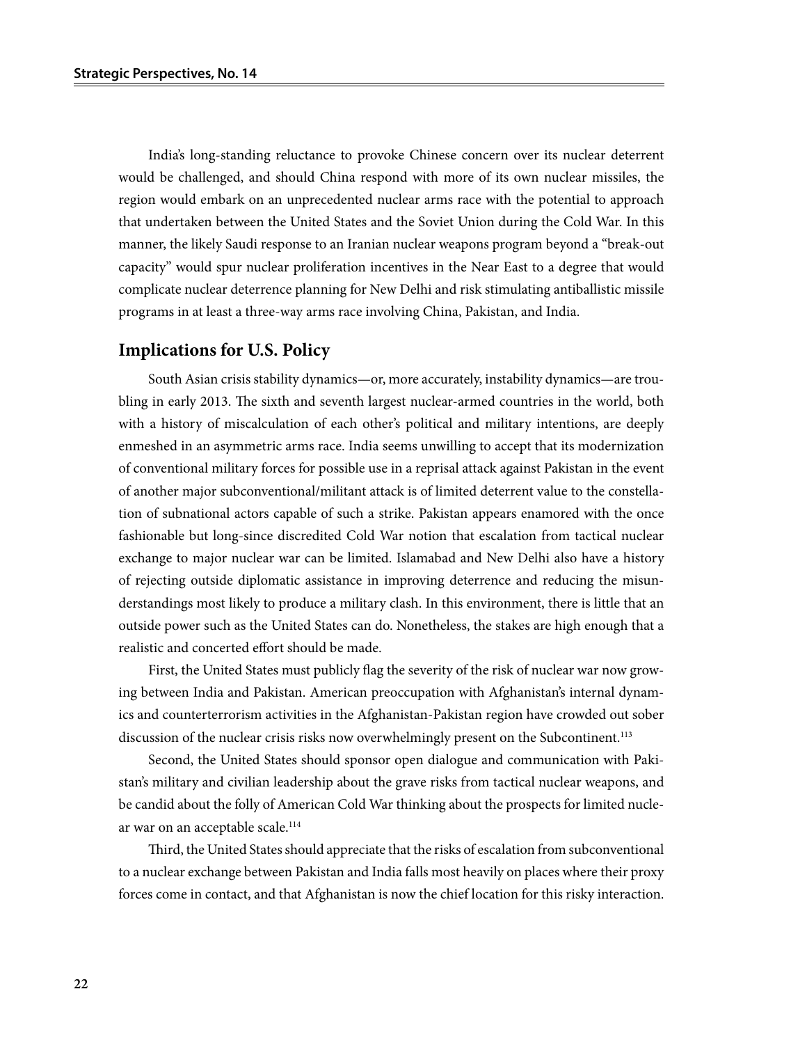India's long-standing reluctance to provoke Chinese concern over its nuclear deterrent would be challenged, and should China respond with more of its own nuclear missiles, the region would embark on an unprecedented nuclear arms race with the potential to approach that undertaken between the United States and the Soviet Union during the Cold War. In this manner, the likely Saudi response to an Iranian nuclear weapons program beyond a "break-out capacity" would spur nuclear proliferation incentives in the Near East to a degree that would complicate nuclear deterrence planning for New Delhi and risk stimulating antiballistic missile programs in at least a three-way arms race involving China, Pakistan, and India.

## Implications for U.S. Policy

South Asian crisis stability dynamics—or, more accurately, instability dynamics—are troubling in early 2013. The sixth and seventh largest nuclear-armed countries in the world, both with a history of miscalculation of each other's political and military intentions, are deeply enmeshed in an asymmetric arms race. India seems unwilling to accept that its modernization of conventional military forces for possible use in a reprisal attack against Pakistan in the event of another major subconventional/militant attack is of limited deterrent value to the constellation of subnational actors capable of such a strike. Pakistan appears enamored with the once fashionable but long-since discredited Cold War notion that escalation from tactical nuclear exchange to major nuclear war can be limited. Islamabad and New Delhi also have a history of rejecting outside diplomatic assistance in improving deterrence and reducing the misunderstandings most likely to produce a military clash. In this environment, there is little that an outside power such as the United States can do. Nonetheless, the stakes are high enough that a realistic and concerted effort should be made.

First, the United States must publicly flag the severity of the risk of nuclear war now growing between India and Pakistan. American preoccupation with Afghanistan's internal dynamics and counterterrorism activities in the Afghanistan-Pakistan region have crowded out sober discussion of the nuclear crisis risks now overwhelmingly present on the Subcontinent.[113]

Second, the United States should sponsor open dialogue and communication with Pakistan's military and civilian leadership about the grave risks from tactical nuclear weapons, and be candid about the folly of American Cold War thinking about the prospects for limited nuclear war on an acceptable scale.[114]

Third, the United States should appreciate that the risks of escalation from subconventional to a nuclear exchange between Pakistan and India falls most heavily on places where their proxy forces come in contact, and that Afghanistan is now the chief location for this risky interaction.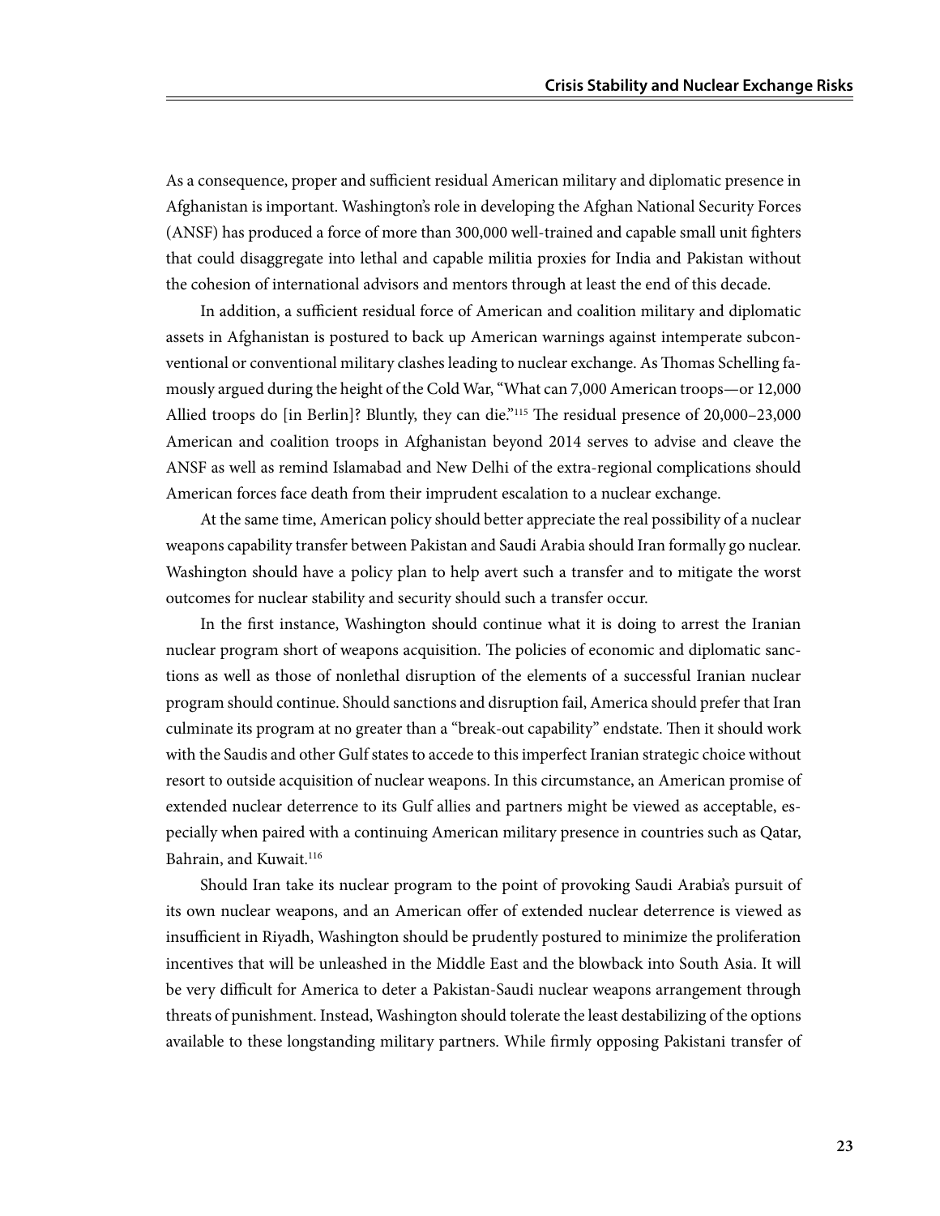As a consequence, proper and sufficient residual American military and diplomatic presence in Afghanistan is important. Washington's role in developing the Afghan National Security Forces (ANSF) has produced a force of more than 300,000 well-trained and capable small unit fighters that could disaggregate into lethal and capable militia proxies for India and Pakistan without the cohesion of international advisors and mentors through at least the end of this decade.

In addition, a sufficient residual force of American and coalition military and diplomatic assets in Afghanistan is postured to back up American warnings against intemperate subconventional or conventional military clashes leading to nuclear exchange. As Thomas Schelling famously argued during the height of the Cold War, "What can 7,000 American troops—or 12,000 Allied troops do [in Berlin]? Bluntly, they can die."[115] The residual presence of 20,000–23,000 American and coalition troops in Afghanistan beyond 2014 serves to advise and cleave the ANSF as well as remind Islamabad and New Delhi of the extra-regional complications should American forces face death from their imprudent escalation to a nuclear exchange.

At the same time, American policy should better appreciate the real possibility of a nuclear weapons capability transfer between Pakistan and Saudi Arabia should Iran formally go nuclear. Washington should have a policy plan to help avert such a transfer and to mitigate the worst outcomes for nuclear stability and security should such a transfer occur.

In the first instance, Washington should continue what it is doing to arrest the Iranian nuclear program short of weapons acquisition. The policies of economic and diplomatic sanctions as well as those of nonlethal disruption of the elements of a successful Iranian nuclear program should continue. Should sanctions and disruption fail, America should prefer that Iran culminate its program at no greater than a "break-out capability" endstate. Then it should work with the Saudis and other Gulf states to accede to this imperfect Iranian strategic choice without resort to outside acquisition of nuclear weapons. In this circumstance, an American promise of extended nuclear deterrence to its Gulf allies and partners might be viewed as acceptable, especially when paired with a continuing American military presence in countries such as Qatar, Bahrain, and Kuwait.[116]

Should Iran take its nuclear program to the point of provoking Saudi Arabia's pursuit of its own nuclear weapons, and an American offer of extended nuclear deterrence is viewed as insufficient in Riyadh, Washington should be prudently postured to minimize the proliferation incentives that will be unleashed in the Middle East and the blowback into South Asia. It will be very difficult for America to deter a Pakistan-Saudi nuclear weapons arrangement through threats of punishment. Instead, Washington should tolerate the least destabilizing of the options available to these longstanding military partners. While firmly opposing Pakistani transfer of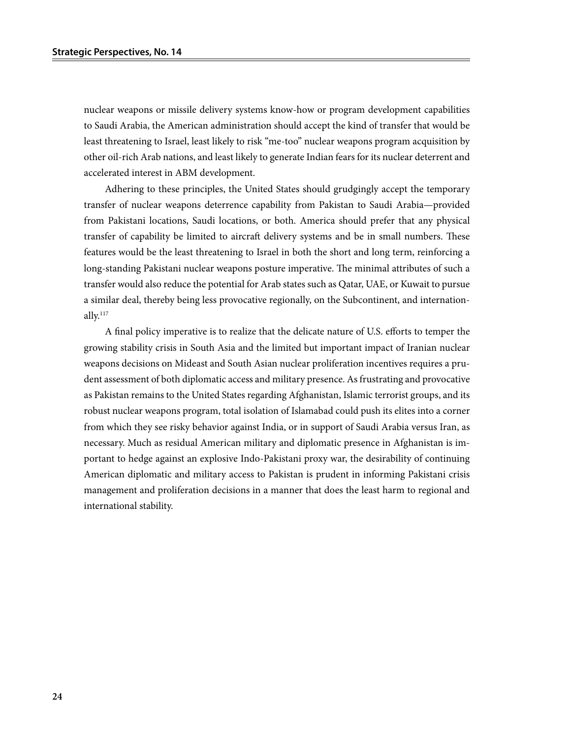nuclear weapons or missile delivery systems know-how or program development capabilities to Saudi Arabia, the American administration should accept the kind of transfer that would be least threatening to Israel, least likely to risk "me-too" nuclear weapons program acquisition by other oil-rich Arab nations, and least likely to generate Indian fears for its nuclear deterrent and accelerated interest in ABM development.

Adhering to these principles, the United States should grudgingly accept the temporary transfer of nuclear weapons deterrence capability from Pakistan to Saudi Arabia—provided from Pakistani locations, Saudi locations, or both. America should prefer that any physical transfer of capability be limited to aircraft delivery systems and be in small numbers. These features would be the least threatening to Israel in both the short and long term, reinforcing a long-standing Pakistani nuclear weapons posture imperative. The minimal attributes of such a transfer would also reduce the potential for Arab states such as Qatar, UAE, or Kuwait to pursue a similar deal, thereby being less provocative regionally, on the Subcontinent, and internationally.[117]

A final policy imperative is to realize that the delicate nature of U.S. efforts to temper the growing stability crisis in South Asia and the limited but important impact of Iranian nuclear weapons decisions on Mideast and South Asian nuclear proliferation incentives requires a prudent assessment of both diplomatic access and military presence. As frustrating and provocative as Pakistan remains to the United States regarding Afghanistan, Islamic terrorist groups, and its robust nuclear weapons program, total isolation of Islamabad could push its elites into a corner from which they see risky behavior against India, or in support of Saudi Arabia versus Iran, as necessary. Much as residual American military and diplomatic presence in Afghanistan is important to hedge against an explosive Indo-Pakistani proxy war, the desirability of continuing American diplomatic and military access to Pakistan is prudent in informing Pakistani crisis management and proliferation decisions in a manner that does the least harm to regional and international stability.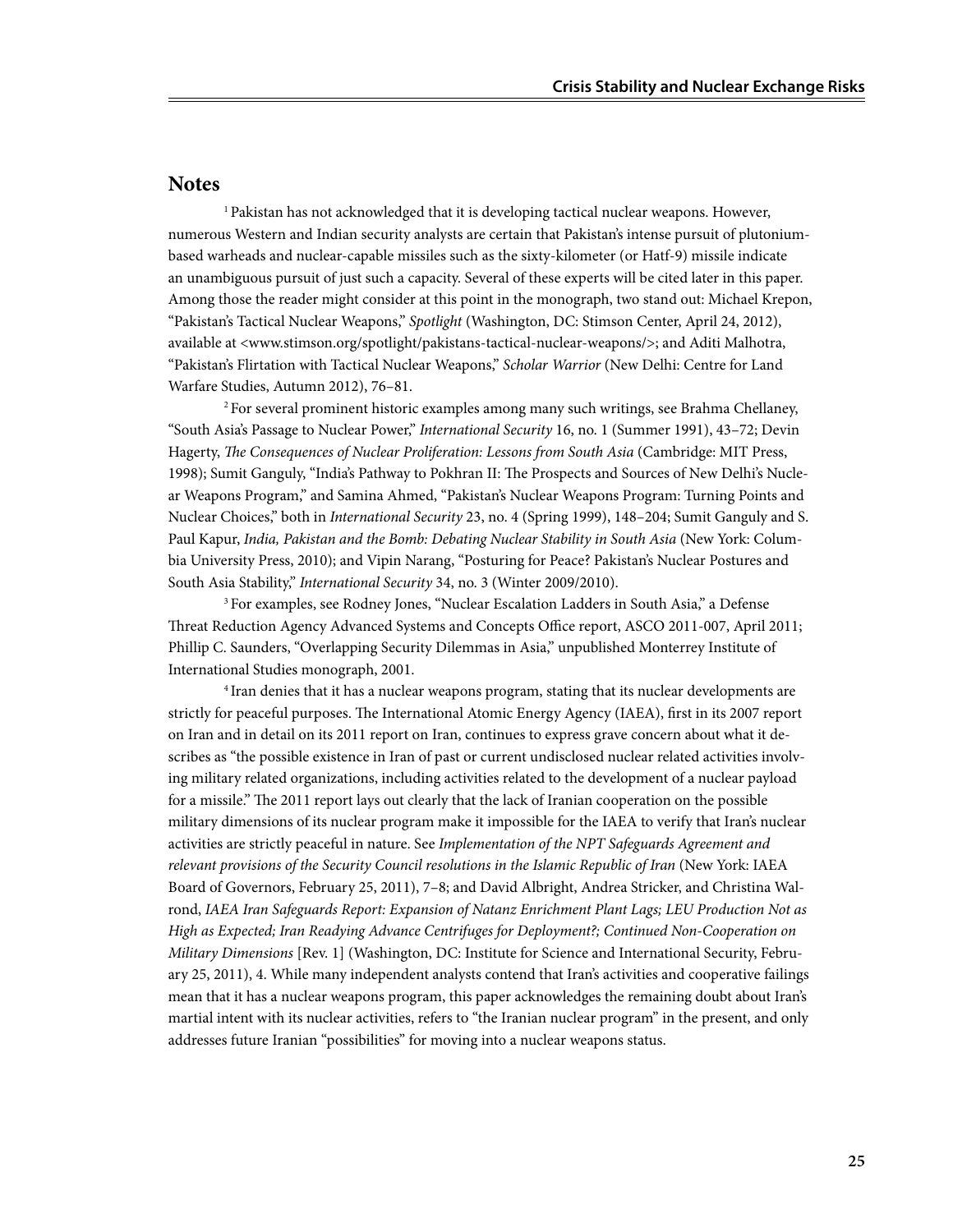## Notes

[1] Pakistan has not acknowledged that it is developing tactical nuclear weapons. However, numerous Western and Indian security analysts are certain that Pakistan's intense pursuit of plutonium-based warheads and nuclear-capable missiles such as the sixty-kilometer (or Hatf-9) missile indicate an unambiguous pursuit of just such a capacity. Several of these experts will be cited later in this paper. Among those the reader might consider at this point in the monograph, two stand out: Michael Krepon, "Pakistan's Tactical Nuclear Weapons," *Spotlight* (Washington, DC: Stimson Center, April 24, 2012), available at <www.stimson.org/spotlight/pakistans-tactical-nuclear-weapons/>; and Aditi Malhotra, "Pakistan's Flirtation with Tactical Nuclear Weapons," *Scholar Warrior* (New Delhi: Centre for Land Warfare Studies, Autumn 2012), 76–81.

[2] For several prominent historic examples among many such writings, see Brahma Chellaney, "South Asia's Passage to Nuclear Power," *International Security* 16, no. 1 (Summer 1991), 43–72; Devin Hagerty, *The Consequences of Nuclear Proliferation: Lessons from South Asia* (Cambridge: MIT Press, 1998); Sumit Ganguly, "India's Pathway to Pokhran II: The Prospects and Sources of New Delhi's Nuclear Weapons Program," and Samina Ahmed, "Pakistan's Nuclear Weapons Program: Turning Points and Nuclear Choices," both in *International Security* 23, no. 4 (Spring 1999), 148–204; Sumit Ganguly and S. Paul Kapur, *India, Pakistan and the Bomb: Debating Nuclear Stability in South Asia* (New York: Columbia University Press, 2010); and Vipin Narang, "Posturing for Peace? Pakistan's Nuclear Postures and South Asia Stability," *International Security* 34, no. 3 (Winter 2009/2010).

[3] For examples, see Rodney Jones, "Nuclear Escalation Ladders in South Asia," a Defense Threat Reduction Agency Advanced Systems and Concepts Office report, ASCO 2011-007, April 2011; Phillip C. Saunders, "Overlapping Security Dilemmas in Asia," unpublished Monterrey Institute of International Studies monograph, 2001.

[4] Iran denies that it has a nuclear weapons program, stating that its nuclear developments are strictly for peaceful purposes. The International Atomic Energy Agency (IAEA), first in its 2007 report on Iran and in detail on its 2011 report on Iran, continues to express grave concern about what it describes as "the possible existence in Iran of past or current undisclosed nuclear related activities involving military related organizations, including activities related to the development of a nuclear payload for a missile." The 2011 report lays out clearly that the lack of Iranian cooperation on the possible military dimensions of its nuclear program make it impossible for the IAEA to verify that Iran's nuclear activities are strictly peaceful in nature. See *Implementation of the NPT Safeguards Agreement and relevant provisions of the Security Council resolutions in the Islamic Republic of Iran* (New York: IAEA Board of Governors, February 25, 2011), 7–8; and David Albright, Andrea Stricker, and Christina Walrond, *IAEA Iran Safeguards Report: Expansion of Natanz Enrichment Plant Lags; LEU Production Not as High as Expected; Iran Readying Advance Centrifuges for Deployment?; Continued Non-Cooperation on Military Dimensions* [Rev. 1] (Washington, DC: Institute for Science and International Security, February 25, 2011), 4. While many independent analysts contend that Iran's activities and cooperative failings mean that it has a nuclear weapons program, this paper acknowledges the remaining doubt about Iran's martial intent with its nuclear activities, refers to "the Iranian nuclear program" in the present, and only addresses future Iranian "possibilities" for moving into a nuclear weapons status.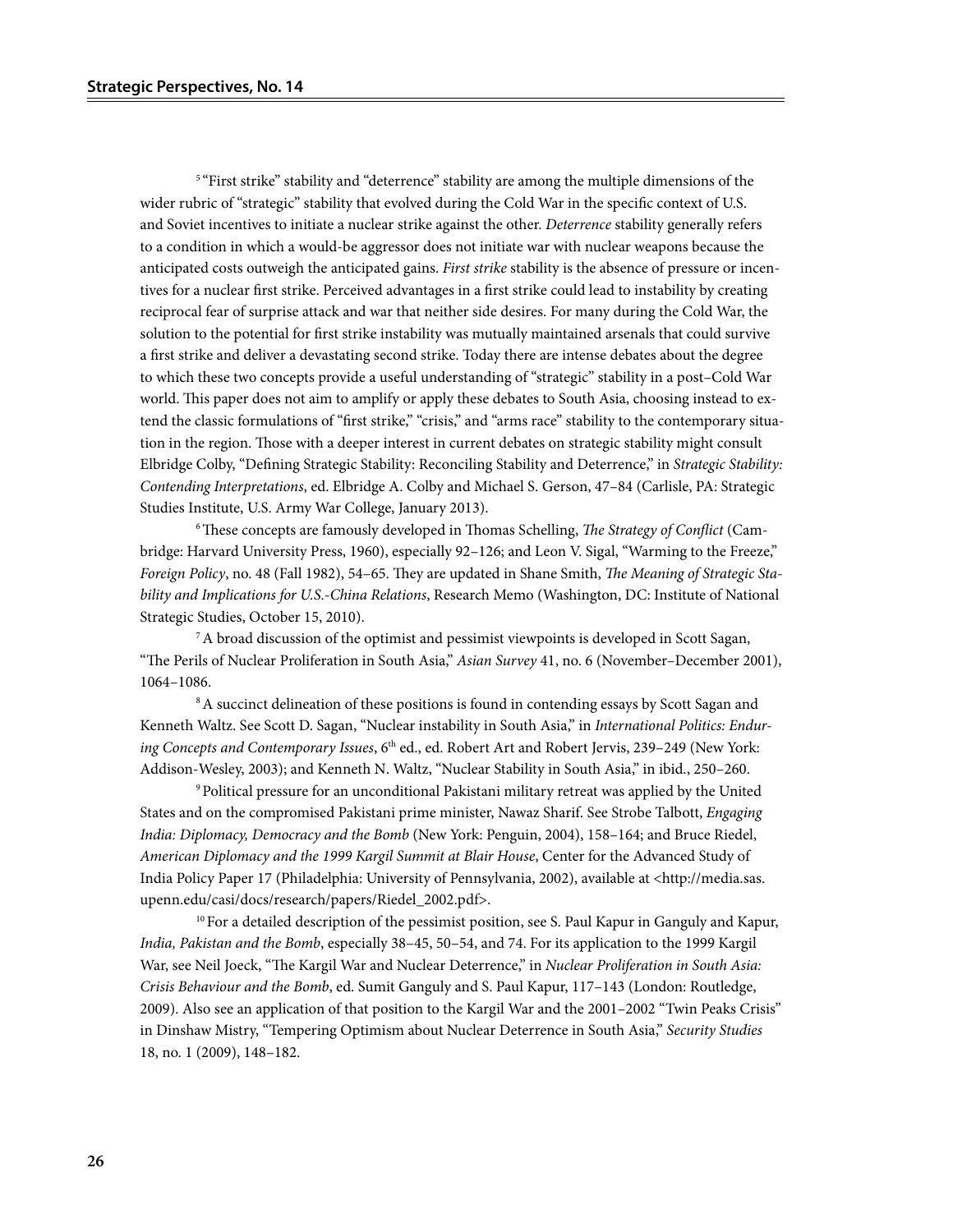[5] "First strike" stability and "deterrence" stability are among the multiple dimensions of the wider rubric of "strategic" stability that evolved during the Cold War in the specific context of U.S. and Soviet incentives to initiate a nuclear strike against the other. *Deterrence* stability generally refers to a condition in which a would-be aggressor does not initiate war with nuclear weapons because the anticipated costs outweigh the anticipated gains. *First strike* stability is the absence of pressure or incentives for a nuclear first strike. Perceived advantages in a first strike could lead to instability by creating reciprocal fear of surprise attack and war that neither side desires. For many during the Cold War, the solution to the potential for first strike instability was mutually maintained arsenals that could survive a first strike and deliver a devastating second strike. Today there are intense debates about the degree to which these two concepts provide a useful understanding of "strategic" stability in a post–Cold War world. This paper does not aim to amplify or apply these debates to South Asia, choosing instead to extend the classic formulations of "first strike," "crisis," and "arms race" stability to the contemporary situation in the region. Those with a deeper interest in current debates on strategic stability might consult Elbridge Colby, "Defining Strategic Stability: Reconciling Stability and Deterrence," in *Strategic Stability: Contending Interpretations*, ed. Elbridge A. Colby and Michael S. Gerson, 47–84 (Carlisle, PA: Strategic Studies Institute, U.S. Army War College, January 2013).

[6] These concepts are famously developed in Thomas Schelling, *The Strategy of Conflict* (Cambridge: Harvard University Press, 1960), especially 92–126; and Leon V. Sigal, "Warming to the Freeze," *Foreign Policy*, no. 48 (Fall 1982), 54–65. They are updated in Shane Smith, *The Meaning of Strategic Stability and Implications for U.S.-China Relations*, Research Memo (Washington, DC: Institute of National Strategic Studies, October 15, 2010).

[7] A broad discussion of the optimist and pessimist viewpoints is developed in Scott Sagan, "The Perils of Nuclear Proliferation in South Asia," *Asian Survey* 41, no. 6 (November–December 2001), 1064–1086.

[8] A succinct delineation of these positions is found in contending essays by Scott Sagan and Kenneth Waltz. See Scott D. Sagan, "Nuclear instability in South Asia," in *International Politics: Enduring Concepts and Contemporary Issues*, 6th ed., ed. Robert Art and Robert Jervis, 239–249 (New York: Addison-Wesley, 2003); and Kenneth N. Waltz, "Nuclear Stability in South Asia," in ibid., 250–260.

[9] Political pressure for an unconditional Pakistani military retreat was applied by the United States and on the compromised Pakistani prime minister, Nawaz Sharif. See Strobe Talbott, *Engaging India: Diplomacy, Democracy and the Bomb* (New York: Penguin, 2004), 158–164; and Bruce Riedel, *American Diplomacy and the 1999 Kargil Summit at Blair House*, Center for the Advanced Study of India Policy Paper 17 (Philadelphia: University of Pennsylvania, 2002), available at <http://media.sas.upenn.edu/casi/docs/research/papers/Riedel_2002.pdf>.

[10] For a detailed description of the pessimist position, see S. Paul Kapur in Ganguly and Kapur, *India, Pakistan and the Bomb*, especially 38–45, 50–54, and 74. For its application to the 1999 Kargil War, see Neil Joeck, "The Kargil War and Nuclear Deterrence," in *Nuclear Proliferation in South Asia: Crisis Behaviour and the Bomb*, ed. Sumit Ganguly and S. Paul Kapur, 117–143 (London: Routledge, 2009). Also see an application of that position to the Kargil War and the 2001–2002 "Twin Peaks Crisis" in Dinshaw Mistry, "Tempering Optimism about Nuclear Deterrence in South Asia," *Security Studies* 18, no. 1 (2009), 148–182.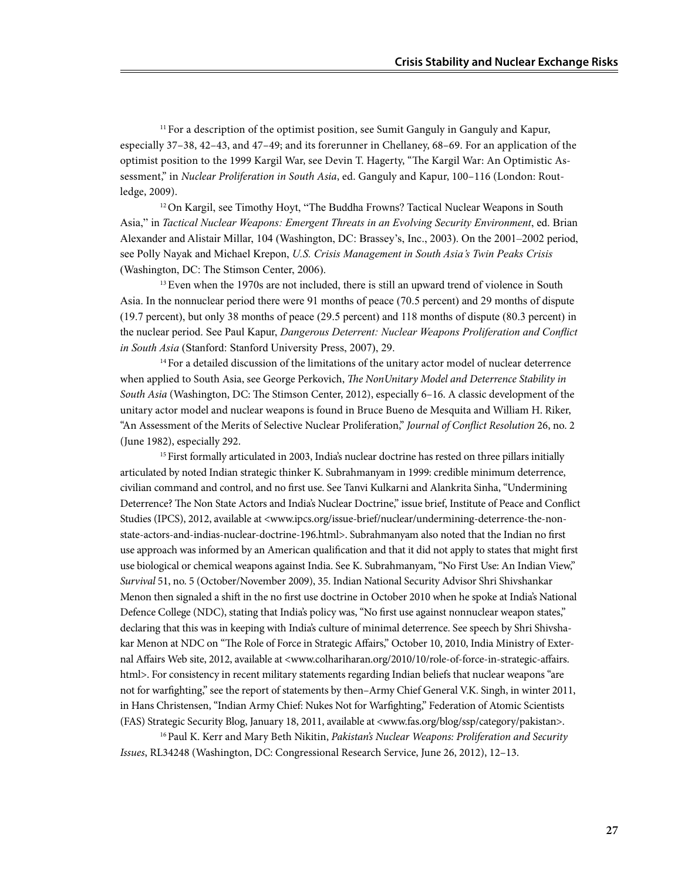[11] For a description of the optimist position, see Sumit Ganguly in Ganguly and Kapur, especially 37–38, 42–43, and 47–49; and its forerunner in Chellaney, 68–69. For an application of the optimist position to the 1999 Kargil War, see Devin T. Hagerty, "The Kargil War: An Optimistic Assessment," in *Nuclear Proliferation in South Asia*, ed. Ganguly and Kapur, 100–116 (London: Routledge, 2009).

[12] On Kargil, see Timothy Hoyt, "The Buddha Frowns? Tactical Nuclear Weapons in South Asia," in *Tactical Nuclear Weapons: Emergent Threats in an Evolving Security Environment*, ed. Brian Alexander and Alistair Millar, 104 (Washington, DC: Brassey's, Inc., 2003). On the 2001–2002 period, see Polly Nayak and Michael Krepon, *U.S. Crisis Management in South Asia's Twin Peaks Crisis* (Washington, DC: The Stimson Center, 2006).

[13] Even when the 1970s are not included, there is still an upward trend of violence in South Asia. In the nonnuclear period there were 91 months of peace (70.5 percent) and 29 months of dispute (19.7 percent), but only 38 months of peace (29.5 percent) and 118 months of dispute (80.3 percent) in the nuclear period. See Paul Kapur, *Dangerous Deterrent: Nuclear Weapons Proliferation and Conflict in South Asia* (Stanford: Stanford University Press, 2007), 29.

[14] For a detailed discussion of the limitations of the unitary actor model of nuclear deterrence when applied to South Asia, see George Perkovich, *The NonUnitary Model and Deterrence Stability in South Asia* (Washington, DC: The Stimson Center, 2012), especially 6–16. A classic development of the unitary actor model and nuclear weapons is found in Bruce Bueno de Mesquita and William H. Riker, "An Assessment of the Merits of Selective Nuclear Proliferation," *Journal of Conflict Resolution* 26, no. 2 (June 1982), especially 292.

[15] First formally articulated in 2003, India's nuclear doctrine has rested on three pillars initially articulated by noted Indian strategic thinker K. Subrahmanyam in 1999: credible minimum deterrence, civilian command and control, and no first use. See Tanvi Kulkarni and Alankrita Sinha, "Undermining Deterrence? The Non State Actors and India's Nuclear Doctrine," issue brief, Institute of Peace and Conflict Studies (IPCS), 2012, available at <www.ipcs.org/issue-brief/nuclear/undermining-deterrence-the-non-state-actors-and-indias-nuclear-doctrine-196.html>. Subrahmanyam also noted that the Indian no first use approach was informed by an American qualification and that it did not apply to states that might first use biological or chemical weapons against India. See K. Subrahmanyam, "No First Use: An Indian View," *Survival* 51, no. 5 (October/November 2009), 35. Indian National Security Advisor Shri Shivshankar Menon then signaled a shift in the no first use doctrine in October 2010 when he spoke at India's National Defence College (NDC), stating that India's policy was, "No first use against nonnuclear weapon states," declaring that this was in keeping with India's culture of minimal deterrence. See speech by Shri Shivshakar Menon at NDC on "The Role of Force in Strategic Affairs," October 10, 2010, India Ministry of External Affairs Web site, 2012, available at <www.colhariharan.org/2010/10/role-of-force-in-strategic-affairs.html>. For consistency in recent military statements regarding Indian beliefs that nuclear weapons "are not for warfighting," see the report of statements by then–Army Chief General V.K. Singh, in winter 2011, in Hans Christensen, "Indian Army Chief: Nukes Not for Warfighting," Federation of Atomic Scientists (FAS) Strategic Security Blog, January 18, 2011, available at <www.fas.org/blog/ssp/category/pakistan>.

[16] Paul K. Kerr and Mary Beth Nikitin, *Pakistan's Nuclear Weapons: Proliferation and Security Issues*, RL34248 (Washington, DC: Congressional Research Service, June 26, 2012), 12–13.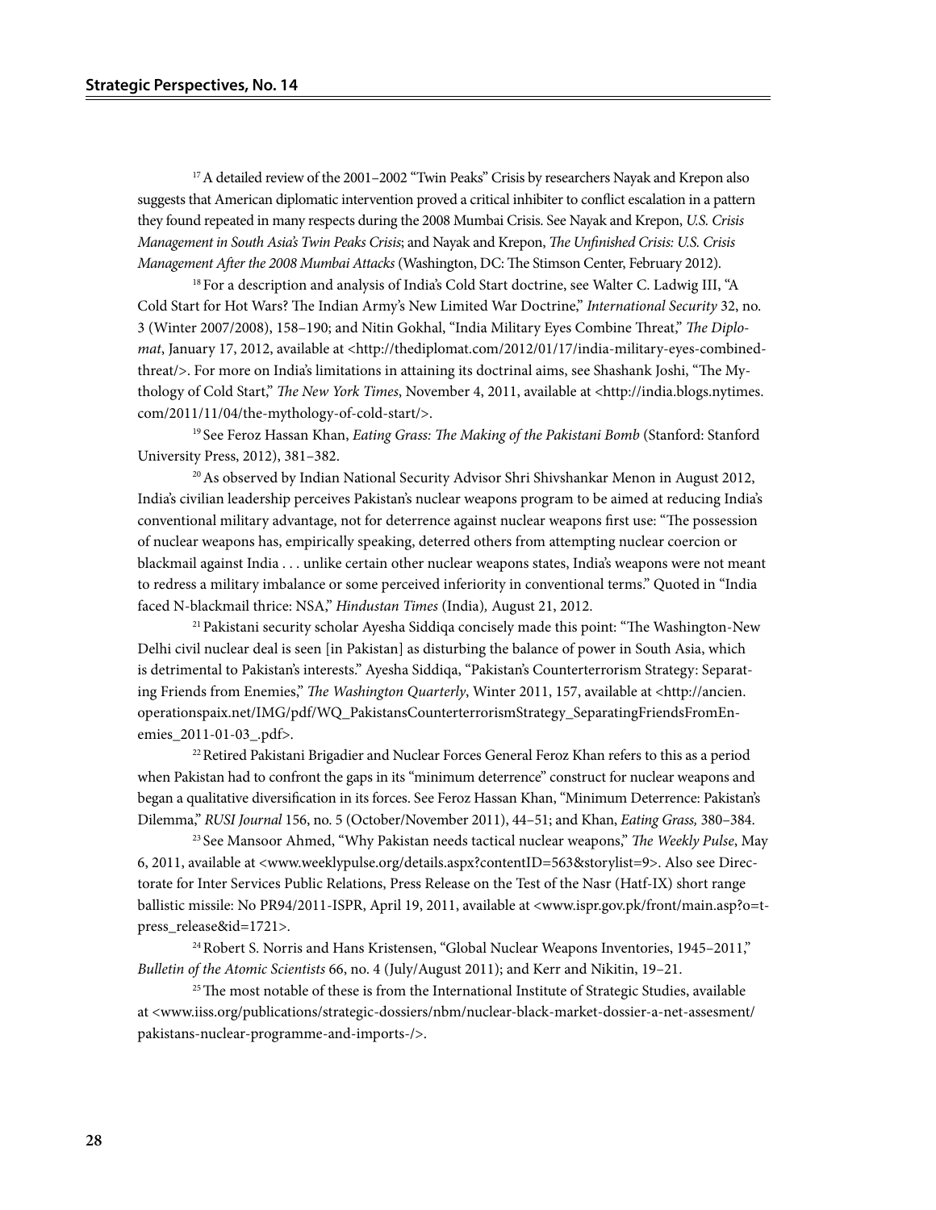[17] A detailed review of the 2001–2002 "Twin Peaks" Crisis by researchers Nayak and Krepon also suggests that American diplomatic intervention proved a critical inhibiter to conflict escalation in a pattern they found repeated in many respects during the 2008 Mumbai Crisis. See Nayak and Krepon, *U.S. Crisis Management in South Asia's Twin Peaks Crisis*; and Nayak and Krepon, *The Unfinished Crisis: U.S. Crisis Management After the 2008 Mumbai Attacks* (Washington, DC: The Stimson Center, February 2012).

[18] For a description and analysis of India's Cold Start doctrine, see Walter C. Ladwig III, "A Cold Start for Hot Wars? The Indian Army's New Limited War Doctrine," *International Security* 32, no. 3 (Winter 2007/2008), 158–190; and Nitin Gokhal, "India Military Eyes Combine Threat," *The Diplomat*, January 17, 2012, available at <http://thediplomat.com/2012/01/17/india-military-eyes-combined-threat/>. For more on India's limitations in attaining its doctrinal aims, see Shashank Joshi, "The Mythology of Cold Start," *The New York Times*, November 4, 2011, available at <http://india.blogs.nytimes.com/2011/11/04/the-mythology-of-cold-start/>.

[19] See Feroz Hassan Khan, *Eating Grass: The Making of the Pakistani Bomb* (Stanford: Stanford University Press, 2012), 381–382.

[20] As observed by Indian National Security Advisor Shri Shivshankar Menon in August 2012, India's civilian leadership perceives Pakistan's nuclear weapons program to be aimed at reducing India's conventional military advantage, not for deterrence against nuclear weapons first use: "The possession of nuclear weapons has, empirically speaking, deterred others from attempting nuclear coercion or blackmail against India . . . unlike certain other nuclear weapons states, India's weapons were not meant to redress a military imbalance or some perceived inferiority in conventional terms." Quoted in "India faced N-blackmail thrice: NSA," *Hindustan Times* (India), August 21, 2012.

[21] Pakistani security scholar Ayesha Siddiqa concisely made this point: "The Washington-New Delhi civil nuclear deal is seen [in Pakistan] as disturbing the balance of power in South Asia, which is detrimental to Pakistan's interests." Ayesha Siddiqa, "Pakistan's Counterterrorism Strategy: Separating Friends from Enemies," *The Washington Quarterly*, Winter 2011, 157, available at <http://ancien.operationspaix.net/IMG/pdf/WQ_PakistansCounterterrorismStrategy_SeparatingFriendsFromEnemies_2011-01-03_.pdf>.

[22] Retired Pakistani Brigadier and Nuclear Forces General Feroz Khan refers to this as a period when Pakistan had to confront the gaps in its "minimum deterrence" construct for nuclear weapons and began a qualitative diversification in its forces. See Feroz Hassan Khan, "Minimum Deterrence: Pakistan's Dilemma," *RUSI Journal* 156, no. 5 (October/November 2011), 44–51; and Khan, *Eating Grass,* 380–384.

[23] See Mansoor Ahmed, "Why Pakistan needs tactical nuclear weapons," *The Weekly Pulse*, May 6, 2011, available at <www.weeklypulse.org/details.aspx?contentID=563&storylist=9>. Also see Directorate for Inter Services Public Relations, Press Release on the Test of the Nasr (Hatf-IX) short range ballistic missile: No PR94/2011-ISPR, April 19, 2011, available at <www.ispr.gov.pk/front/main.asp?o=t-press_release&id=1721>.

[24] Robert S. Norris and Hans Kristensen, "Global Nuclear Weapons Inventories, 1945–2011," *Bulletin of the Atomic Scientists* 66, no. 4 (July/August 2011); and Kerr and Nikitin, 19–21.

[25] The most notable of these is from the International Institute of Strategic Studies, available at <www.iiss.org/publications/strategic-dossiers/nbm/nuclear-black-market-dossier-a-net-assesment/pakistans-nuclear-programme-and-imports-/>.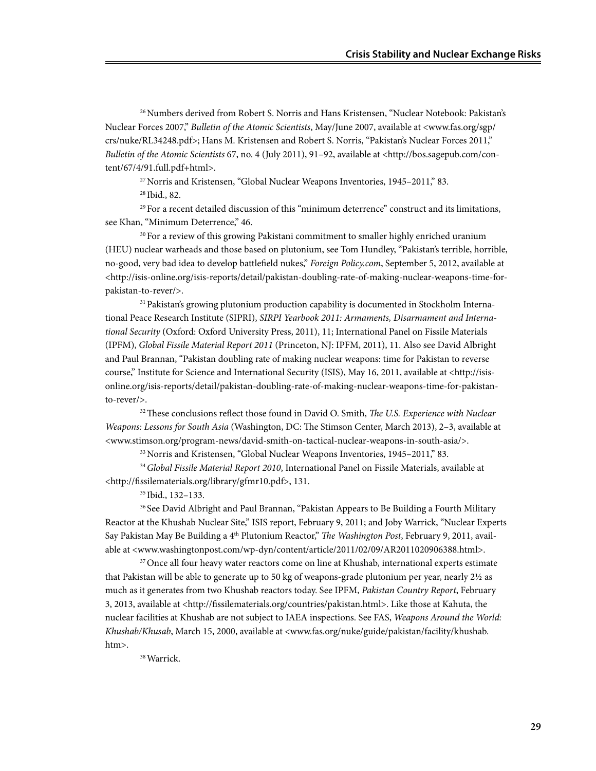[26] Numbers derived from Robert S. Norris and Hans Kristensen, "Nuclear Notebook: Pakistan's Nuclear Forces 2007," *Bulletin of the Atomic Scientists*, May/June 2007, available at <www.fas.org/sgp/crs/nuke/RL34248.pdf>; Hans M. Kristensen and Robert S. Norris, "Pakistan's Nuclear Forces 2011," *Bulletin of the Atomic Scientists* 67, no. 4 (July 2011), 91–92, available at <http://bos.sagepub.com/content/67/4/91.full.pdf+html>.

[27] Norris and Kristensen, "Global Nuclear Weapons Inventories, 1945–2011," 83.

[28] Ibid., 82.

[29] For a recent detailed discussion of this "minimum deterrence" construct and its limitations, see Khan, "Minimum Deterrence," 46.

[30] For a review of this growing Pakistani commitment to smaller highly enriched uranium (HEU) nuclear warheads and those based on plutonium, see Tom Hundley, "Pakistan's terrible, horrible, no-good, very bad idea to develop battlefield nukes," *Foreign Policy.com*, September 5, 2012, available at <http://isis-online.org/isis-reports/detail/pakistan-doubling-rate-of-making-nuclear-weapons-time-for-pakistan-to-rever/>.

[31] Pakistan's growing plutonium production capability is documented in Stockholm International Peace Research Institute (SIPRI), *SIRPI Yearbook 2011: Armaments, Disarmament and International Security* (Oxford: Oxford University Press, 2011), 11; International Panel on Fissile Materials (IPFM), *Global Fissile Material Report 2011* (Princeton, NJ: IPFM, 2011), 11. Also see David Albright and Paul Brannan, "Pakistan doubling rate of making nuclear weapons: time for Pakistan to reverse course," Institute for Science and International Security (ISIS), May 16, 2011, available at <http://isis-online.org/isis-reports/detail/pakistan-doubling-rate-of-making-nuclear-weapons-time-for-pakistan-to-rever/>.

[32] These conclusions reflect those found in David O. Smith, *The U.S. Experience with Nuclear Weapons: Lessons for South Asia* (Washington, DC: The Stimson Center, March 2013), 2–3, available at <www.stimson.org/program-news/david-smith-on-tactical-nuclear-weapons-in-south-asia/>.

[33] Norris and Kristensen, "Global Nuclear Weapons Inventories, 1945–2011," 83.

[34] *Global Fissile Material Report 2010*, International Panel on Fissile Materials, available at <http://fissilematerials.org/library/gfmr10.pdf>, 131.

[35] Ibid., 132–133.

[36] See David Albright and Paul Brannan, "Pakistan Appears to Be Building a Fourth Military Reactor at the Khushab Nuclear Site," ISIS report, February 9, 2011; and Joby Warrick, "Nuclear Experts Say Pakistan May Be Building a 4th Plutonium Reactor," *The Washington Post*, February 9, 2011, available at <www.washingtonpost.com/wp-dyn/content/article/2011/02/09/AR2011020906388.html>.

[37] Once all four heavy water reactors come on line at Khushab, international experts estimate that Pakistan will be able to generate up to 50 kg of weapons-grade plutonium per year, nearly 2½ as much as it generates from two Khushab reactors today. See IPFM, *Pakistan Country Report*, February 3, 2013, available at <http://fissilematerials.org/countries/pakistan.html>. Like those at Kahuta, the nuclear facilities at Khushab are not subject to IAEA inspections. See FAS, *Weapons Around the World: Khushab/Khusab*, March 15, 2000, available at <www.fas.org/nuke/guide/pakistan/facility/khushab.htm>.

[38] Warrick.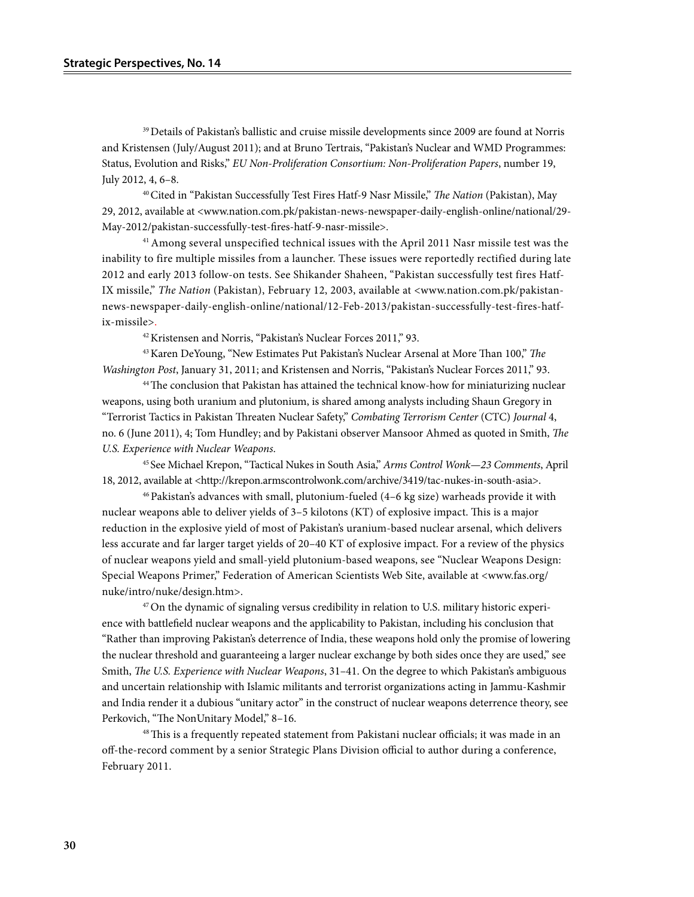[39] Details of Pakistan's ballistic and cruise missile developments since 2009 are found at Norris and Kristensen (July/August 2011); and at Bruno Tertrais, "Pakistan's Nuclear and WMD Programmes: Status, Evolution and Risks," *EU Non-Proliferation Consortium: Non-Proliferation Papers*, number 19, July 2012, 4, 6–8.

[40] Cited in "Pakistan Successfully Test Fires Hatf-9 Nasr Missile," *The Nation* (Pakistan), May 29, 2012, available at <www.nation.com.pk/pakistan-news-newspaper-daily-english-online/national/29-May-2012/pakistan-successfully-test-fires-hatf-9-nasr-missile>.

[41] Among several unspecified technical issues with the April 2011 Nasr missile test was the inability to fire multiple missiles from a launcher. These issues were reportedly rectified during late 2012 and early 2013 follow-on tests. See Shikander Shaheen, "Pakistan successfully test fires Hatf-IX missile," *The Nation* (Pakistan), February 12, 2003, available at <www.nation.com.pk/pakistan-news-newspaper-daily-english-online/national/12-Feb-2013/pakistan-successfully-test-fires-hatf-ix-missile>.

[42] Kristensen and Norris, "Pakistan's Nuclear Forces 2011," 93.

[43] Karen DeYoung, "New Estimates Put Pakistan's Nuclear Arsenal at More Than 100," *The Washington Post*, January 31, 2011; and Kristensen and Norris, "Pakistan's Nuclear Forces 2011," 93.

[44] The conclusion that Pakistan has attained the technical know-how for miniaturizing nuclear weapons, using both uranium and plutonium, is shared among analysts including Shaun Gregory in "Terrorist Tactics in Pakistan Threaten Nuclear Safety," *Combating Terrorism Center* (CTC) *Journal* 4, no. 6 (June 2011), 4; Tom Hundley; and by Pakistani observer Mansoor Ahmed as quoted in Smith, *The U.S. Experience with Nuclear Weapons*.

[45] See Michael Krepon, "Tactical Nukes in South Asia," *Arms Control Wonk—23 Comments*, April 18, 2012, available at <http://krepon.armscontrolwonk.com/archive/3419/tac-nukes-in-south-asia>.

[46] Pakistan's advances with small, plutonium-fueled (4–6 kg size) warheads provide it with nuclear weapons able to deliver yields of 3–5 kilotons (KT) of explosive impact. This is a major reduction in the explosive yield of most of Pakistan's uranium-based nuclear arsenal, which delivers less accurate and far larger target yields of 20–40 KT of explosive impact. For a review of the physics of nuclear weapons yield and small-yield plutonium-based weapons, see "Nuclear Weapons Design: Special Weapons Primer," Federation of American Scientists Web Site, available at <www.fas.org/nuke/intro/nuke/design.htm>.

[47] On the dynamic of signaling versus credibility in relation to U.S. military historic experience with battlefield nuclear weapons and the applicability to Pakistan, including his conclusion that "Rather than improving Pakistan's deterrence of India, these weapons hold only the promise of lowering the nuclear threshold and guaranteeing a larger nuclear exchange by both sides once they are used," see Smith, *The U.S. Experience with Nuclear Weapons*, 31–41. On the degree to which Pakistan's ambiguous and uncertain relationship with Islamic militants and terrorist organizations acting in Jammu-Kashmir and India render it a dubious "unitary actor" in the construct of nuclear weapons deterrence theory, see Perkovich, "The NonUnitary Model," 8–16.

[48] This is a frequently repeated statement from Pakistani nuclear officials; it was made in an off-the-record comment by a senior Strategic Plans Division official to author during a conference, February 2011.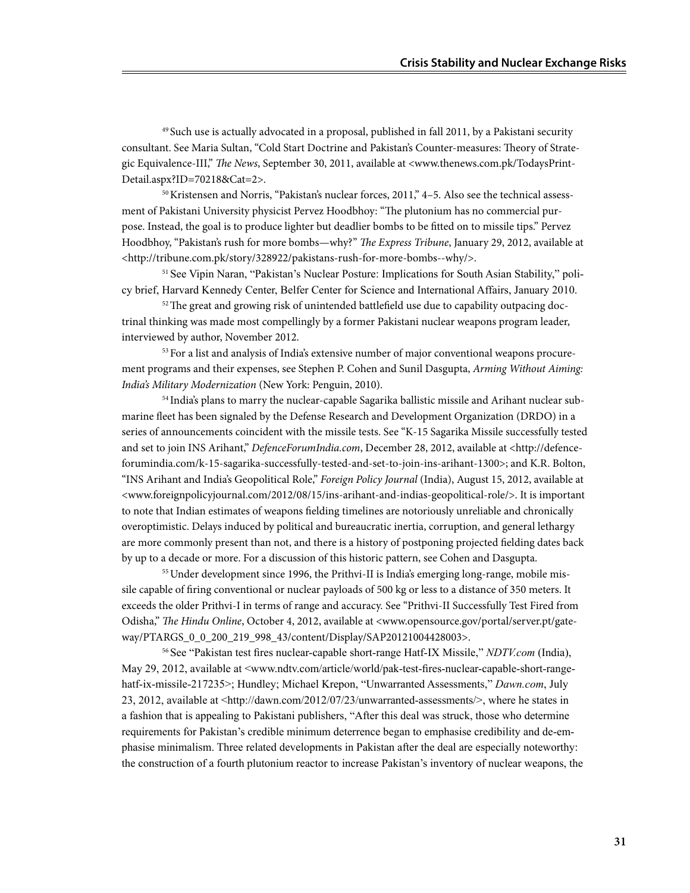[49] Such use is actually advocated in a proposal, published in fall 2011, by a Pakistani security consultant. See Maria Sultan, "Cold Start Doctrine and Pakistan's Counter-measures: Theory of Strategic Equivalence-III," *The News*, September 30, 2011, available at <www.thenews.com.pk/TodaysPrintDetail.aspx?ID=70218&Cat=2>.

[50] Kristensen and Norris, "Pakistan's nuclear forces, 2011," 4–5. Also see the technical assessment of Pakistani University physicist Pervez Hoodbhoy: "The plutonium has no commercial purpose. Instead, the goal is to produce lighter but deadlier bombs to be fitted on to missile tips." Pervez Hoodbhoy, "Pakistan's rush for more bombs—why?" *The Express Tribune*, January 29, 2012, available at <http://tribune.com.pk/story/328922/pakistans-rush-for-more-bombs--why/>.

[51] See Vipin Naran, "Pakistan's Nuclear Posture: Implications for South Asian Stability," policy brief, Harvard Kennedy Center, Belfer Center for Science and International Affairs, January 2010.

[52] The great and growing risk of unintended battlefield use due to capability outpacing doctrinal thinking was made most compellingly by a former Pakistani nuclear weapons program leader, interviewed by author, November 2012.

[53] For a list and analysis of India's extensive number of major conventional weapons procurement programs and their expenses, see Stephen P. Cohen and Sunil Dasgupta, *Arming Without Aiming: India's Military Modernization* (New York: Penguin, 2010).

[54] India's plans to marry the nuclear-capable Sagarika ballistic missile and Arihant nuclear submarine fleet has been signaled by the Defense Research and Development Organization (DRDO) in a series of announcements coincident with the missile tests. See "K-15 Sagarika Missile successfully tested and set to join INS Arihant," *DefenceForumIndia.com*, December 28, 2012, available at <http://defenceforumindia.com/k-15-sagarika-successfully-tested-and-set-to-join-ins-arihant-1300>; and K.R. Bolton, "INS Arihant and India's Geopolitical Role," *Foreign Policy Journal* (India), August 15, 2012, available at <www.foreignpolicyjournal.com/2012/08/15/ins-arihant-and-indias-geopolitical-role/>. It is important to note that Indian estimates of weapons fielding timelines are notoriously unreliable and chronically overoptimistic. Delays induced by political and bureaucratic inertia, corruption, and general lethargy are more commonly present than not, and there is a history of postponing projected fielding dates back by up to a decade or more. For a discussion of this historic pattern, see Cohen and Dasgupta.

[55] Under development since 1996, the Prithvi-II is India's emerging long-range, mobile missile capable of firing conventional or nuclear payloads of 500 kg or less to a distance of 350 meters. It exceeds the older Prithvi-I in terms of range and accuracy. See "Prithvi-II Successfully Test Fired from Odisha," *The Hindu Online*, October 4, 2012, available at <www.opensource.gov/portal/server.pt/gateway/PTARGS_0_0_200_219_998_43/content/Display/SAP20121004428003>.

[56] See "Pakistan test fires nuclear-capable short-range Hatf-IX Missile," *NDTV.com* (India), May 29, 2012, available at <www.ndtv.com/article/world/pak-test-fires-nuclear-capable-short-range-hatf-ix-missile-217235>; Hundley; Michael Krepon, "Unwarranted Assessments," *Dawn.com*, July 23, 2012, available at <http://dawn.com/2012/07/23/unwarranted-assessments/>, where he states in a fashion that is appealing to Pakistani publishers, "After this deal was struck, those who determine requirements for Pakistan's credible minimum deterrence began to emphasise credibility and de-emphasise minimalism. Three related developments in Pakistan after the deal are especially noteworthy: the construction of a fourth plutonium reactor to increase Pakistan's inventory of nuclear weapons, the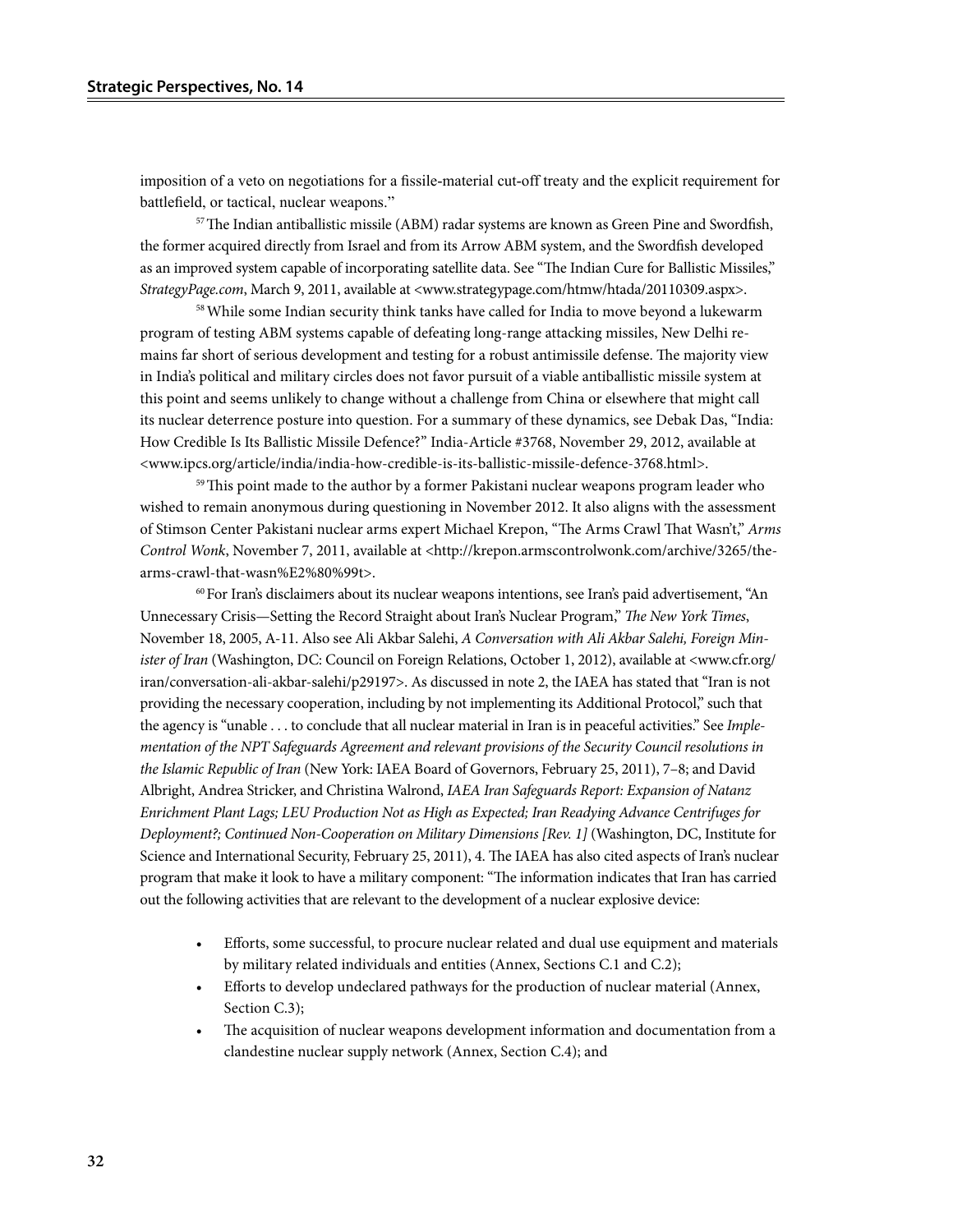imposition of a veto on negotiations for a fissile-material cut-off treaty and the explicit requirement for battlefield, or tactical, nuclear weapons."

[57] The Indian antiballistic missile (ABM) radar systems are known as Green Pine and Swordfish, the former acquired directly from Israel and from its Arrow ABM system, and the Swordfish developed as an improved system capable of incorporating satellite data. See "The Indian Cure for Ballistic Missiles," *StrategyPage.com*, March 9, 2011, available at <www.strategypage.com/htmw/htada/20110309.aspx>.

[58] While some Indian security think tanks have called for India to move beyond a lukewarm program of testing ABM systems capable of defeating long-range attacking missiles, New Delhi remains far short of serious development and testing for a robust antimissile defense. The majority view in India's political and military circles does not favor pursuit of a viable antiballistic missile system at this point and seems unlikely to change without a challenge from China or elsewhere that might call its nuclear deterrence posture into question. For a summary of these dynamics, see Debak Das, "India: How Credible Is Its Ballistic Missile Defence?" India-Article #3768, November 29, 2012, available at <www.ipcs.org/article/india/india-how-credible-is-its-ballistic-missile-defence-3768.html>.

[59] This point made to the author by a former Pakistani nuclear weapons program leader who wished to remain anonymous during questioning in November 2012. It also aligns with the assessment of Stimson Center Pakistani nuclear arms expert Michael Krepon, "The Arms Crawl That Wasn't," *Arms Control Wonk*, November 7, 2011, available at <http://krepon.armscontrolwonk.com/archive/3265/the-arms-crawl-that-wasn%E2%80%99t>.

[60] For Iran's disclaimers about its nuclear weapons intentions, see Iran's paid advertisement, "An Unnecessary Crisis—Setting the Record Straight about Iran's Nuclear Program," *The New York Times*, November 18, 2005, A-11. Also see Ali Akbar Salehi, *A Conversation with Ali Akbar Salehi, Foreign Minister of Iran* (Washington, DC: Council on Foreign Relations, October 1, 2012), available at <www.cfr.org/iran/conversation-ali-akbar-salehi/p29197>. As discussed in note 2, the IAEA has stated that "Iran is not providing the necessary cooperation, including by not implementing its Additional Protocol," such that the agency is "unable . . . to conclude that all nuclear material in Iran is in peaceful activities." See *Implementation of the NPT Safeguards Agreement and relevant provisions of the Security Council resolutions in the Islamic Republic of Iran* (New York: IAEA Board of Governors, February 25, 2011), 7–8; and David Albright, Andrea Stricker, and Christina Walrond, *IAEA Iran Safeguards Report: Expansion of Natanz Enrichment Plant Lags; LEU Production Not as High as Expected; Iran Readying Advance Centrifuges for Deployment?; Continued Non-Cooperation on Military Dimensions [Rev. 1]* (Washington, DC, Institute for Science and International Security, February 25, 2011), 4. The IAEA has also cited aspects of Iran's nuclear program that make it look to have a military component: "The information indicates that Iran has carried out the following activities that are relevant to the development of a nuclear explosive device:

- Efforts, some successful, to procure nuclear related and dual use equipment and materials by military related individuals and entities (Annex, Sections C.1 and C.2);
- Efforts to develop undeclared pathways for the production of nuclear material (Annex, Section C.3);
- The acquisition of nuclear weapons development information and documentation from a clandestine nuclear supply network (Annex, Section C.4); and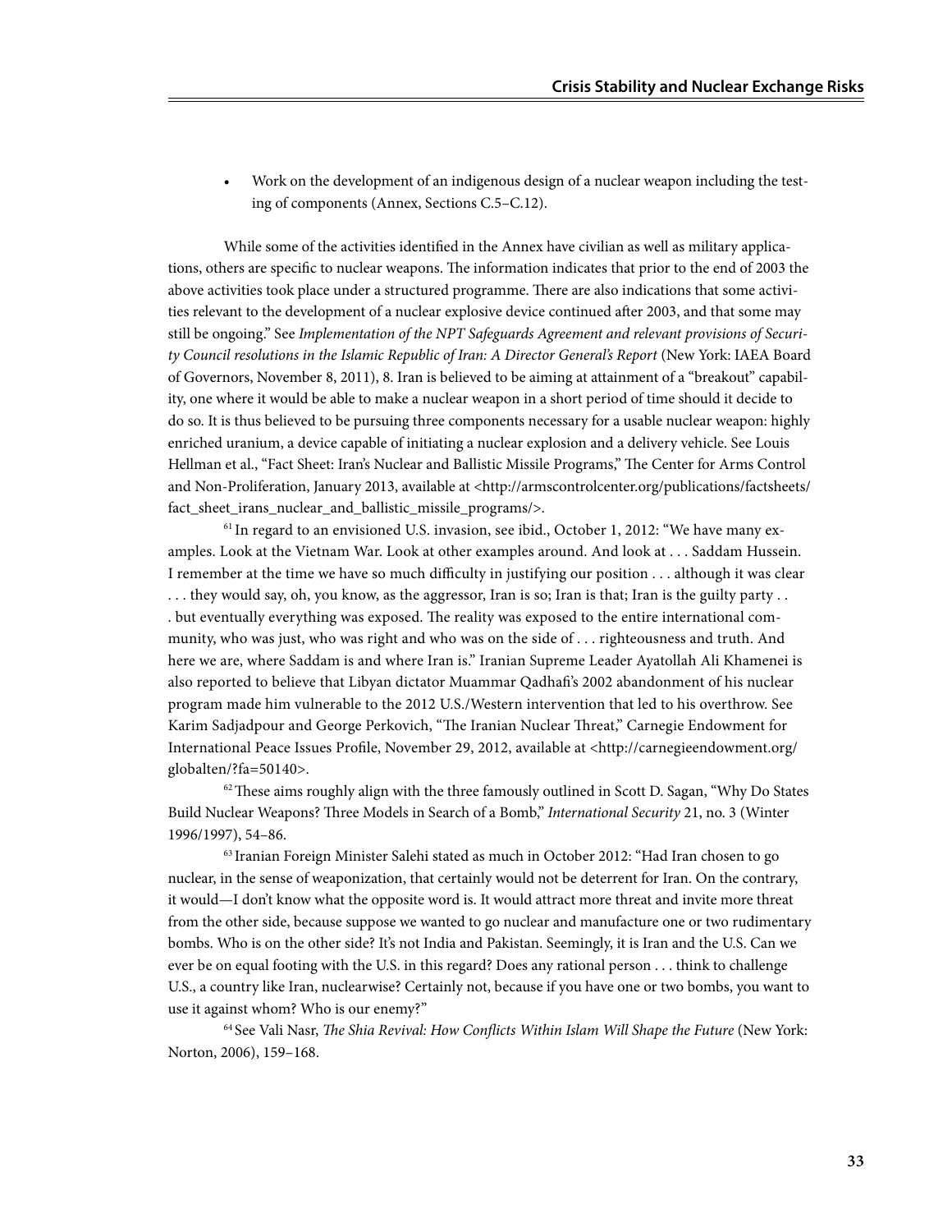- Work on the development of an indigenous design of a nuclear weapon including the testing of components (Annex, Sections C.5–C.12).

While some of the activities identified in the Annex have civilian as well as military applications, others are specific to nuclear weapons. The information indicates that prior to the end of 2003 the above activities took place under a structured programme. There are also indications that some activities relevant to the development of a nuclear explosive device continued after 2003, and that some may still be ongoing." See *Implementation of the NPT Safeguards Agreement and relevant provisions of Security Council resolutions in the Islamic Republic of Iran: A Director General's Report* (New York: IAEA Board of Governors, November 8, 2011), 8. Iran is believed to be aiming at attainment of a "breakout" capability, one where it would be able to make a nuclear weapon in a short period of time should it decide to do so. It is thus believed to be pursuing three components necessary for a usable nuclear weapon: highly enriched uranium, a device capable of initiating a nuclear explosion and a delivery vehicle. See Louis Hellman et al., "Fact Sheet: Iran's Nuclear and Ballistic Missile Programs," The Center for Arms Control and Non-Proliferation, January 2013, available at <http://armscontrolcenter.org/publications/factsheets/fact_sheet_irans_nuclear_and_ballistic_missile_programs/>.

[61] In regard to an envisioned U.S. invasion, see ibid., October 1, 2012: "We have many examples. Look at the Vietnam War. Look at other examples around. And look at . . . Saddam Hussein. I remember at the time we have so much difficulty in justifying our position . . . although it was clear . . . they would say, oh, you know, as the aggressor, Iran is so; Iran is that; Iran is the guilty party . . . but eventually everything was exposed. The reality was exposed to the entire international community, who was just, who was right and who was on the side of . . . righteousness and truth. And here we are, where Saddam is and where Iran is." Iranian Supreme Leader Ayatollah Ali Khamenei is also reported to believe that Libyan dictator Muammar Qadhafi's 2002 abandonment of his nuclear program made him vulnerable to the 2012 U.S./Western intervention that led to his overthrow. See Karim Sadjadpour and George Perkovich, "The Iranian Nuclear Threat," Carnegie Endowment for International Peace Issues Profile, November 29, 2012, available at <http://carnegieendowment.org/globalten/?fa=50140>.

[62] These aims roughly align with the three famously outlined in Scott D. Sagan, "Why Do States Build Nuclear Weapons? Three Models in Search of a Bomb," *International Security* 21, no. 3 (Winter 1996/1997), 54–86.

[63] Iranian Foreign Minister Salehi stated as much in October 2012: "Had Iran chosen to go nuclear, in the sense of weaponization, that certainly would not be deterrent for Iran. On the contrary, it would—I don't know what the opposite word is. It would attract more threat and invite more threat from the other side, because suppose we wanted to go nuclear and manufacture one or two rudimentary bombs. Who is on the other side? It's not India and Pakistan. Seemingly, it is Iran and the U.S. Can we ever be on equal footing with the U.S. in this regard? Does any rational person . . . think to challenge U.S., a country like Iran, nuclearwise? Certainly not, because if you have one or two bombs, you want to use it against whom? Who is our enemy?"

[64] See Vali Nasr, *The Shia Revival: How Conflicts Within Islam Will Shape the Future* (New York: Norton, 2006), 159–168.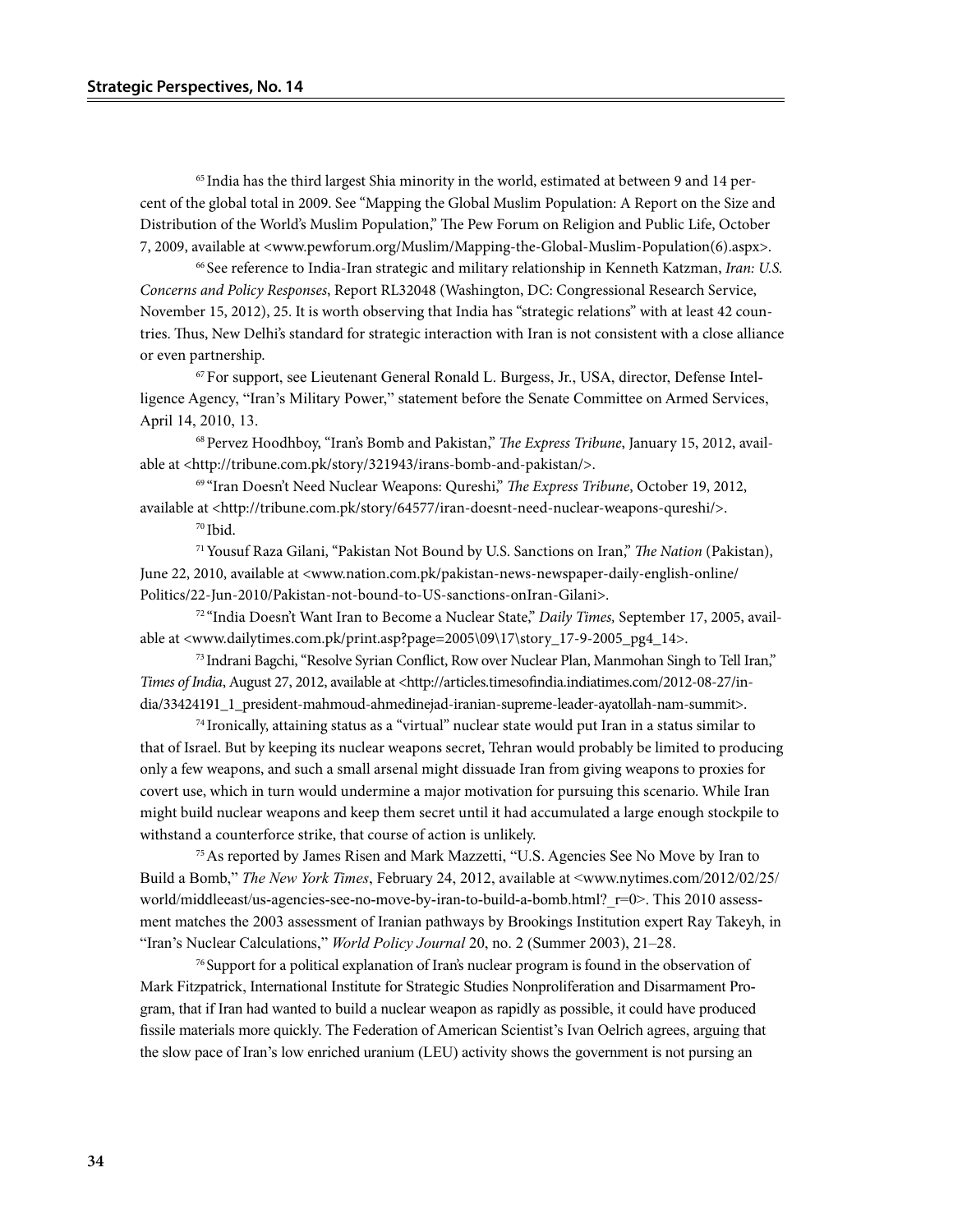[65] India has the third largest Shia minority in the world, estimated at between 9 and 14 percent of the global total in 2009. See "Mapping the Global Muslim Population: A Report on the Size and Distribution of the World's Muslim Population," The Pew Forum on Religion and Public Life, October 7, 2009, available at <www.pewforum.org/Muslim/Mapping-the-Global-Muslim-Population(6).aspx>.

[66] See reference to India-Iran strategic and military relationship in Kenneth Katzman, *Iran: U.S. Concerns and Policy Responses*, Report RL32048 (Washington, DC: Congressional Research Service, November 15, 2012), 25. It is worth observing that India has "strategic relations" with at least 42 countries. Thus, New Delhi's standard for strategic interaction with Iran is not consistent with a close alliance or even partnership.

[67] For support, see Lieutenant General Ronald L. Burgess, Jr., USA, director, Defense Intelligence Agency, "Iran's Military Power," statement before the Senate Committee on Armed Services, April 14, 2010, 13.

[68] Pervez Hoodhboy, "Iran's Bomb and Pakistan," *The Express Tribune*, January 15, 2012, available at <http://tribune.com.pk/story/321943/irans-bomb-and-pakistan/>.

[69] "Iran Doesn't Need Nuclear Weapons: Qureshi," *The Express Tribune*, October 19, 2012, available at <http://tribune.com.pk/story/64577/iran-doesnt-need-nuclear-weapons-qureshi/>.

[70] Ibid.

[71] Yousuf Raza Gilani, "Pakistan Not Bound by U.S. Sanctions on Iran," *The Nation* (Pakistan), June 22, 2010, available at <www.nation.com.pk/pakistan-news-newspaper-daily-english-online/Politics/22-Jun-2010/Pakistan-not-bound-to-US-sanctions-onIran-Gilani>.

[72] "India Doesn't Want Iran to Become a Nuclear State," *Daily Times,* September 17, 2005, available at <www.dailytimes.com.pk/print.asp?page=2005\09\17\story_17-9-2005_pg4_14>.

[73] Indrani Bagchi, "Resolve Syrian Conflict, Row over Nuclear Plan, Manmohan Singh to Tell Iran," *Times of India*, August 27, 2012, available at <http://articles.timesofindia.indiatimes.com/2012-08-27/india/33424191_1_president-mahmoud-ahmedinejad-iranian-supreme-leader-ayatollah-nam-summit>.

[74] Ironically, attaining status as a "virtual" nuclear state would put Iran in a status similar to that of Israel. But by keeping its nuclear weapons secret, Tehran would probably be limited to producing only a few weapons, and such a small arsenal might dissuade Iran from giving weapons to proxies for covert use, which in turn would undermine a major motivation for pursuing this scenario. While Iran might build nuclear weapons and keep them secret until it had accumulated a large enough stockpile to withstand a counterforce strike, that course of action is unlikely.

[75] As reported by James Risen and Mark Mazzetti, "U.S. Agencies See No Move by Iran to Build a Bomb," *The New York Times*, February 24, 2012, available at <www.nytimes.com/2012/02/25/world/middleeast/us-agencies-see-no-move-by-iran-to-build-a-bomb.html?_r=0>. This 2010 assessment matches the 2003 assessment of Iranian pathways by Brookings Institution expert Ray Takeyh, in "Iran's Nuclear Calculations," *World Policy Journal* 20, no. 2 (Summer 2003), 21–28.

[76] Support for a political explanation of Iran's nuclear program is found in the observation of Mark Fitzpatrick, International Institute for Strategic Studies Nonproliferation and Disarmament Program, that if Iran had wanted to build a nuclear weapon as rapidly as possible, it could have produced fissile materials more quickly. The Federation of American Scientist's Ivan Oelrich agrees, arguing that the slow pace of Iran's low enriched uranium (LEU) activity shows the government is not pursing an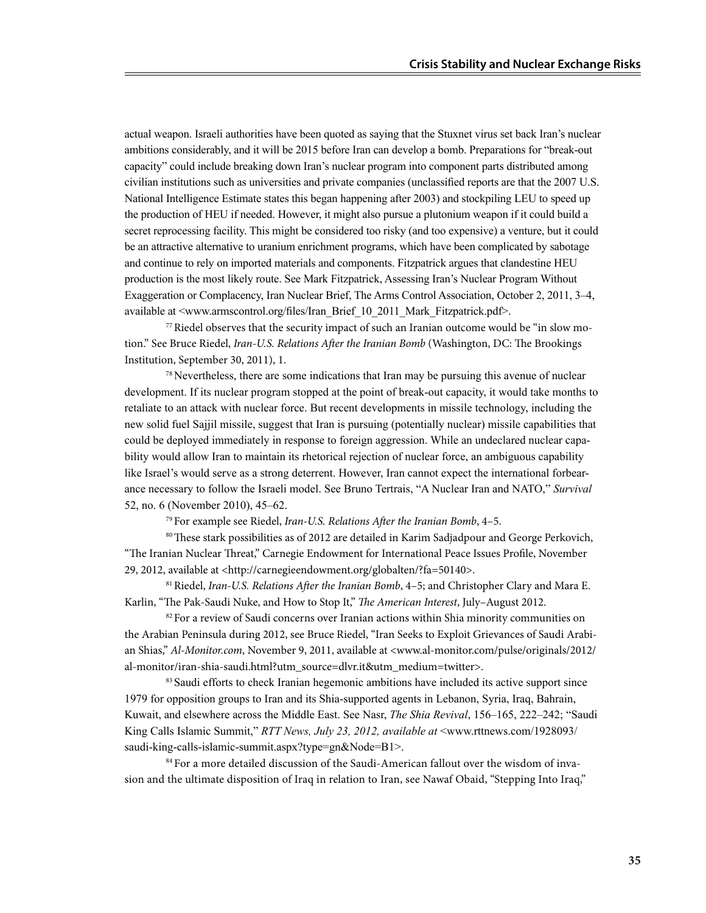actual weapon. Israeli authorities have been quoted as saying that the Stuxnet virus set back Iran's nuclear ambitions considerably, and it will be 2015 before Iran can develop a bomb. Preparations for "break-out capacity" could include breaking down Iran's nuclear program into component parts distributed among civilian institutions such as universities and private companies (unclassified reports are that the 2007 U.S. National Intelligence Estimate states this began happening after 2003) and stockpiling LEU to speed up the production of HEU if needed. However, it might also pursue a plutonium weapon if it could build a secret reprocessing facility. This might be considered too risky (and too expensive) a venture, but it could be an attractive alternative to uranium enrichment programs, which have been complicated by sabotage and continue to rely on imported materials and components. Fitzpatrick argues that clandestine HEU production is the most likely route. See Mark Fitzpatrick, Assessing Iran's Nuclear Program Without Exaggeration or Complacency, Iran Nuclear Brief, The Arms Control Association, October 2, 2011, 3–4, available at <www.armscontrol.org/files/Iran_Brief_10_2011_Mark_Fitzpatrick.pdf>.

[77] Riedel observes that the security impact of such an Iranian outcome would be "in slow motion." See Bruce Riedel, *Iran-U.S. Relations After the Iranian Bomb* (Washington, DC: The Brookings Institution, September 30, 2011), 1.

[78] Nevertheless, there are some indications that Iran may be pursuing this avenue of nuclear development. If its nuclear program stopped at the point of break-out capacity, it would take months to retaliate to an attack with nuclear force. But recent developments in missile technology, including the new solid fuel Sajjil missile, suggest that Iran is pursuing (potentially nuclear) missile capabilities that could be deployed immediately in response to foreign aggression. While an undeclared nuclear capability would allow Iran to maintain its rhetorical rejection of nuclear force, an ambiguous capability like Israel's would serve as a strong deterrent. However, Iran cannot expect the international forbearance necessary to follow the Israeli model. See Bruno Tertrais, "A Nuclear Iran and NATO," *Survival* 52, no. 6 (November 2010), 45–62.

[79] For example see Riedel, *Iran-U.S. Relations After the Iranian Bomb*, 4–5.

[80] These stark possibilities as of 2012 are detailed in Karim Sadjadpour and George Perkovich, "The Iranian Nuclear Threat," Carnegie Endowment for International Peace Issues Profile, November 29, 2012, available at <http://carnegieendowment.org/globalten/?fa=50140>.

[81] Riedel, *Iran-U.S. Relations After the Iranian Bomb*, 4–5; and Christopher Clary and Mara E. Karlin, "The Pak-Saudi Nuke, and How to Stop It," *The American Interest*, July–August 2012.

[82] For a review of Saudi concerns over Iranian actions within Shia minority communities on the Arabian Peninsula during 2012, see Bruce Riedel, "Iran Seeks to Exploit Grievances of Saudi Arabian Shias," *Al-Monitor.com*, November 9, 2011, available at <www.al-monitor.com/pulse/originals/2012/al-monitor/iran-shia-saudi.html?utm_source=dlvr.it&utm_medium=twitter>.

[83] Saudi efforts to check Iranian hegemonic ambitions have included its active support since 1979 for opposition groups to Iran and its Shia-supported agents in Lebanon, Syria, Iraq, Bahrain, Kuwait, and elsewhere across the Middle East. See Nasr, *The Shia Revival*, 156–165, 222–242; "Saudi King Calls Islamic Summit," *RTT News, July 23, 2012, available at* <www.rttnews.com/1928093/saudi-king-calls-islamic-summit.aspx?type=gn&Node=B1>.

[84] For a more detailed discussion of the Saudi-American fallout over the wisdom of invasion and the ultimate disposition of Iraq in relation to Iran, see Nawaf Obaid, "Stepping Into Iraq,"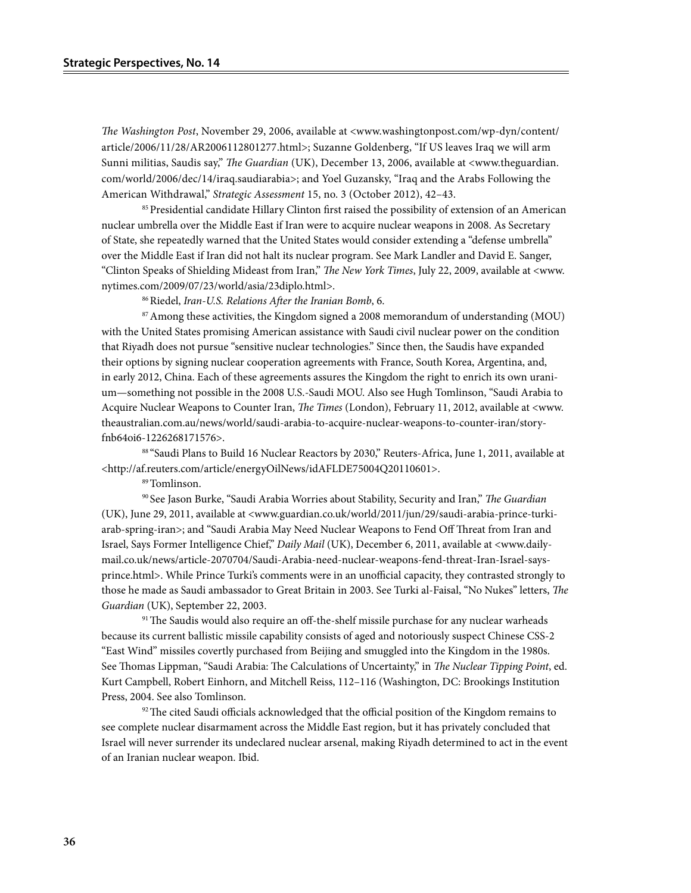*The Washington Post*, November 29, 2006, available at <www.washingtonpost.com/wp-dyn/content/article/2006/11/28/AR2006112801277.html>; Suzanne Goldenberg, "If US leaves Iraq we will arm Sunni militias, Saudis say," *The Guardian* (UK), December 13, 2006, available at <www.theguardian.com/world/2006/dec/14/iraq.saudiarabia>; and Yoel Guzansky, "Iraq and the Arabs Following the American Withdrawal," *Strategic Assessment* 15, no. 3 (October 2012), 42–43.

[85] Presidential candidate Hillary Clinton first raised the possibility of extension of an American nuclear umbrella over the Middle East if Iran were to acquire nuclear weapons in 2008. As Secretary of State, she repeatedly warned that the United States would consider extending a "defense umbrella" over the Middle East if Iran did not halt its nuclear program. See Mark Landler and David E. Sanger, "Clinton Speaks of Shielding Mideast from Iran," *The New York Times*, July 22, 2009, available at <www.nytimes.com/2009/07/23/world/asia/23diplo.html>.

[86] Riedel, *Iran-U.S. Relations After the Iranian Bomb*, 6.

[87] Among these activities, the Kingdom signed a 2008 memorandum of understanding (MOU) with the United States promising American assistance with Saudi civil nuclear power on the condition that Riyadh does not pursue "sensitive nuclear technologies." Since then, the Saudis have expanded their options by signing nuclear cooperation agreements with France, South Korea, Argentina, and, in early 2012, China. Each of these agreements assures the Kingdom the right to enrich its own uranium—something not possible in the 2008 U.S.-Saudi MOU. Also see Hugh Tomlinson, "Saudi Arabia to Acquire Nuclear Weapons to Counter Iran, *The Times* (London), February 11, 2012, available at <www.theaustralian.com.au/news/world/saudi-arabia-to-acquire-nuclear-weapons-to-counter-iran/story-fnb64oi6-1226268171576>.

[88] "Saudi Plans to Build 16 Nuclear Reactors by 2030," Reuters-Africa, June 1, 2011, available at <http://af.reuters.com/article/energyOilNews/idAFLDE75004Q20110601>.

[89] Tomlinson.

[90] See Jason Burke, "Saudi Arabia Worries about Stability, Security and Iran," *The Guardian* (UK), June 29, 2011, available at <www.guardian.co.uk/world/2011/jun/29/saudi-arabia-prince-turki-arab-spring-iran>; and "Saudi Arabia May Need Nuclear Weapons to Fend Off Threat from Iran and Israel, Says Former Intelligence Chief," *Daily Mail* (UK), December 6, 2011, available at <www.dailymail.co.uk/news/article-2070704/Saudi-Arabia-need-nuclear-weapons-fend-threat-Iran-Israel-says-prince.html>. While Prince Turki's comments were in an unofficial capacity, they contrasted strongly to those he made as Saudi ambassador to Great Britain in 2003. See Turki al-Faisal, "No Nukes" letters, *The Guardian* (UK), September 22, 2003.

[91] The Saudis would also require an off-the-shelf missile purchase for any nuclear warheads because its current ballistic missile capability consists of aged and notoriously suspect Chinese CSS-2 "East Wind" missiles covertly purchased from Beijing and smuggled into the Kingdom in the 1980s. See Thomas Lippman, "Saudi Arabia: The Calculations of Uncertainty," in *The Nuclear Tipping Point*, ed. Kurt Campbell, Robert Einhorn, and Mitchell Reiss, 112–116 (Washington, DC: Brookings Institution Press, 2004. See also Tomlinson.

[92] The cited Saudi officials acknowledged that the official position of the Kingdom remains to see complete nuclear disarmament across the Middle East region, but it has privately concluded that Israel will never surrender its undeclared nuclear arsenal, making Riyadh determined to act in the event of an Iranian nuclear weapon. Ibid.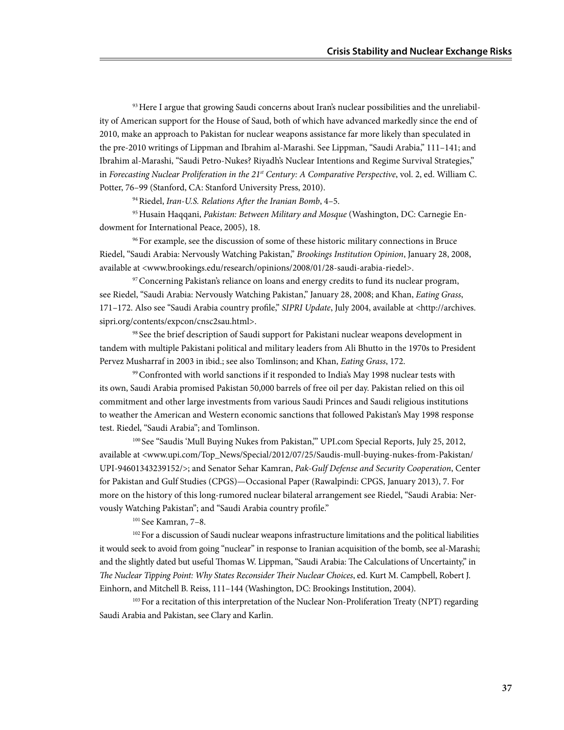[93] Here I argue that growing Saudi concerns about Iran's nuclear possibilities and the unreliability of American support for the House of Saud, both of which have advanced markedly since the end of 2010, make an approach to Pakistan for nuclear weapons assistance far more likely than speculated in the pre-2010 writings of Lippman and Ibrahim al-Marashi. See Lippman, "Saudi Arabia," 111–141; and Ibrahim al-Marashi, "Saudi Petro-Nukes? Riyadh's Nuclear Intentions and Regime Survival Strategies," in *Forecasting Nuclear Proliferation in the 21st Century: A Comparative Perspective*, vol. 2, ed. William C. Potter, 76–99 (Stanford, CA: Stanford University Press, 2010).

[94] Riedel, *Iran-U.S. Relations After the Iranian Bomb*, 4–5.

[95] Husain Haqqani, *Pakistan: Between Military and Mosque* (Washington, DC: Carnegie Endowment for International Peace, 2005), 18.

[96] For example, see the discussion of some of these historic military connections in Bruce Riedel, "Saudi Arabia: Nervously Watching Pakistan," *Brookings Institution Opinion*, January 28, 2008, available at <www.brookings.edu/research/opinions/2008/01/28-saudi-arabia-riedel>.

[97] Concerning Pakistan's reliance on loans and energy credits to fund its nuclear program, see Riedel, "Saudi Arabia: Nervously Watching Pakistan," January 28, 2008; and Khan, *Eating Grass*, 171–172. Also see "Saudi Arabia country profile," *SIPRI Update*, July 2004, available at <http://archives.sipri.org/contents/expcon/cnsc2sau.html>.

[98] See the brief description of Saudi support for Pakistani nuclear weapons development in tandem with multiple Pakistani political and military leaders from Ali Bhutto in the 1970s to President Pervez Musharraf in 2003 in ibid.; see also Tomlinson; and Khan, *Eating Grass*, 172.

[99] Confronted with world sanctions if it responded to India's May 1998 nuclear tests with its own, Saudi Arabia promised Pakistan 50,000 barrels of free oil per day. Pakistan relied on this oil commitment and other large investments from various Saudi Princes and Saudi religious institutions to weather the American and Western economic sanctions that followed Pakistan's May 1998 response test. Riedel, "Saudi Arabia"; and Tomlinson.

[100] See "Saudis 'Mull Buying Nukes from Pakistan,'" UPI.com Special Reports, July 25, 2012, available at <www.upi.com/Top_News/Special/2012/07/25/Saudis-mull-buying-nukes-from-Pakistan/UPI-94601343239152/>; and Senator Sehar Kamran, *Pak-Gulf Defense and Security Cooperation*, Center for Pakistan and Gulf Studies (CPGS)—Occasional Paper (Rawalpindi: CPGS, January 2013), 7. For more on the history of this long-rumored nuclear bilateral arrangement see Riedel, "Saudi Arabia: Nervously Watching Pakistan"; and "Saudi Arabia country profile."

[101] See Kamran, 7–8.

[102] For a discussion of Saudi nuclear weapons infrastructure limitations and the political liabilities it would seek to avoid from going "nuclear" in response to Iranian acquisition of the bomb, see al-Marashi; and the slightly dated but useful Thomas W. Lippman, "Saudi Arabia: The Calculations of Uncertainty," in *The Nuclear Tipping Point: Why States Reconsider Their Nuclear Choices*, ed. Kurt M. Campbell, Robert J. Einhorn, and Mitchell B. Reiss, 111–144 (Washington, DC: Brookings Institution, 2004).

[103] For a recitation of this interpretation of the Nuclear Non-Proliferation Treaty (NPT) regarding Saudi Arabia and Pakistan, see Clary and Karlin.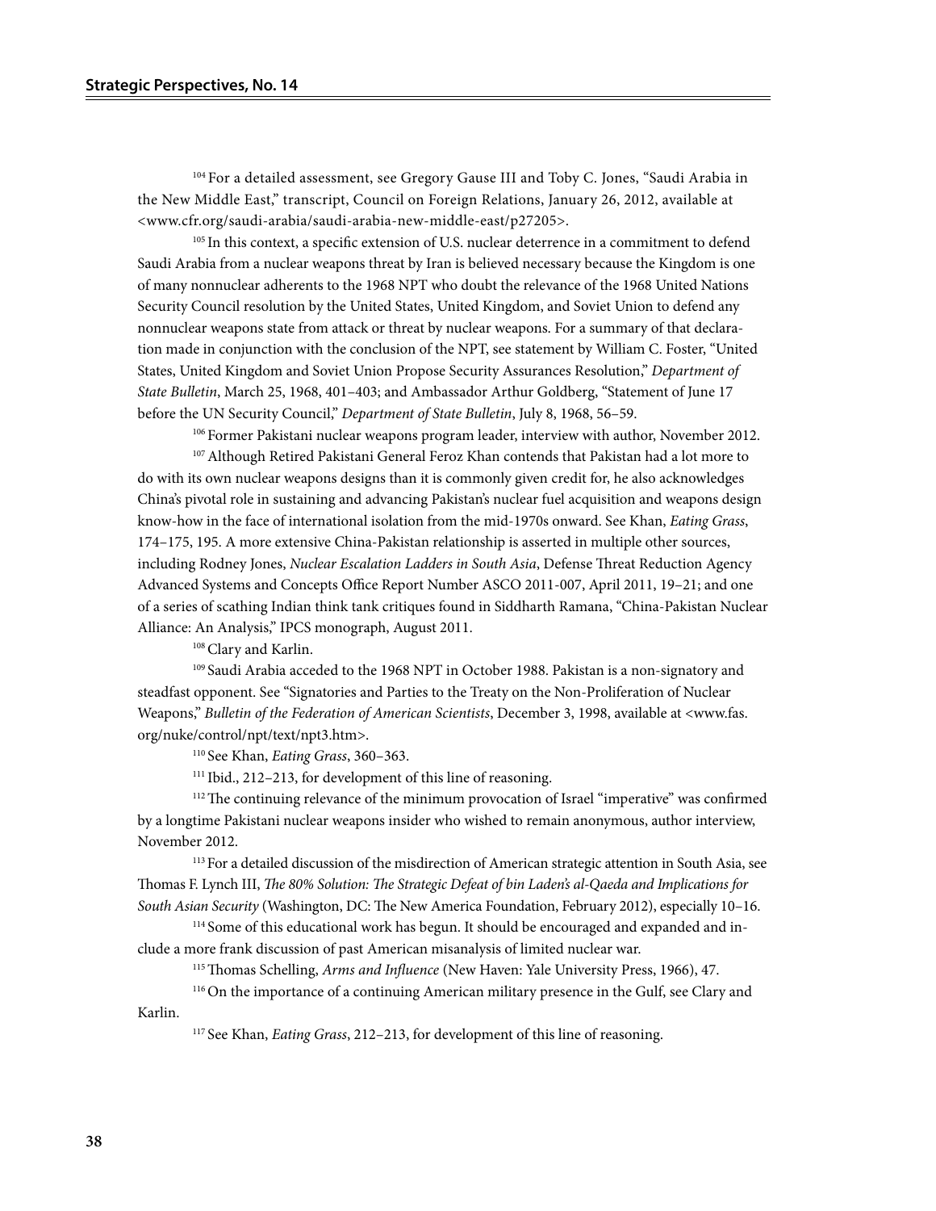[104] For a detailed assessment, see Gregory Gause III and Toby C. Jones, "Saudi Arabia in the New Middle East," transcript, Council on Foreign Relations, January 26, 2012, available at <www.cfr.org/saudi-arabia/saudi-arabia-new-middle-east/p27205>.

[105] In this context, a specific extension of U.S. nuclear deterrence in a commitment to defend Saudi Arabia from a nuclear weapons threat by Iran is believed necessary because the Kingdom is one of many nonnuclear adherents to the 1968 NPT who doubt the relevance of the 1968 United Nations Security Council resolution by the United States, United Kingdom, and Soviet Union to defend any nonnuclear weapons state from attack or threat by nuclear weapons. For a summary of that declaration made in conjunction with the conclusion of the NPT, see statement by William C. Foster, "United States, United Kingdom and Soviet Union Propose Security Assurances Resolution," *Department of State Bulletin*, March 25, 1968, 401–403; and Ambassador Arthur Goldberg, "Statement of June 17 before the UN Security Council," *Department of State Bulletin*, July 8, 1968, 56–59.

[106] Former Pakistani nuclear weapons program leader, interview with author, November 2012.

[107] Although Retired Pakistani General Feroz Khan contends that Pakistan had a lot more to do with its own nuclear weapons designs than it is commonly given credit for, he also acknowledges China's pivotal role in sustaining and advancing Pakistan's nuclear fuel acquisition and weapons design know-how in the face of international isolation from the mid-1970s onward. See Khan, *Eating Grass*, 174–175, 195. A more extensive China-Pakistan relationship is asserted in multiple other sources, including Rodney Jones, *Nuclear Escalation Ladders in South Asia*, Defense Threat Reduction Agency Advanced Systems and Concepts Office Report Number ASCO 2011-007, April 2011, 19–21; and one of a series of scathing Indian think tank critiques found in Siddharth Ramana, "China-Pakistan Nuclear Alliance: An Analysis," IPCS monograph, August 2011.

[108] Clary and Karlin.

[109] Saudi Arabia acceded to the 1968 NPT in October 1988. Pakistan is a non-signatory and steadfast opponent. See "Signatories and Parties to the Treaty on the Non-Proliferation of Nuclear Weapons," *Bulletin of the Federation of American Scientists*, December 3, 1998, available at <www.fas.org/nuke/control/npt/text/npt3.htm>.

[110] See Khan, *Eating Grass*, 360–363.

[111] Ibid., 212–213, for development of this line of reasoning.

[112] The continuing relevance of the minimum provocation of Israel "imperative" was confirmed by a longtime Pakistani nuclear weapons insider who wished to remain anonymous, author interview, November 2012.

[113] For a detailed discussion of the misdirection of American strategic attention in South Asia, see Thomas F. Lynch III, *The 80% Solution: The Strategic Defeat of bin Laden's al-Qaeda and Implications for South Asian Security* (Washington, DC: The New America Foundation, February 2012), especially 10–16.

[114] Some of this educational work has begun. It should be encouraged and expanded and include a more frank discussion of past American misanalysis of limited nuclear war.

[115] Thomas Schelling, *Arms and Influence* (New Haven: Yale University Press, 1966), 47.

[116] On the importance of a continuing American military presence in the Gulf, see Clary and Karlin.

[117] See Khan, *Eating Grass*, 212–213, for development of this line of reasoning.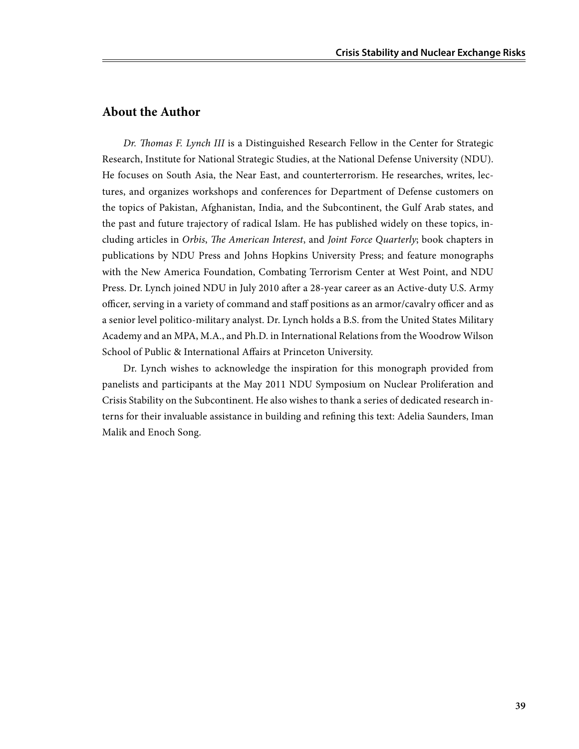## About the Author

*Dr. Thomas F. Lynch III* is a Distinguished Research Fellow in the Center for Strategic Research, Institute for National Strategic Studies, at the National Defense University (NDU). He focuses on South Asia, the Near East, and counterterrorism. He researches, writes, lectures, and organizes workshops and conferences for Department of Defense customers on the topics of Pakistan, Afghanistan, India, and the Subcontinent, the Gulf Arab states, and the past and future trajectory of radical Islam. He has published widely on these topics, including articles in *Orbis*, *The American Interest*, and *Joint Force Quarterly*; book chapters in publications by NDU Press and Johns Hopkins University Press; and feature monographs with the New America Foundation, Combating Terrorism Center at West Point, and NDU Press. Dr. Lynch joined NDU in July 2010 after a 28-year career as an Active-duty U.S. Army officer, serving in a variety of command and staff positions as an armor/cavalry officer and as a senior level politico-military analyst. Dr. Lynch holds a B.S. from the United States Military Academy and an MPA, M.A., and Ph.D. in International Relations from the Woodrow Wilson School of Public & International Affairs at Princeton University.

Dr. Lynch wishes to acknowledge the inspiration for this monograph provided from panelists and participants at the May 2011 NDU Symposium on Nuclear Proliferation and Crisis Stability on the Subcontinent. He also wishes to thank a series of dedicated research interns for their invaluable assistance in building and refining this text: Adelia Saunders, Iman Malik and Enoch Song.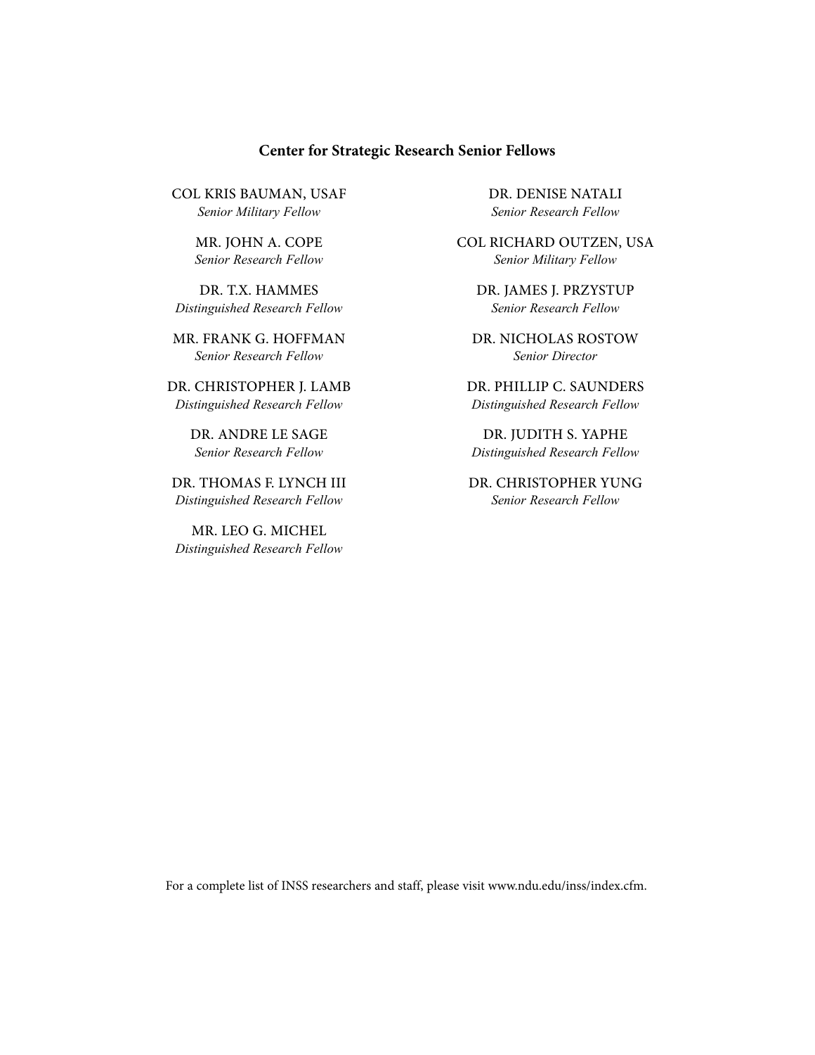**Center for Strategic Research Senior Fellows**

COL KRIS BAUMAN, USAF
*Senior Military Fellow*

MR. JOHN A. COPE
*Senior Research Fellow*

DR. T.X. HAMMES
*Distinguished Research Fellow*

MR. FRANK G. HOFFMAN
*Senior Research Fellow*

DR. CHRISTOPHER J. LAMB
*Distinguished Research Fellow*

DR. ANDRE LE SAGE
*Senior Research Fellow*

DR. THOMAS F. LYNCH III
*Distinguished Research Fellow*

MR. LEO G. MICHEL
*Distinguished Research Fellow*

DR. DENISE NATALI
*Senior Research Fellow*

COL RICHARD OUTZEN, USA
*Senior Military Fellow*

DR. JAMES J. PRZYSTUP
*Senior Research Fellow*

DR. NICHOLAS ROSTOW
*Senior Director*

DR. PHILLIP C. SAUNDERS
*Distinguished Research Fellow*

DR. JUDITH S. YAPHE
*Distinguished Research Fellow*

DR. CHRISTOPHER YUNG
*Senior Research Fellow*

For a complete list of INSS researchers and staff, please visit www.ndu.edu/inss/index.cfm.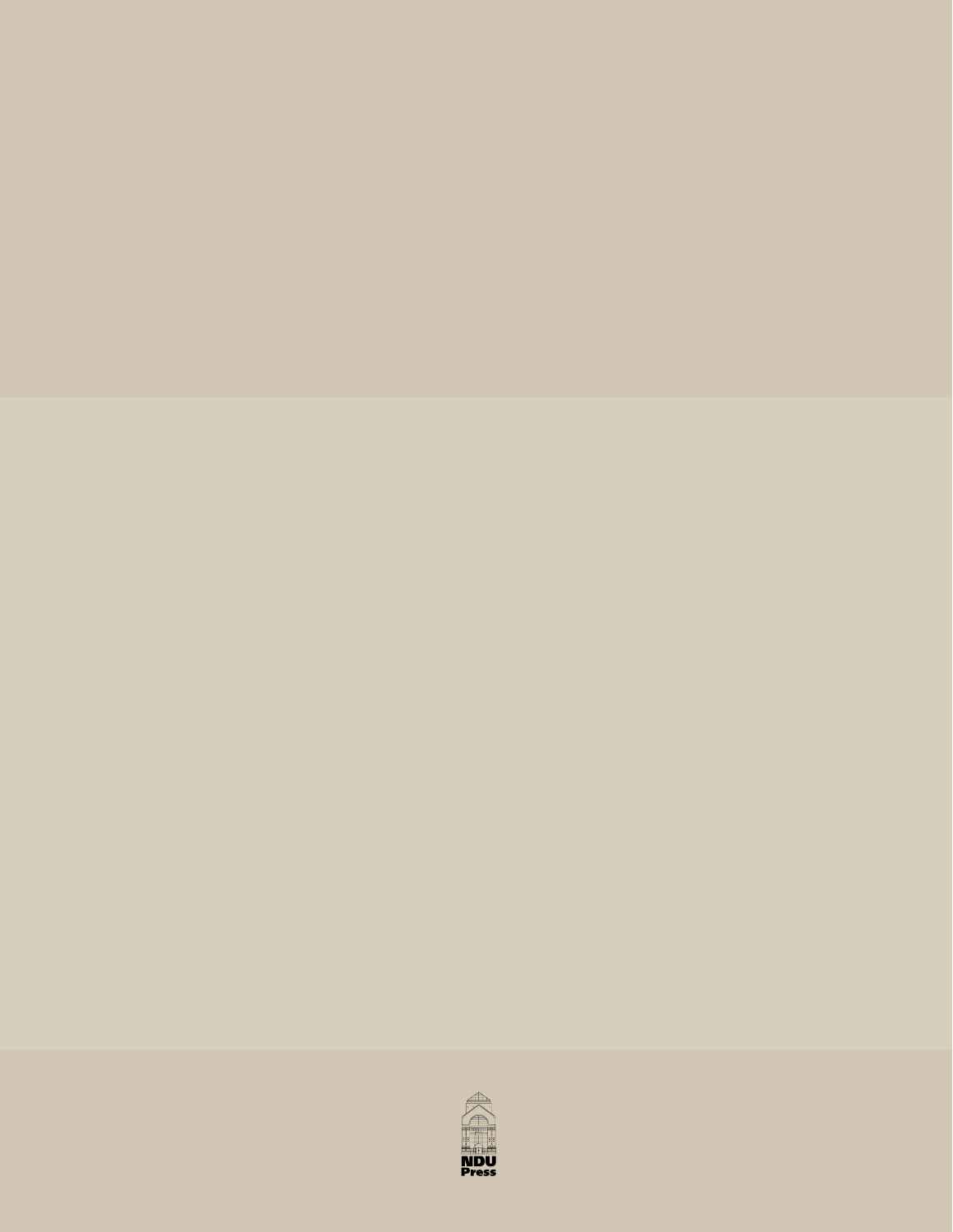NDU
Press